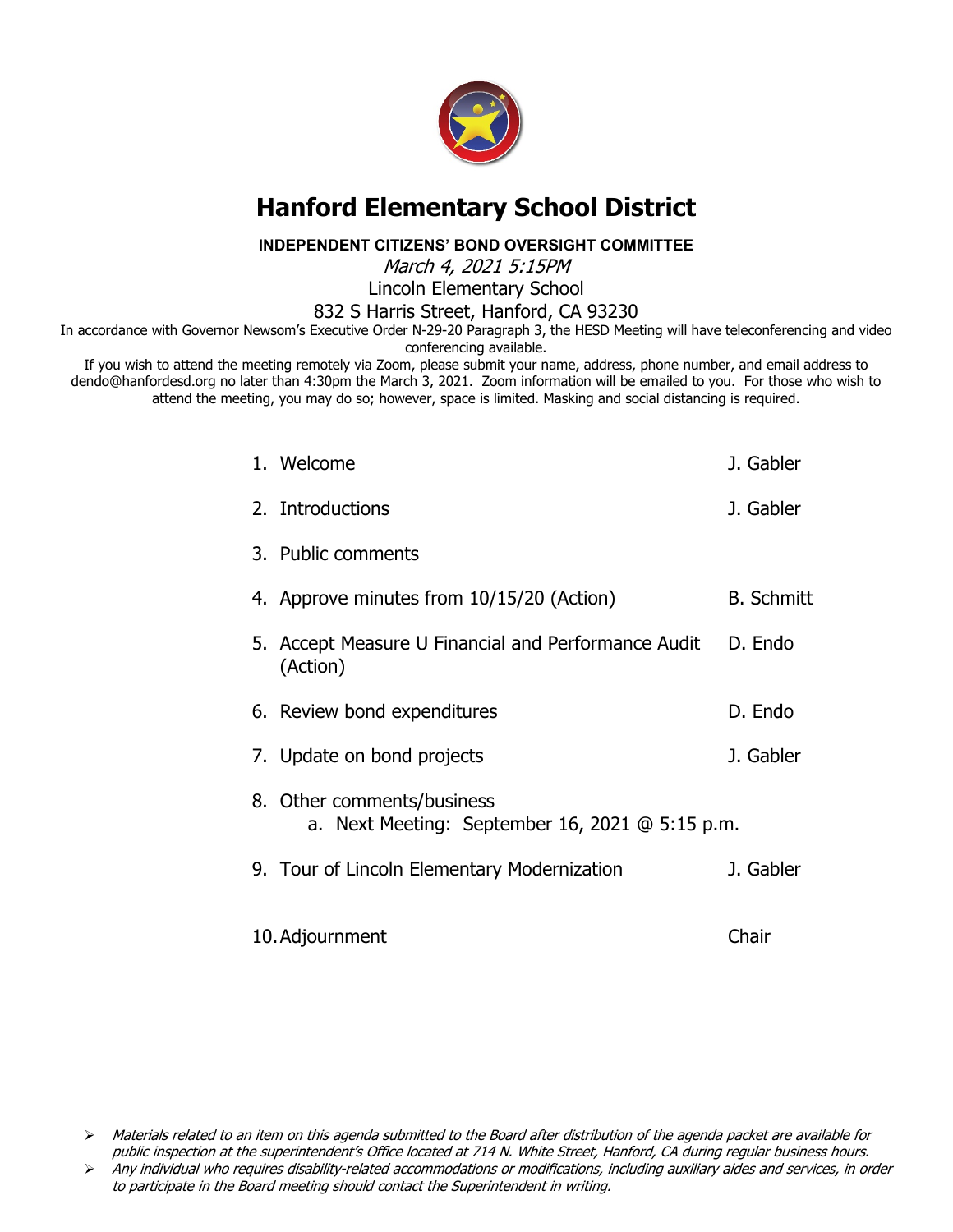# Hanford Elementary School District

**INDEPENDENT CITIZENS' BOND OVERSIGHT COMMITTEE**

*March 4, 2021 5:15PM*

Lincoln Elementary School

832 S Harris Street, Hanford, CA 93230

In accordance with Governor Newsom's Executive Order N-29-20 Paragraph 3, the HESD Meeting will have teleconferencing and video conferencing available.

If you wish to attend the meeting remotely via Zoom, please submit your name, address, phone number, and email address to dendo@hanfordesd.org no later than 4:30pm the March 3, 2021. Zoom information will be emailed to you. For those who wish to attend the meeting, you may do so; however, space is limited. Masking and social distancing is required.

| | |
|---|---|
| 1. Welcome | J. Gabler |
| 2. Introductions | J. Gabler |
| 3. Public comments | |
| 4. Approve minutes from 10/15/20 (Action) | B. Schmitt |
| 5. Accept Measure U Financial and Performance Audit (Action) | D. Endo |
| 6. Review bond expenditures | D. Endo |
| 7. Update on bond projects | J. Gabler |
| 8. Other comments/business<br>a. Next Meeting: September 16, 2021 @ 5:15 p.m. | |
| 9. Tour of Lincoln Elementary Modernization | J. Gabler |
| 10. Adjournment | Chair |

- *Materials related to an item on this agenda submitted to the Board after distribution of the agenda packet are available for public inspection at the superintendent's Office located at 714 N. White Street, Hanford, CA during regular business hours.*
- *Any individual who requires disability-related accommodations or modifications, including auxiliary aides and services, in order to participate in the Board meeting should contact the Superintendent in writing.*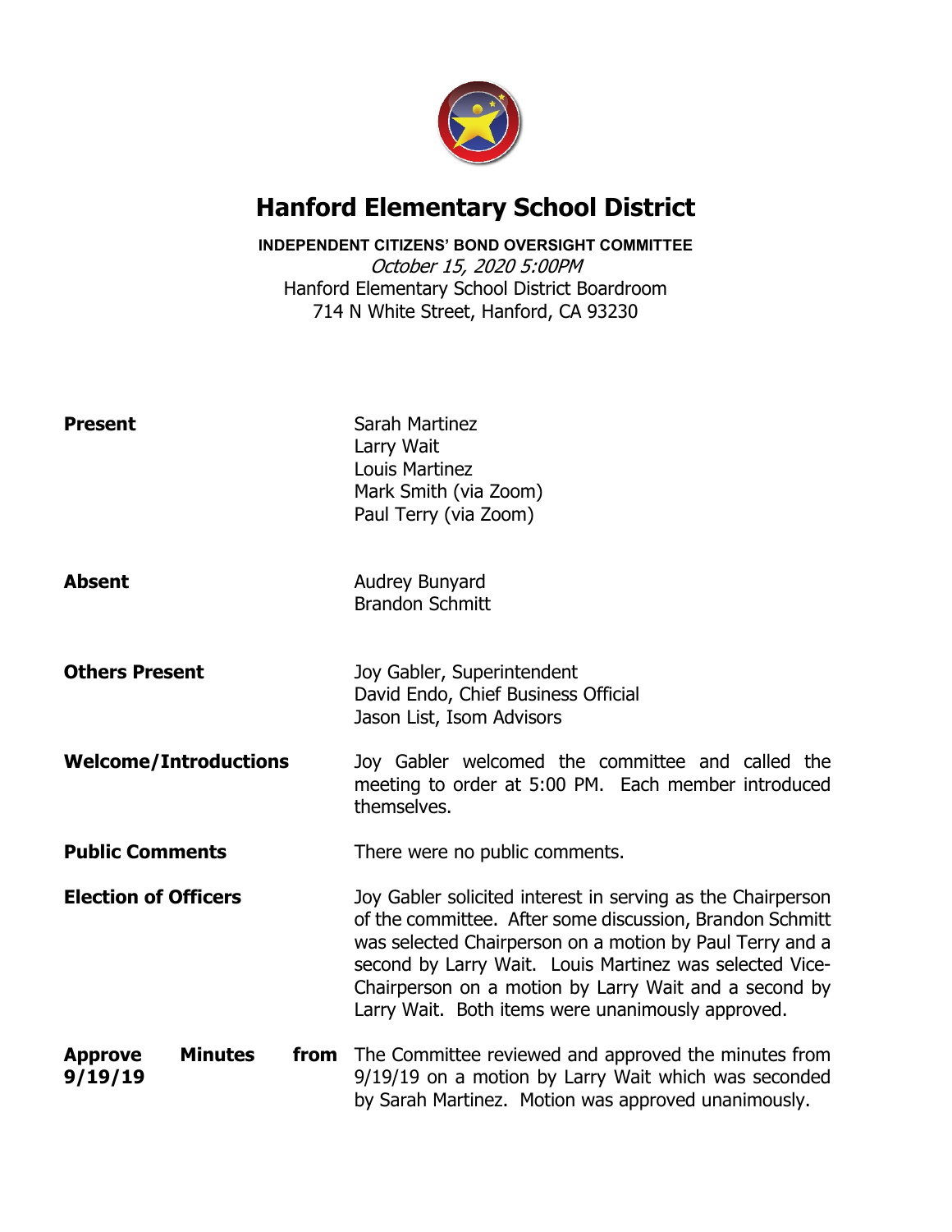# Hanford Elementary School District

**INDEPENDENT CITIZENS' BOND OVERSIGHT COMMITTEE**

*October 15, 2020 5:00PM*

Hanford Elementary School District Boardroom

714 N White Street, Hanford, CA 93230

| | |
|---|---|
| **Present** | Sarah Martinez<br>Larry Wait<br>Louis Martinez<br>Mark Smith (via Zoom)<br>Paul Terry (via Zoom) |
| **Absent** | Audrey Bunyard<br>Brandon Schmitt |
| **Others Present** | Joy Gabler, Superintendent<br>David Endo, Chief Business Official<br>Jason List, Isom Advisors |
| **Welcome/Introductions** | Joy Gabler welcomed the committee and called the meeting to order at 5:00 PM. Each member introduced themselves. |
| **Public Comments** | There were no public comments. |
| **Election of Officers** | Joy Gabler solicited interest in serving as the Chairperson of the committee. After some discussion, Brandon Schmitt was selected Chairperson on a motion by Paul Terry and a second by Larry Wait. Louis Martinez was selected Vice-Chairperson on a motion by Larry Wait and a second by Larry Wait. Both items were unanimously approved. |
| **Approve Minutes from 9/19/19** | The Committee reviewed and approved the minutes from 9/19/19 on a motion by Larry Wait which was seconded by Sarah Martinez. Motion was approved unanimously. |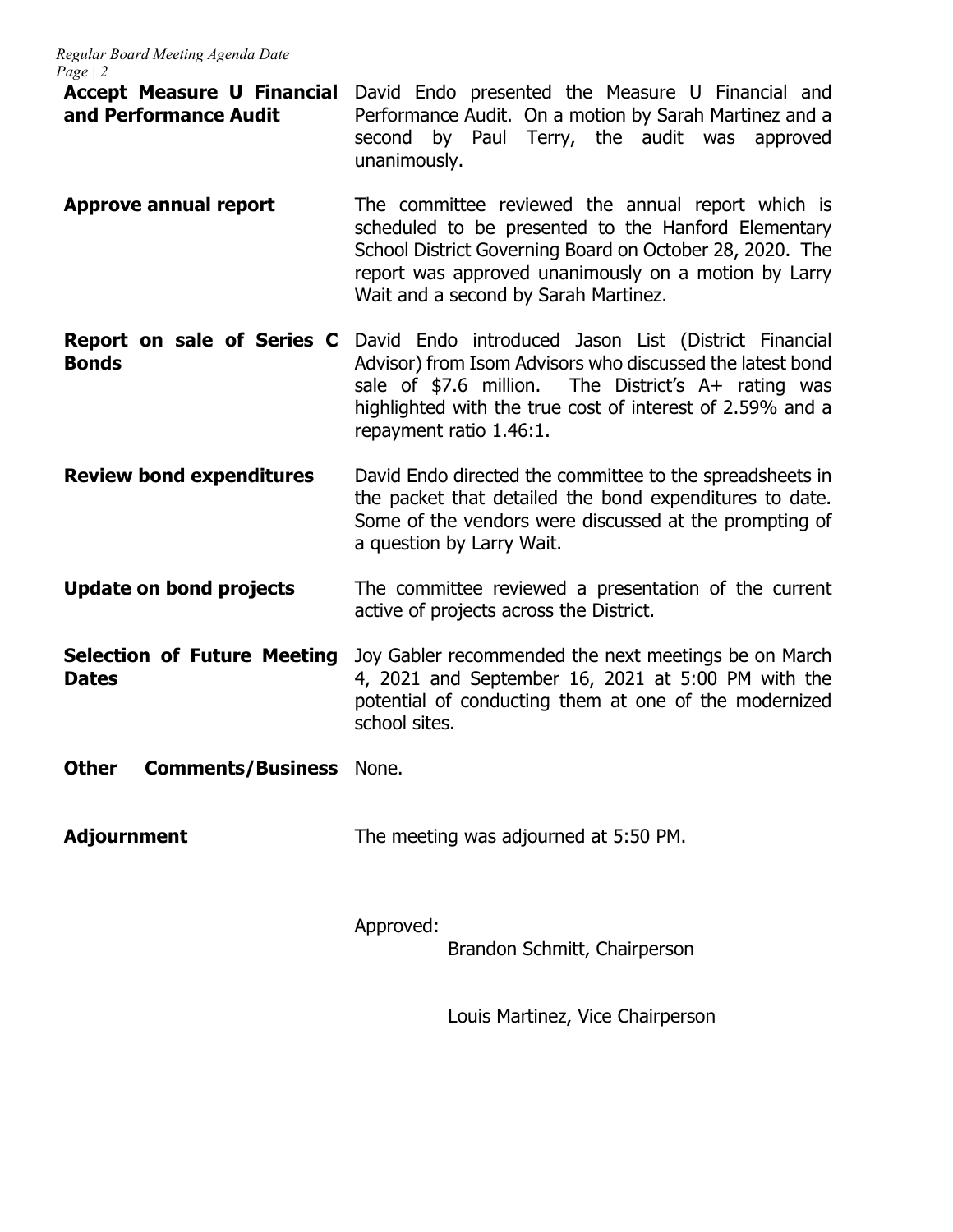**Accept Measure U Financial and Performance Audit**

David Endo presented the Measure U Financial and Performance Audit. On a motion by Sarah Martinez and a second by Paul Terry, the audit was approved unanimously.

**Approve annual report**

The committee reviewed the annual report which is scheduled to be presented to the Hanford Elementary School District Governing Board on October 28, 2020. The report was approved unanimously on a motion by Larry Wait and a second by Sarah Martinez.

**Report on sale of Series C Bonds**

David Endo introduced Jason List (District Financial Advisor) from Isom Advisors who discussed the latest bond sale of $7.6 million. The District's A+ rating was highlighted with the true cost of interest of 2.59% and a repayment ratio 1.46:1.

**Review bond expenditures**

David Endo directed the committee to the spreadsheets in the packet that detailed the bond expenditures to date. Some of the vendors were discussed at the prompting of a question by Larry Wait.

**Update on bond projects**

The committee reviewed a presentation of the current active of projects across the District.

**Selection of Future Meeting Dates**

Joy Gabler recommended the next meetings be on March 4, 2021 and September 16, 2021 at 5:00 PM with the potential of conducting them at one of the modernized school sites.

**Other Comments/Business**

None.

**Adjournment**

The meeting was adjourned at 5:50 PM.

Approved:

Brandon Schmitt, Chairperson

Louis Martinez, Vice Chairperson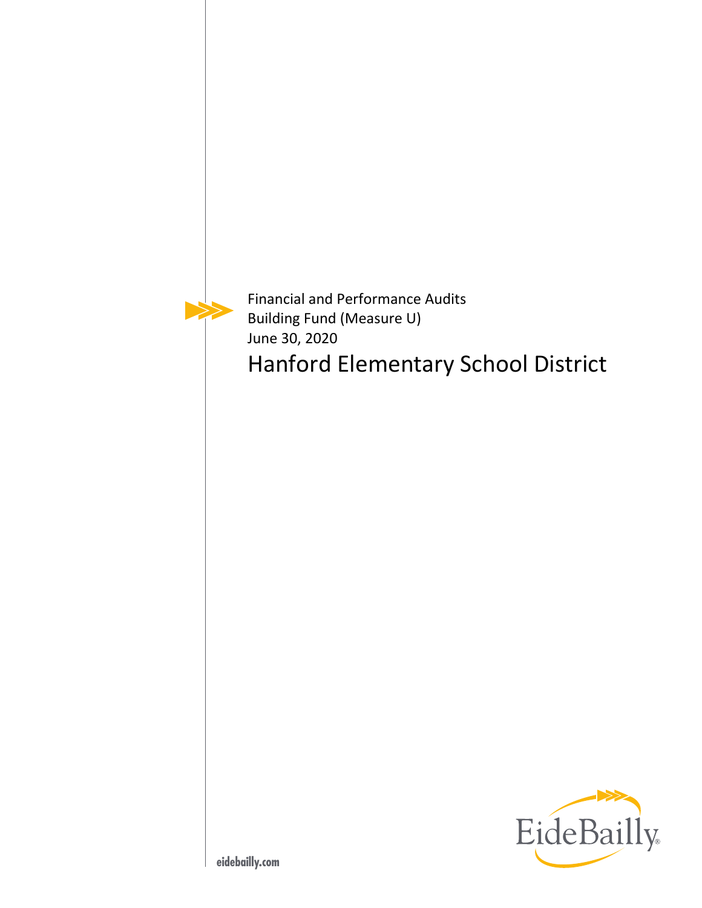Financial and Performance Audits
Building Fund (Measure U)
June 30, 2020

# Hanford Elementary School District

eidebailly.com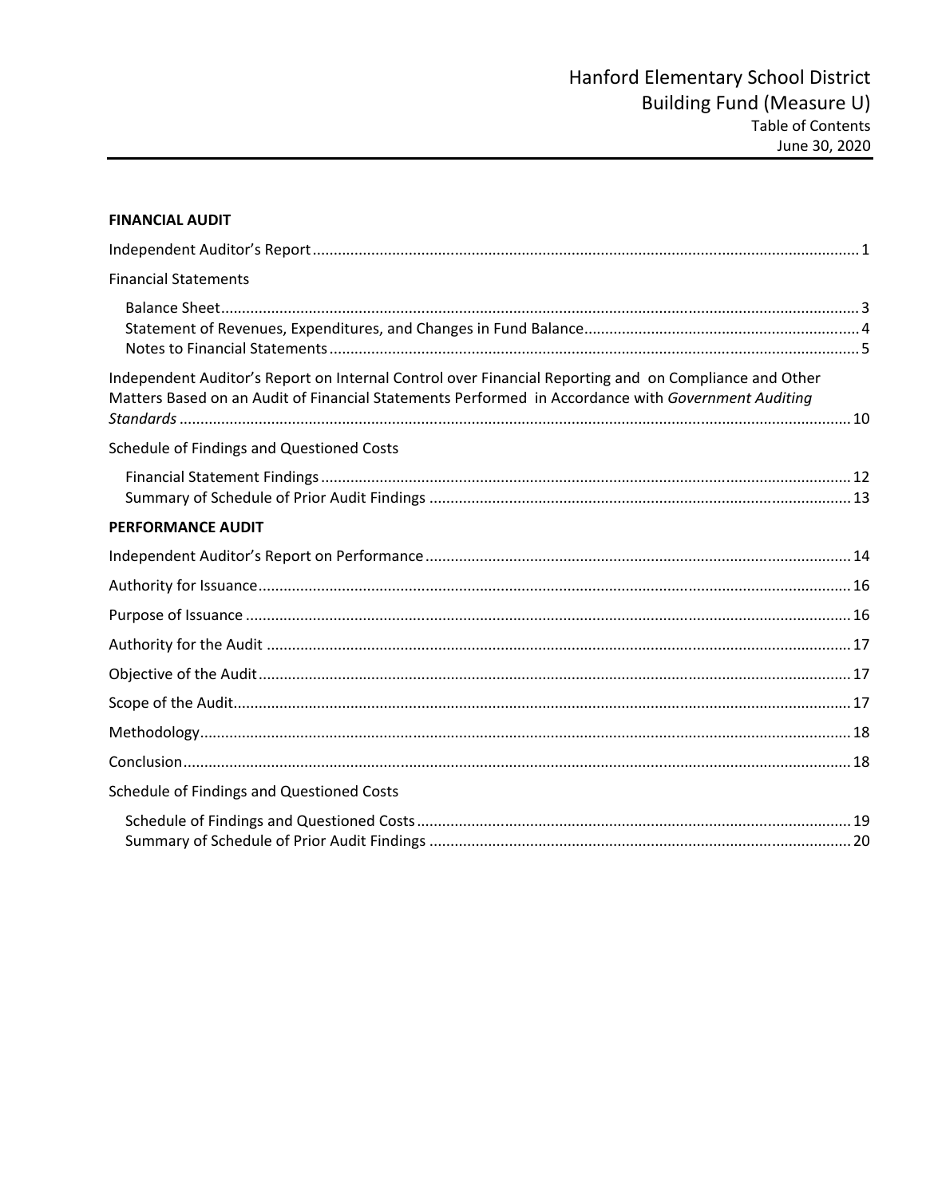# Hanford Elementary School District
## Building Fund (Measure U)
### Table of Contents
### June 30, 2020

**FINANCIAL AUDIT**

Independent Auditor's Report ........................................................................................................................ 1

Financial Statements

- Balance Sheet ........................................................................................................................................ 3
- Statement of Revenues, Expenditures, and Changes in Fund Balance ................................................. 4
- Notes to Financial Statements ............................................................................................................... 5

Independent Auditor's Report on Internal Control over Financial Reporting and on Compliance and Other Matters Based on an Audit of Financial Statements Performed in Accordance with *Government Auditing Standards* ........................................................................................................................................ 10

Schedule of Findings and Questioned Costs

- Financial Statement Findings .............................................................................................................. 12
- Summary of Schedule of Prior Audit Findings .................................................................................... 13

**PERFORMANCE AUDIT**

Independent Auditor's Report on Performance ........................................................................................ 14

Authority for Issuance ................................................................................................................................ 16

Purpose of Issuance ................................................................................................................................... 16

Authority for the Audit ............................................................................................................................... 17

Objective of the Audit ................................................................................................................................ 17

Scope of the Audit ...................................................................................................................................... 17

Methodology .............................................................................................................................................. 18

Conclusion ................................................................................................................................................. 18

Schedule of Findings and Questioned Costs

- Schedule of Findings and Questioned Costs ....................................................................................... 19
- Summary of Schedule of Prior Audit Findings .................................................................................... 20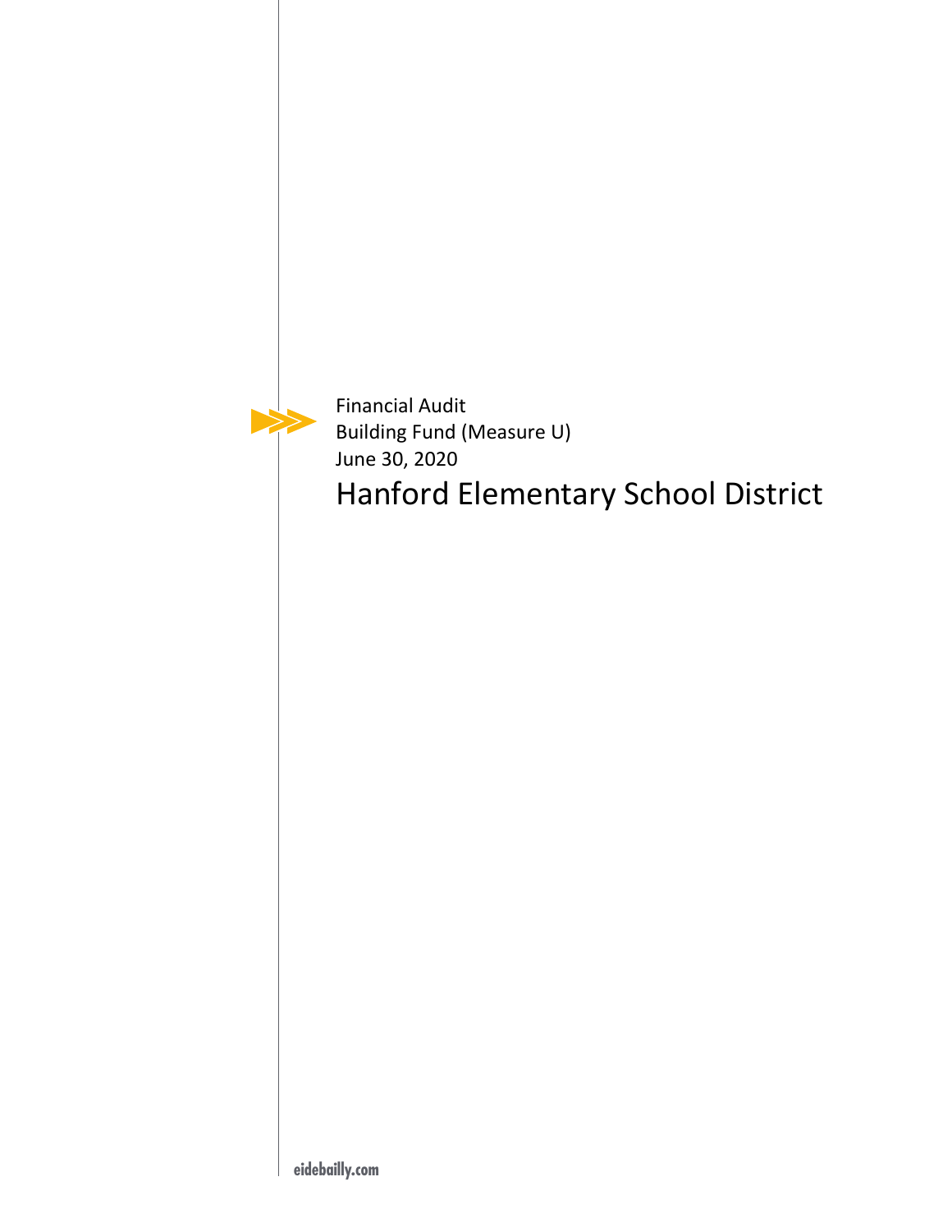Financial Audit

Building Fund (Measure U)

June 30, 2020

# Hanford Elementary School District

eidebailly.com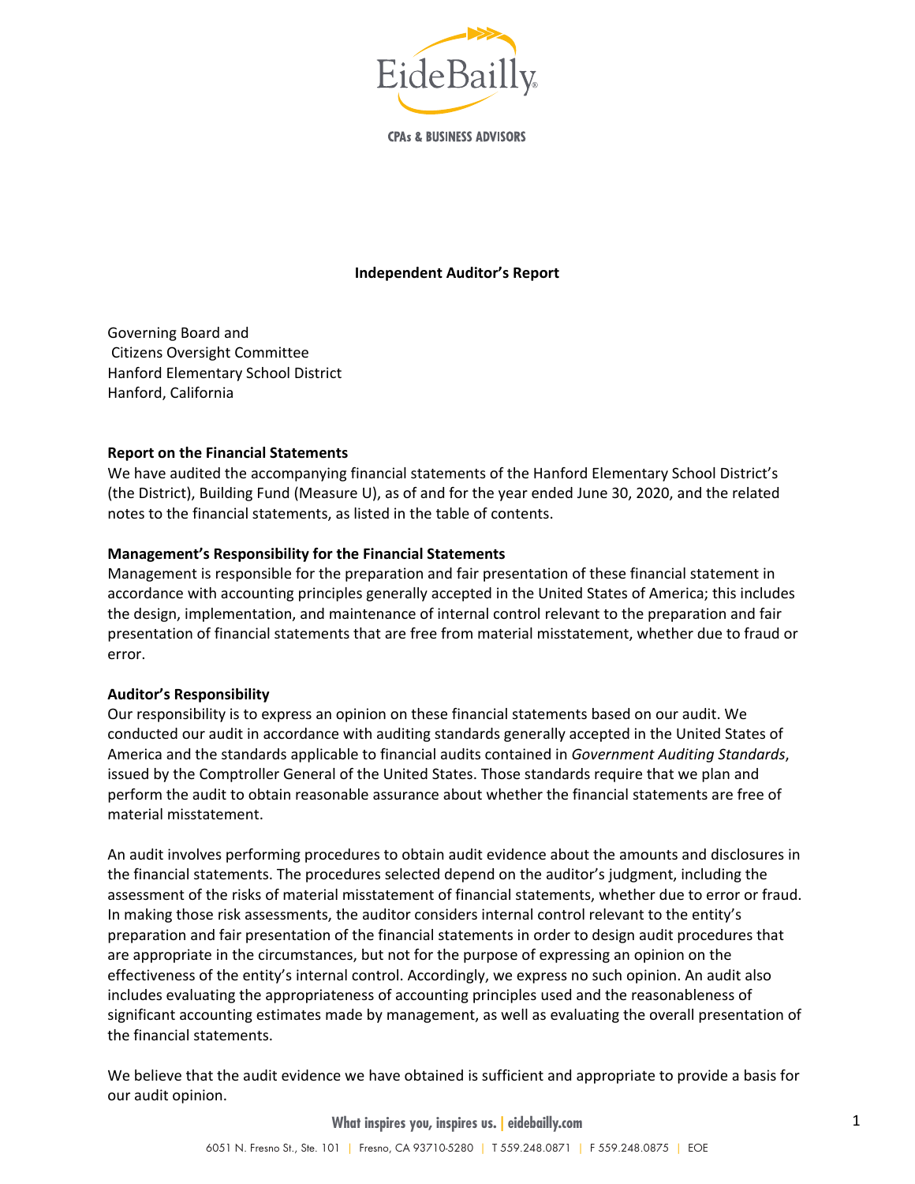# Independent Auditor's Report

Governing Board and
Citizens Oversight Committee
Hanford Elementary School District
Hanford, California

### Report on the Financial Statements

We have audited the accompanying financial statements of the Hanford Elementary School District's (the District), Building Fund (Measure U), as of and for the year ended June 30, 2020, and the related notes to the financial statements, as listed in the table of contents.

### Management's Responsibility for the Financial Statements

Management is responsible for the preparation and fair presentation of these financial statement in accordance with accounting principles generally accepted in the United States of America; this includes the design, implementation, and maintenance of internal control relevant to the preparation and fair presentation of financial statements that are free from material misstatement, whether due to fraud or error.

### Auditor's Responsibility

Our responsibility is to express an opinion on these financial statements based on our audit. We conducted our audit in accordance with auditing standards generally accepted in the United States of America and the standards applicable to financial audits contained in *Government Auditing Standards*, issued by the Comptroller General of the United States. Those standards require that we plan and perform the audit to obtain reasonable assurance about whether the financial statements are free of material misstatement.

An audit involves performing procedures to obtain audit evidence about the amounts and disclosures in the financial statements. The procedures selected depend on the auditor's judgment, including the assessment of the risks of material misstatement of financial statements, whether due to error or fraud. In making those risk assessments, the auditor considers internal control relevant to the entity's preparation and fair presentation of the financial statements in order to design audit procedures that are appropriate in the circumstances, but not for the purpose of expressing an opinion on the effectiveness of the entity's internal control. Accordingly, we express no such opinion. An audit also includes evaluating the appropriateness of accounting principles used and the reasonableness of significant accounting estimates made by management, as well as evaluating the overall presentation of the financial statements.

We believe that the audit evidence we have obtained is sufficient and appropriate to provide a basis for our audit opinion.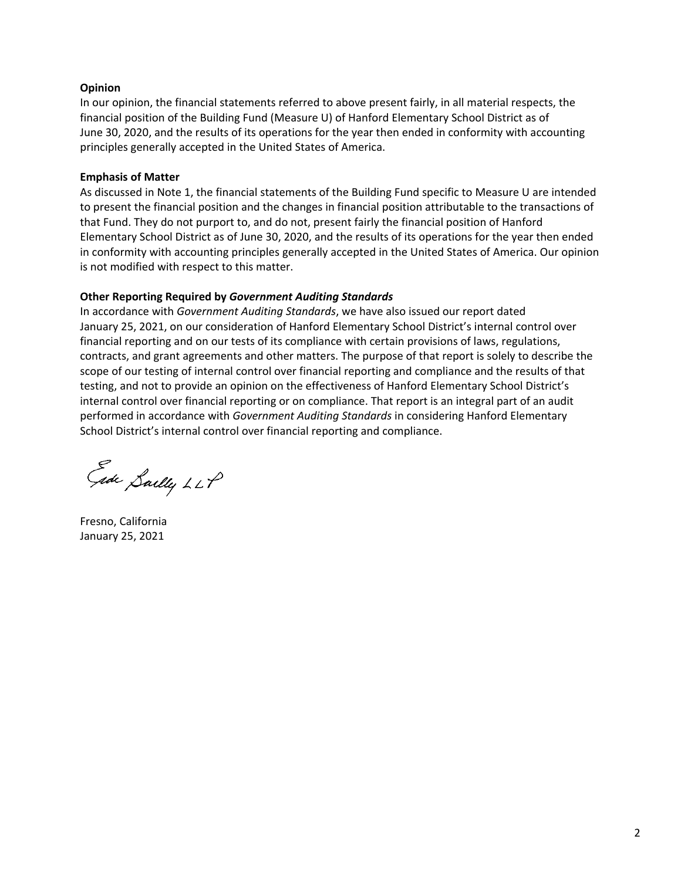**Opinion**

In our opinion, the financial statements referred to above present fairly, in all material respects, the financial position of the Building Fund (Measure U) of Hanford Elementary School District as of June 30, 2020, and the results of its operations for the year then ended in conformity with accounting principles generally accepted in the United States of America.

**Emphasis of Matter**

As discussed in Note 1, the financial statements of the Building Fund specific to Measure U are intended to present the financial position and the changes in financial position attributable to the transactions of that Fund. They do not purport to, and do not, present fairly the financial position of Hanford Elementary School District as of June 30, 2020, and the results of its operations for the year then ended in conformity with accounting principles generally accepted in the United States of America. Our opinion is not modified with respect to this matter.

**Other Reporting Required by *Government Auditing Standards***

In accordance with *Government Auditing Standards*, we have also issued our report dated January 25, 2021, on our consideration of Hanford Elementary School District's internal control over financial reporting and on our tests of its compliance with certain provisions of laws, regulations, contracts, and grant agreements and other matters. The purpose of that report is solely to describe the scope of our testing of internal control over financial reporting and compliance and the results of that testing, and not to provide an opinion on the effectiveness of Hanford Elementary School District's internal control over financial reporting or on compliance. That report is an integral part of an audit performed in accordance with *Government Auditing Standards* in considering Hanford Elementary School District's internal control over financial reporting and compliance.

Eide Bailly LLP

Fresno, California
January 25, 2021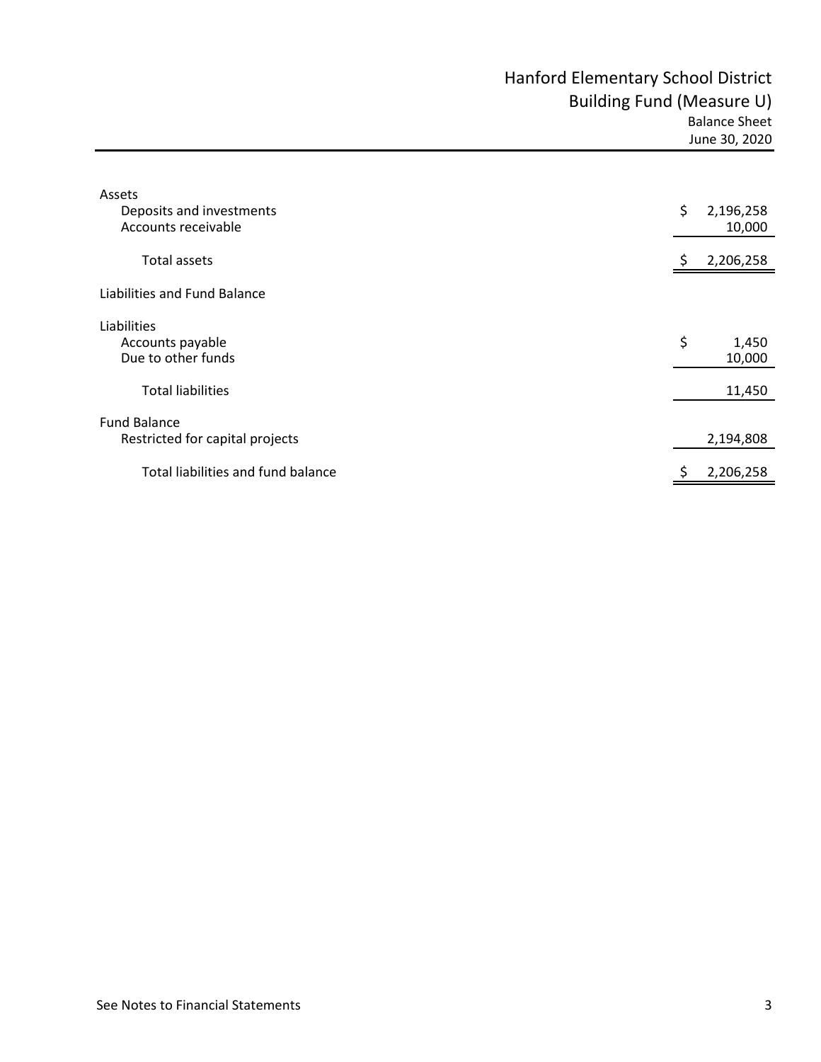# Hanford Elementary School District
## Building Fund (Measure U)
### Balance Sheet
### June 30, 2020

| | |
|---|---|
| **Assets** | |
| Deposits and investments | $ 2,196,258 |
| Accounts receivable | 10,000 |
| Total assets | $ 2,206,258 |
| **Liabilities and Fund Balance** | |
| **Liabilities** | |
| Accounts payable | $ 1,450 |
| Due to other funds | 10,000 |
| Total liabilities | 11,450 |
| **Fund Balance** | |
| Restricted for capital projects | 2,194,808 |
| Total liabilities and fund balance | $ 2,206,258 |

See Notes to Financial Statements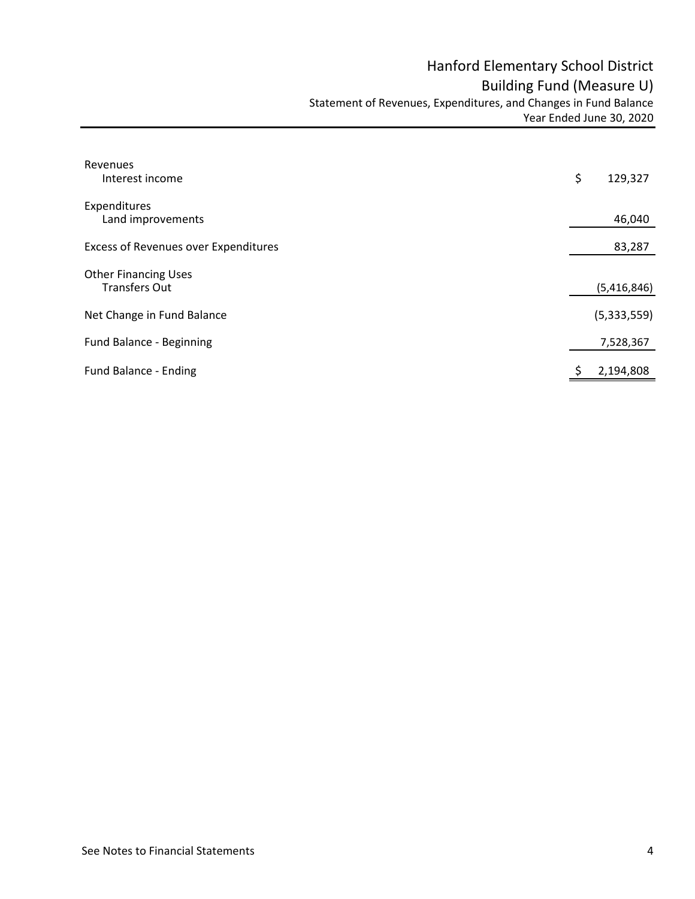# Hanford Elementary School District

## Building Fund (Measure U)

### Statement of Revenues, Expenditures, and Changes in Fund Balance

Year Ended June 30, 2020

| | |
|---|---|
| **Revenues** | |
| Interest income | $ 129,327 |
| **Expenditures** | |
| Land improvements | 46,040 |
| Excess of Revenues over Expenditures | 83,287 |
| **Other Financing Uses** | |
| Transfers Out | (5,416,846) |
| Net Change in Fund Balance | (5,333,559) |
| Fund Balance - Beginning | 7,528,367 |
| Fund Balance - Ending | $ 2,194,808 |

See Notes to Financial Statements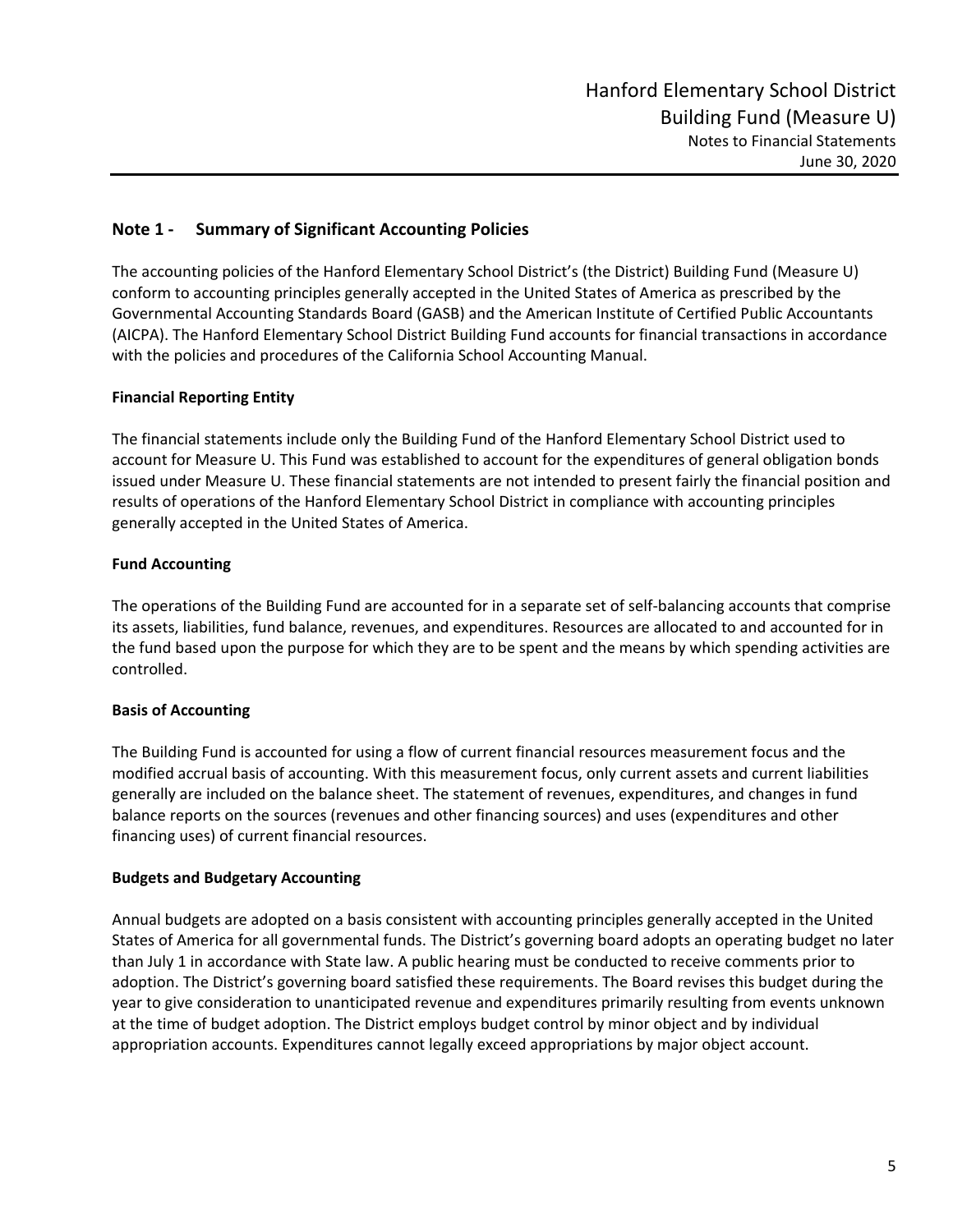## Note 1 - Summary of Significant Accounting Policies

The accounting policies of the Hanford Elementary School District's (the District) Building Fund (Measure U) conform to accounting principles generally accepted in the United States of America as prescribed by the Governmental Accounting Standards Board (GASB) and the American Institute of Certified Public Accountants (AICPA). The Hanford Elementary School District Building Fund accounts for financial transactions in accordance with the policies and procedures of the California School Accounting Manual.

### Financial Reporting Entity

The financial statements include only the Building Fund of the Hanford Elementary School District used to account for Measure U. This Fund was established to account for the expenditures of general obligation bonds issued under Measure U. These financial statements are not intended to present fairly the financial position and results of operations of the Hanford Elementary School District in compliance with accounting principles generally accepted in the United States of America.

### Fund Accounting

The operations of the Building Fund are accounted for in a separate set of self-balancing accounts that comprise its assets, liabilities, fund balance, revenues, and expenditures. Resources are allocated to and accounted for in the fund based upon the purpose for which they are to be spent and the means by which spending activities are controlled.

### Basis of Accounting

The Building Fund is accounted for using a flow of current financial resources measurement focus and the modified accrual basis of accounting. With this measurement focus, only current assets and current liabilities generally are included on the balance sheet. The statement of revenues, expenditures, and changes in fund balance reports on the sources (revenues and other financing sources) and uses (expenditures and other financing uses) of current financial resources.

### Budgets and Budgetary Accounting

Annual budgets are adopted on a basis consistent with accounting principles generally accepted in the United States of America for all governmental funds. The District's governing board adopts an operating budget no later than July 1 in accordance with State law. A public hearing must be conducted to receive comments prior to adoption. The District's governing board satisfied these requirements. The Board revises this budget during the year to give consideration to unanticipated revenue and expenditures primarily resulting from events unknown at the time of budget adoption. The District employs budget control by minor object and by individual appropriation accounts. Expenditures cannot legally exceed appropriations by major object account.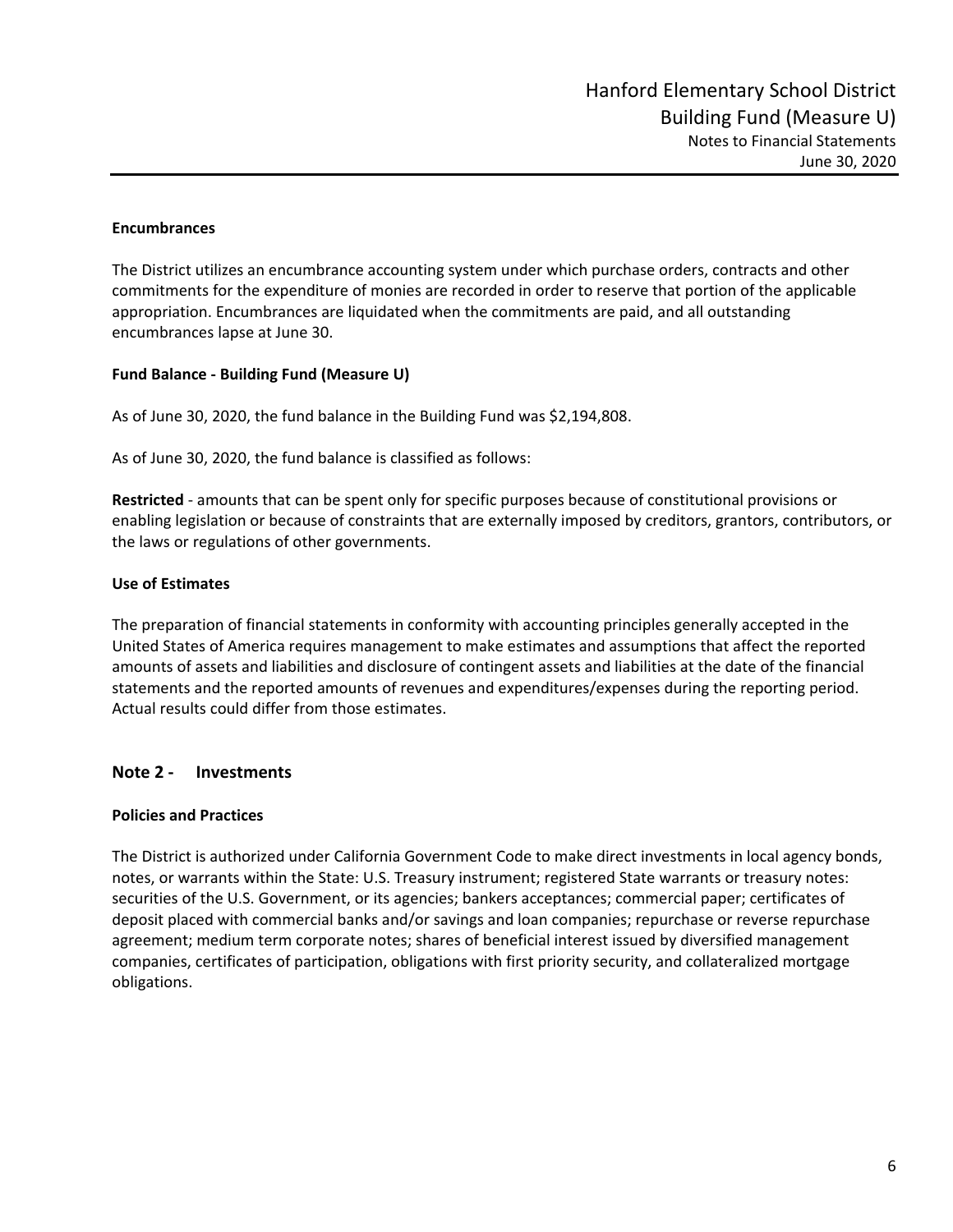### Encumbrances

The District utilizes an encumbrance accounting system under which purchase orders, contracts and other commitments for the expenditure of monies are recorded in order to reserve that portion of the applicable appropriation. Encumbrances are liquidated when the commitments are paid, and all outstanding encumbrances lapse at June 30.

### Fund Balance - Building Fund (Measure U)

As of June 30, 2020, the fund balance in the Building Fund was $2,194,808.

As of June 30, 2020, the fund balance is classified as follows:

**Restricted** - amounts that can be spent only for specific purposes because of constitutional provisions or enabling legislation or because of constraints that are externally imposed by creditors, grantors, contributors, or the laws or regulations of other governments.

### Use of Estimates

The preparation of financial statements in conformity with accounting principles generally accepted in the United States of America requires management to make estimates and assumptions that affect the reported amounts of assets and liabilities and disclosure of contingent assets and liabilities at the date of the financial statements and the reported amounts of revenues and expenditures/expenses during the reporting period. Actual results could differ from those estimates.

## Note 2 - Investments

### Policies and Practices

The District is authorized under California Government Code to make direct investments in local agency bonds, notes, or warrants within the State: U.S. Treasury instrument; registered State warrants or treasury notes: securities of the U.S. Government, or its agencies; bankers acceptances; commercial paper; certificates of deposit placed with commercial banks and/or savings and loan companies; repurchase or reverse repurchase agreement; medium term corporate notes; shares of beneficial interest issued by diversified management companies, certificates of participation, obligations with first priority security, and collateralized mortgage obligations.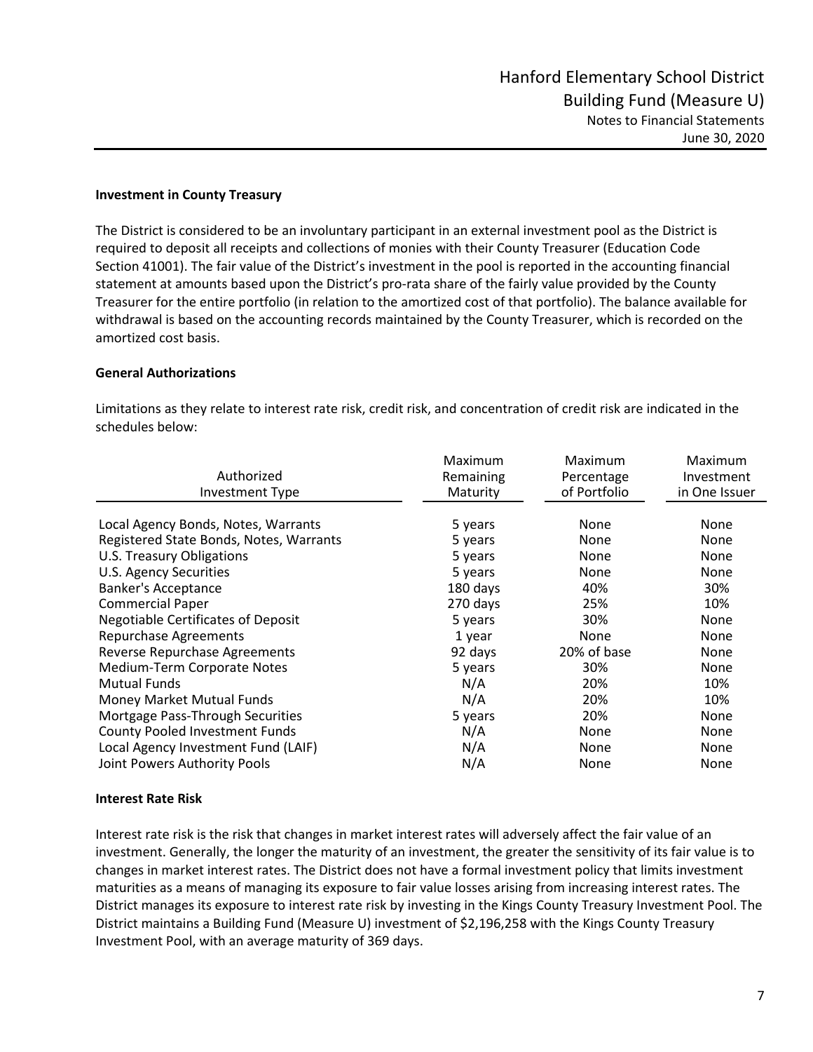**Investment in County Treasury**

The District is considered to be an involuntary participant in an external investment pool as the District is required to deposit all receipts and collections of monies with their County Treasurer (Education Code Section 41001). The fair value of the District's investment in the pool is reported in the accounting financial statement at amounts based upon the District's pro-rata share of the fairly value provided by the County Treasurer for the entire portfolio (in relation to the amortized cost of that portfolio). The balance available for withdrawal is based on the accounting records maintained by the County Treasurer, which is recorded on the amortized cost basis.

**General Authorizations**

Limitations as they relate to interest rate risk, credit risk, and concentration of credit risk are indicated in the schedules below:

| Authorized Investment Type | Maximum Remaining Maturity | Maximum Percentage of Portfolio | Maximum Investment in One Issuer |
|---|---|---|---|
| Local Agency Bonds, Notes, Warrants | 5 years | None | None |
| Registered State Bonds, Notes, Warrants | 5 years | None | None |
| U.S. Treasury Obligations | 5 years | None | None |
| U.S. Agency Securities | 5 years | None | None |
| Banker's Acceptance | 180 days | 40% | 30% |
| Commercial Paper | 270 days | 25% | 10% |
| Negotiable Certificates of Deposit | 5 years | 30% | None |
| Repurchase Agreements | 1 year | None | None |
| Reverse Repurchase Agreements | 92 days | 20% of base | None |
| Medium-Term Corporate Notes | 5 years | 30% | None |
| Mutual Funds | N/A | 20% | 10% |
| Money Market Mutual Funds | N/A | 20% | 10% |
| Mortgage Pass-Through Securities | 5 years | 20% | None |
| County Pooled Investment Funds | N/A | None | None |
| Local Agency Investment Fund (LAIF) | N/A | None | None |
| Joint Powers Authority Pools | N/A | None | None |

**Interest Rate Risk**

Interest rate risk is the risk that changes in market interest rates will adversely affect the fair value of an investment. Generally, the longer the maturity of an investment, the greater the sensitivity of its fair value is to changes in market interest rates. The District does not have a formal investment policy that limits investment maturities as a means of managing its exposure to fair value losses arising from increasing interest rates. The District manages its exposure to interest rate risk by investing in the Kings County Treasury Investment Pool. The District maintains a Building Fund (Measure U) investment of $2,196,258 with the Kings County Treasury Investment Pool, with an average maturity of 369 days.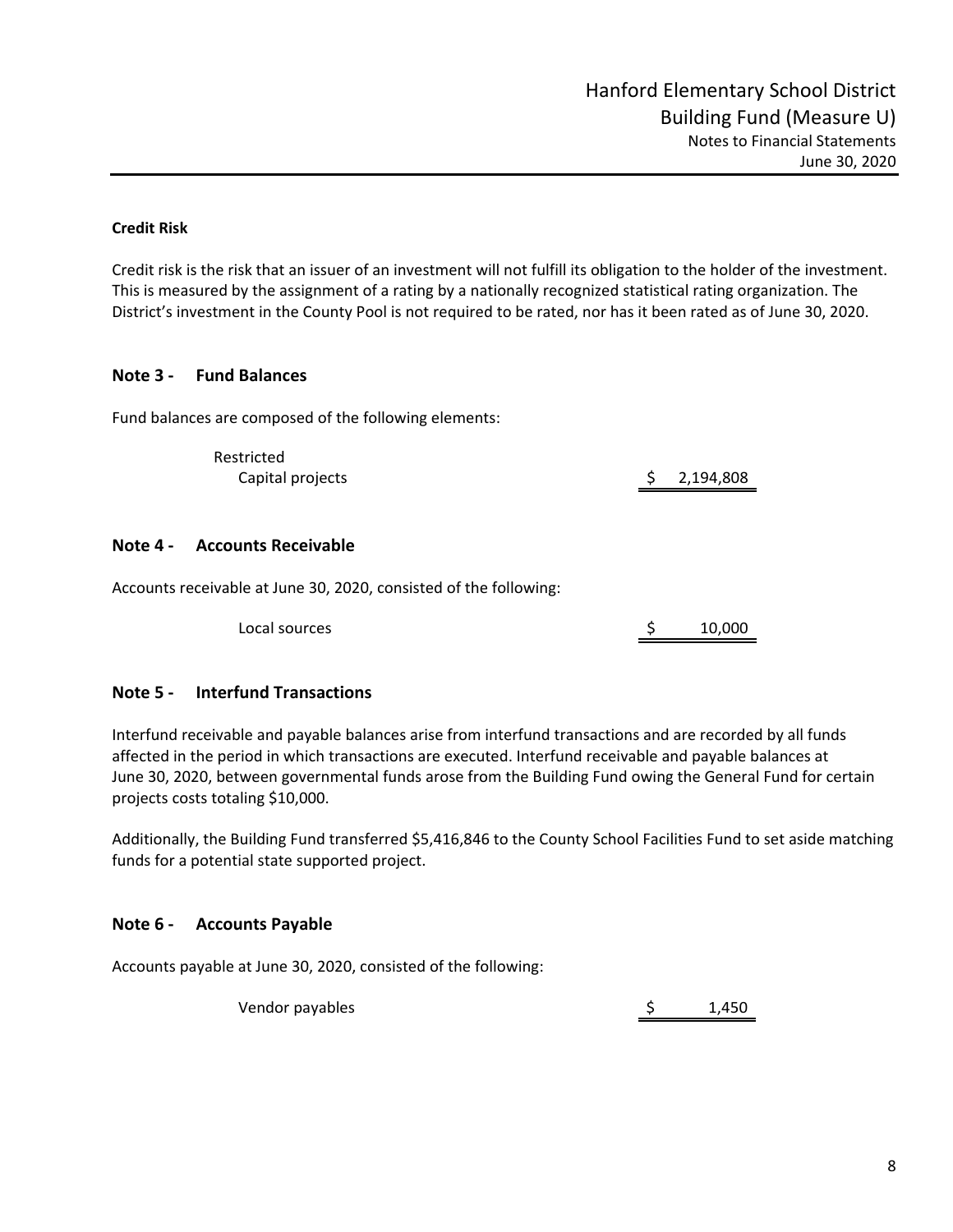### Credit Risk

Credit risk is the risk that an issuer of an investment will not fulfill its obligation to the holder of the investment. This is measured by the assignment of a rating by a nationally recognized statistical rating organization. The District's investment in the County Pool is not required to be rated, nor has it been rated as of June 30, 2020.

## Note 3 - Fund Balances

Fund balances are composed of the following elements:

| | |
|---|---|
| Restricted | |
| Capital projects | $ 2,194,808 |

## Note 4 - Accounts Receivable

Accounts receivable at June 30, 2020, consisted of the following:

| | |
|---|---|
| Local sources | $ 10,000 |

## Note 5 - Interfund Transactions

Interfund receivable and payable balances arise from interfund transactions and are recorded by all funds affected in the period in which transactions are executed. Interfund receivable and payable balances at June 30, 2020, between governmental funds arose from the Building Fund owing the General Fund for certain projects costs totaling $10,000.

Additionally, the Building Fund transferred $5,416,846 to the County School Facilities Fund to set aside matching funds for a potential state supported project.

## Note 6 - Accounts Payable

Accounts payable at June 30, 2020, consisted of the following:

| | |
|---|---|
| Vendor payables | $ 1,450 |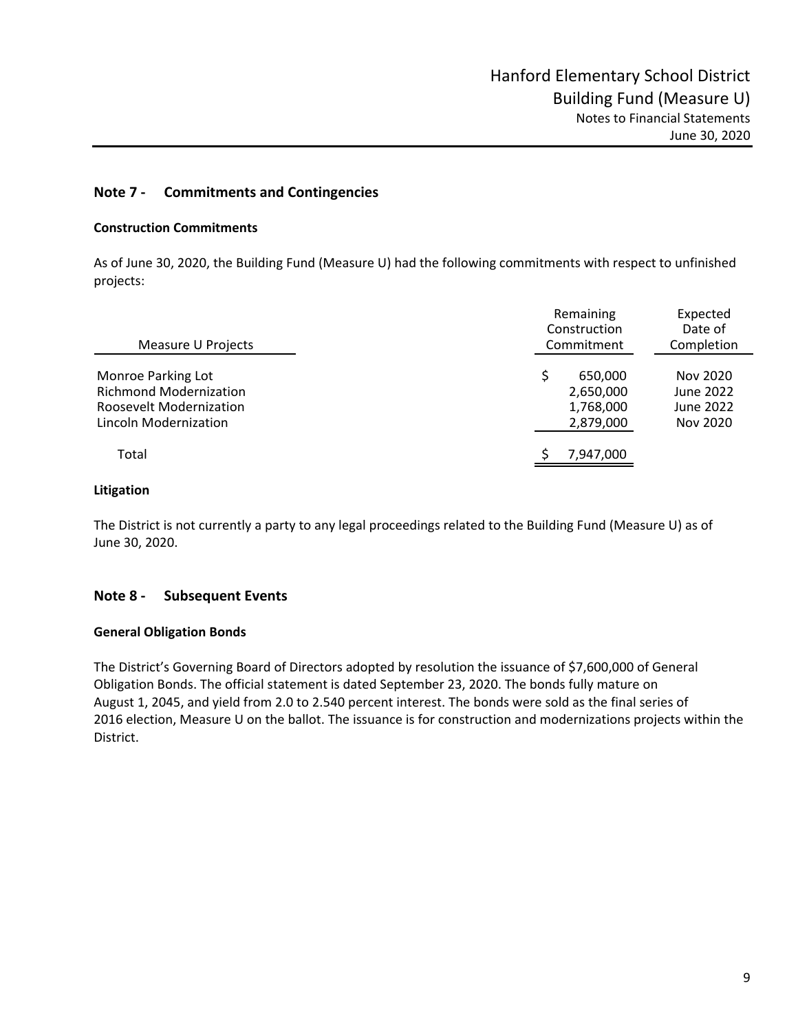## Note 7 - Commitments and Contingencies

### Construction Commitments

As of June 30, 2020, the Building Fund (Measure U) had the following commitments with respect to unfinished projects:

| Measure U Projects | Remaining Construction Commitment | Expected Date of Completion |
|---|---|---|
| Monroe Parking Lot | $ 650,000 | Nov 2020 |
| Richmond Modernization | 2,650,000 | June 2022 |
| Roosevelt Modernization | 1,768,000 | June 2022 |
| Lincoln Modernization | 2,879,000 | Nov 2020 |
| Total | $ 7,947,000 | |

### Litigation

The District is not currently a party to any legal proceedings related to the Building Fund (Measure U) as of June 30, 2020.

## Note 8 - Subsequent Events

### General Obligation Bonds

The District's Governing Board of Directors adopted by resolution the issuance of $7,600,000 of General Obligation Bonds. The official statement is dated September 23, 2020. The bonds fully mature on August 1, 2045, and yield from 2.0 to 2.540 percent interest. The bonds were sold as the final series of 2016 election, Measure U on the ballot. The issuance is for construction and modernizations projects within the District.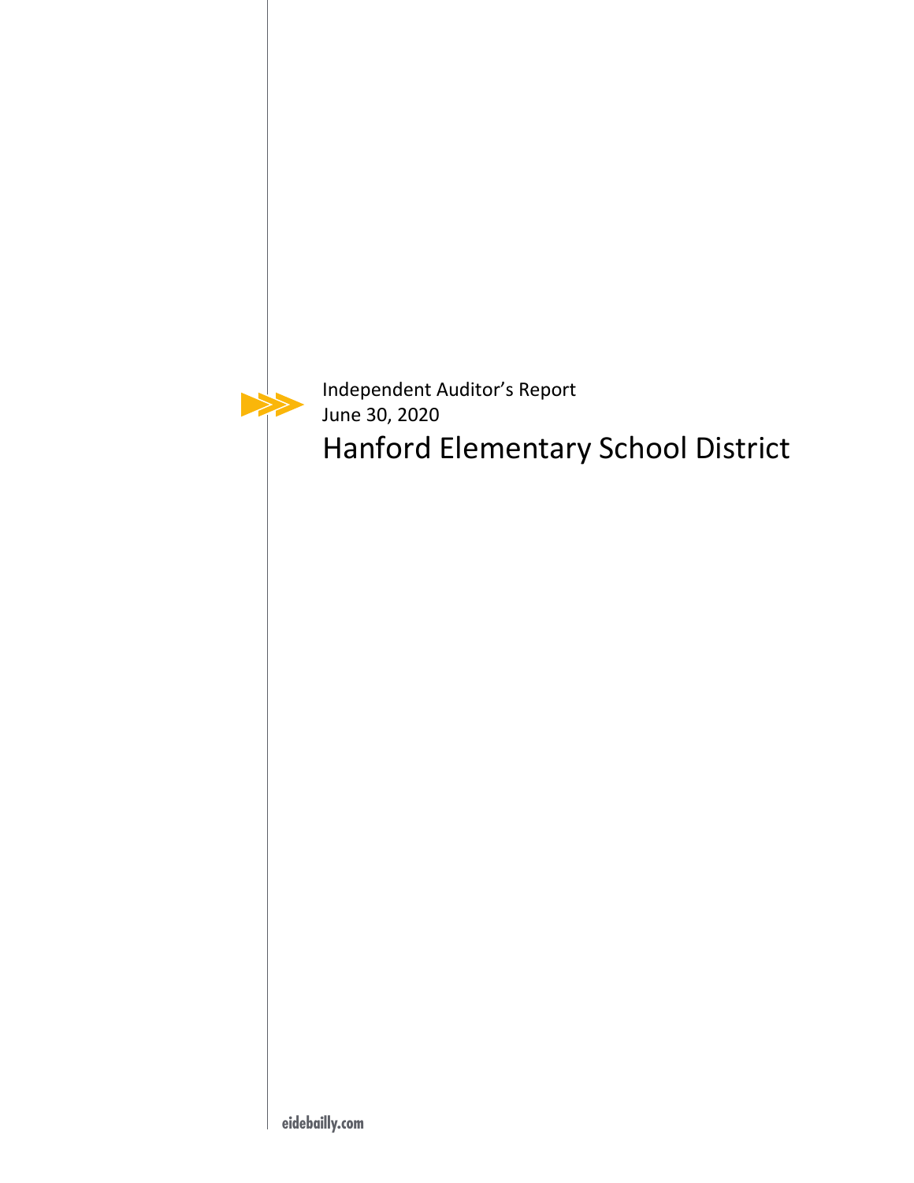Independent Auditor's Report
June 30, 2020

# Hanford Elementary School District

eidebailly.com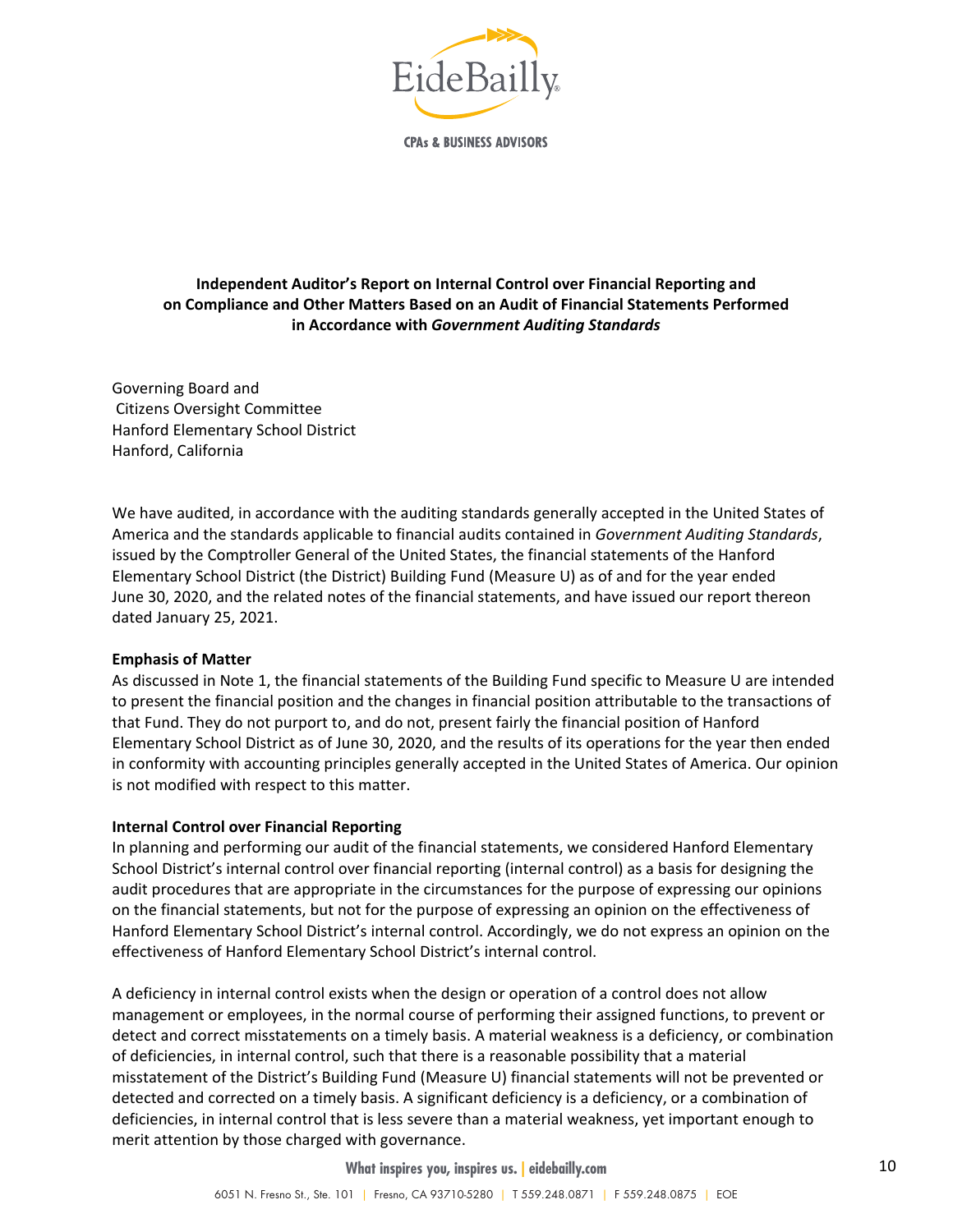## Independent Auditor's Report on Internal Control over Financial Reporting and on Compliance and Other Matters Based on an Audit of Financial Statements Performed in Accordance with *Government Auditing Standards*

Governing Board and
Citizens Oversight Committee
Hanford Elementary School District
Hanford, California

We have audited, in accordance with the auditing standards generally accepted in the United States of America and the standards applicable to financial audits contained in *Government Auditing Standards*, issued by the Comptroller General of the United States, the financial statements of the Hanford Elementary School District (the District) Building Fund (Measure U) as of and for the year ended June 30, 2020, and the related notes of the financial statements, and have issued our report thereon dated January 25, 2021.

**Emphasis of Matter**

As discussed in Note 1, the financial statements of the Building Fund specific to Measure U are intended to present the financial position and the changes in financial position attributable to the transactions of that Fund. They do not purport to, and do not, present fairly the financial position of Hanford Elementary School District as of June 30, 2020, and the results of its operations for the year then ended in conformity with accounting principles generally accepted in the United States of America. Our opinion is not modified with respect to this matter.

**Internal Control over Financial Reporting**

In planning and performing our audit of the financial statements, we considered Hanford Elementary School District's internal control over financial reporting (internal control) as a basis for designing the audit procedures that are appropriate in the circumstances for the purpose of expressing our opinions on the financial statements, but not for the purpose of expressing an opinion on the effectiveness of Hanford Elementary School District's internal control. Accordingly, we do not express an opinion on the effectiveness of Hanford Elementary School District's internal control.

A deficiency in internal control exists when the design or operation of a control does not allow management or employees, in the normal course of performing their assigned functions, to prevent or detect and correct misstatements on a timely basis. A material weakness is a deficiency, or combination of deficiencies, in internal control, such that there is a reasonable possibility that a material misstatement of the District's Building Fund (Measure U) financial statements will not be prevented or detected and corrected on a timely basis. A significant deficiency is a deficiency, or a combination of deficiencies, in internal control that is less severe than a material weakness, yet important enough to merit attention by those charged with governance.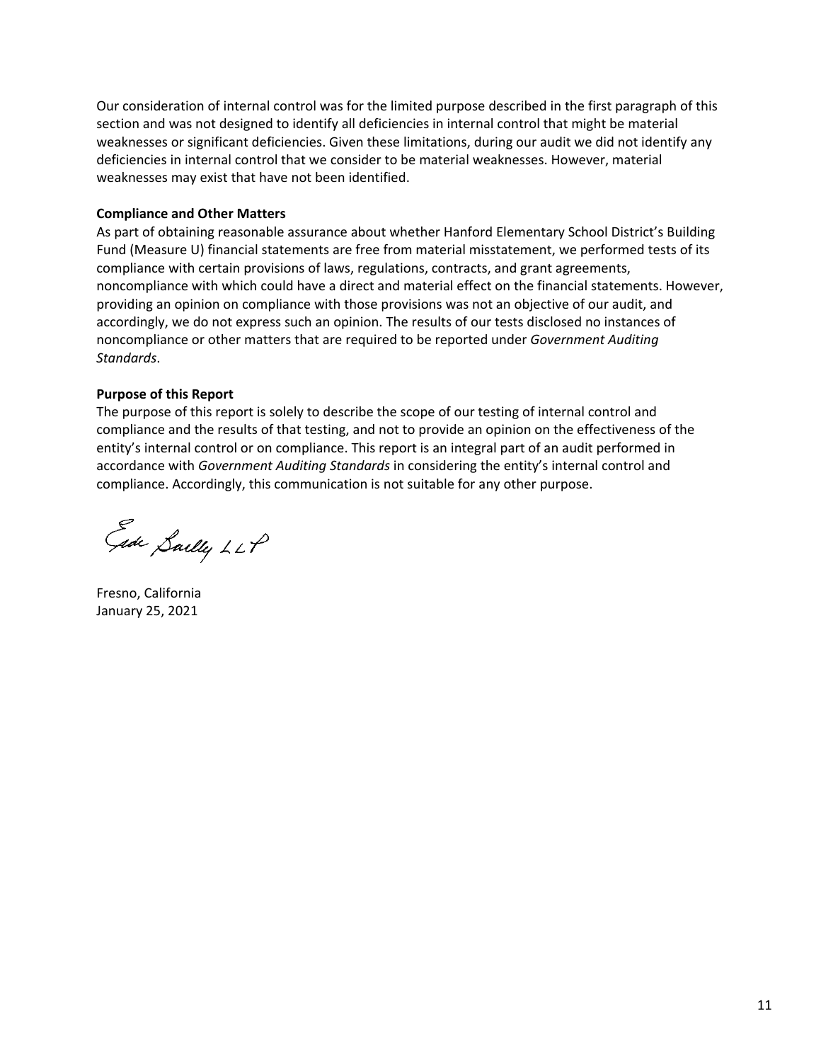Our consideration of internal control was for the limited purpose described in the first paragraph of this section and was not designed to identify all deficiencies in internal control that might be material weaknesses or significant deficiencies. Given these limitations, during our audit we did not identify any deficiencies in internal control that we consider to be material weaknesses. However, material weaknesses may exist that have not been identified.

**Compliance and Other Matters**

As part of obtaining reasonable assurance about whether Hanford Elementary School District's Building Fund (Measure U) financial statements are free from material misstatement, we performed tests of its compliance with certain provisions of laws, regulations, contracts, and grant agreements, noncompliance with which could have a direct and material effect on the financial statements. However, providing an opinion on compliance with those provisions was not an objective of our audit, and accordingly, we do not express such an opinion. The results of our tests disclosed no instances of noncompliance or other matters that are required to be reported under *Government Auditing Standards*.

**Purpose of this Report**

The purpose of this report is solely to describe the scope of our testing of internal control and compliance and the results of that testing, and not to provide an opinion on the effectiveness of the entity's internal control or on compliance. This report is an integral part of an audit performed in accordance with *Government Auditing Standards* in considering the entity's internal control and compliance. Accordingly, this communication is not suitable for any other purpose.

Eide Bailly LLP

Fresno, California
January 25, 2021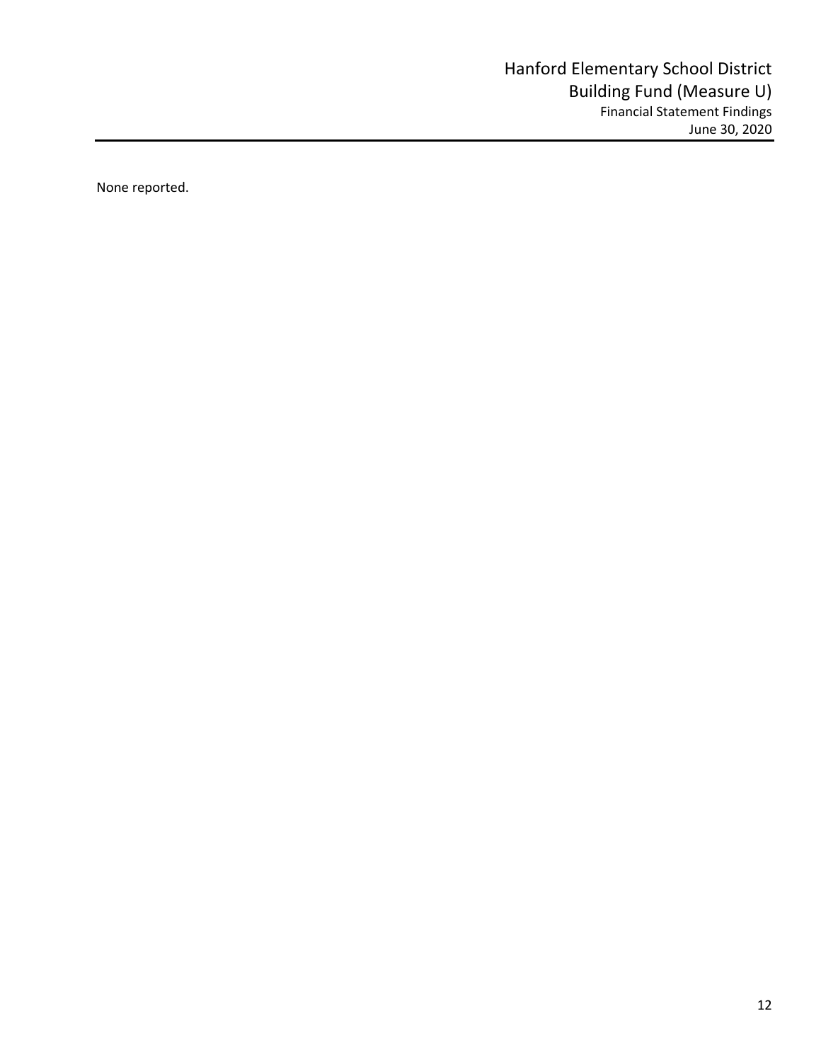# Hanford Elementary School District
## Building Fund (Measure U)
### Financial Statement Findings
### June 30, 2020

None reported.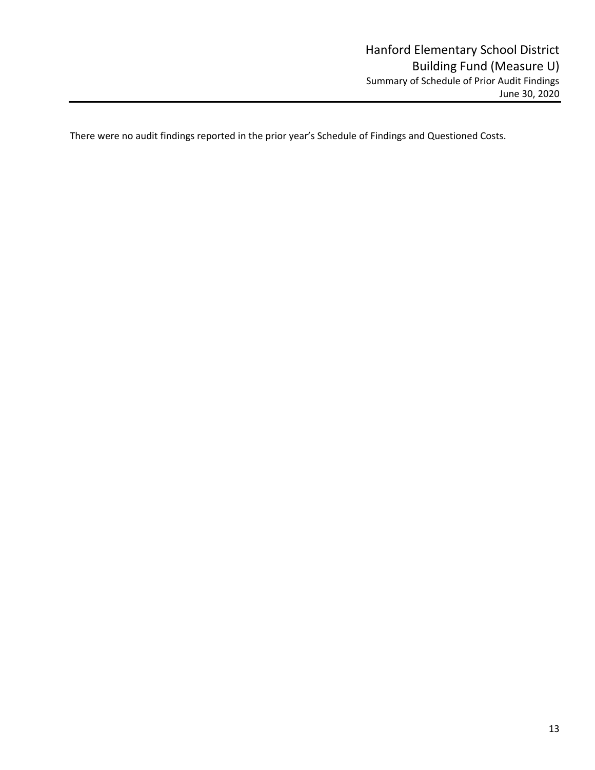# Hanford Elementary School District
## Building Fund (Measure U)
### Summary of Schedule of Prior Audit Findings
June 30, 2020

There were no audit findings reported in the prior year's Schedule of Findings and Questioned Costs.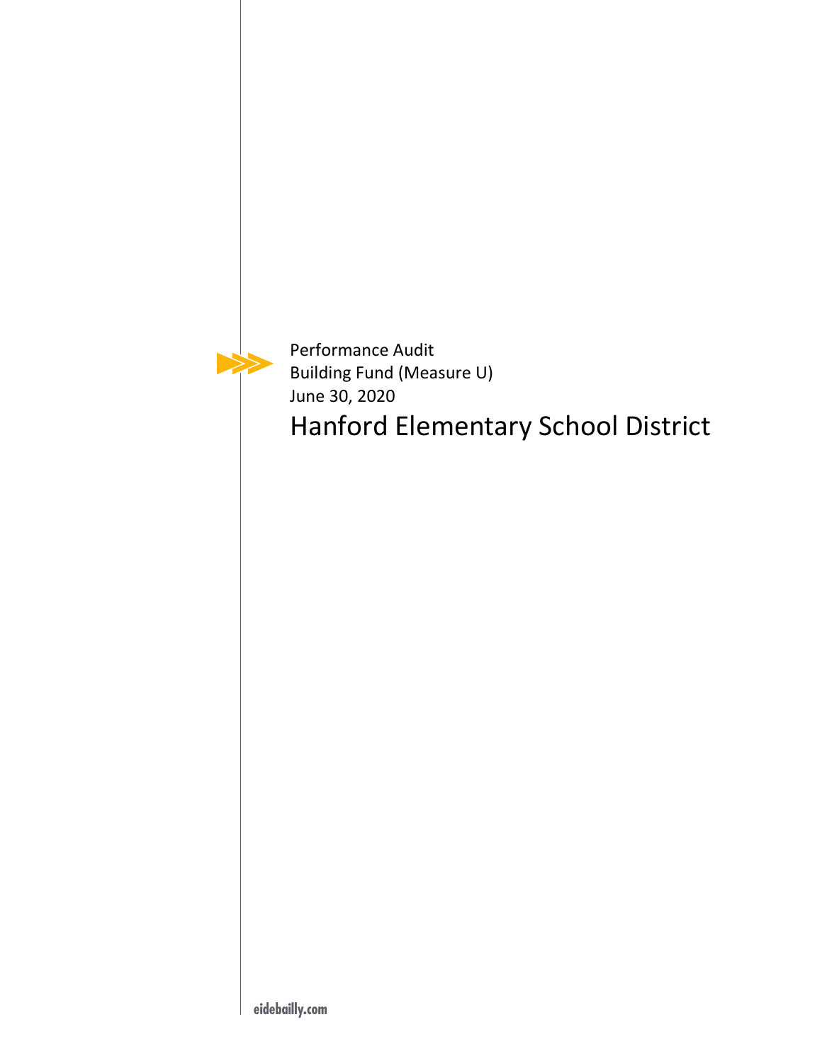Performance Audit
Building Fund (Measure U)
June 30, 2020

# Hanford Elementary School District

eidebailly.com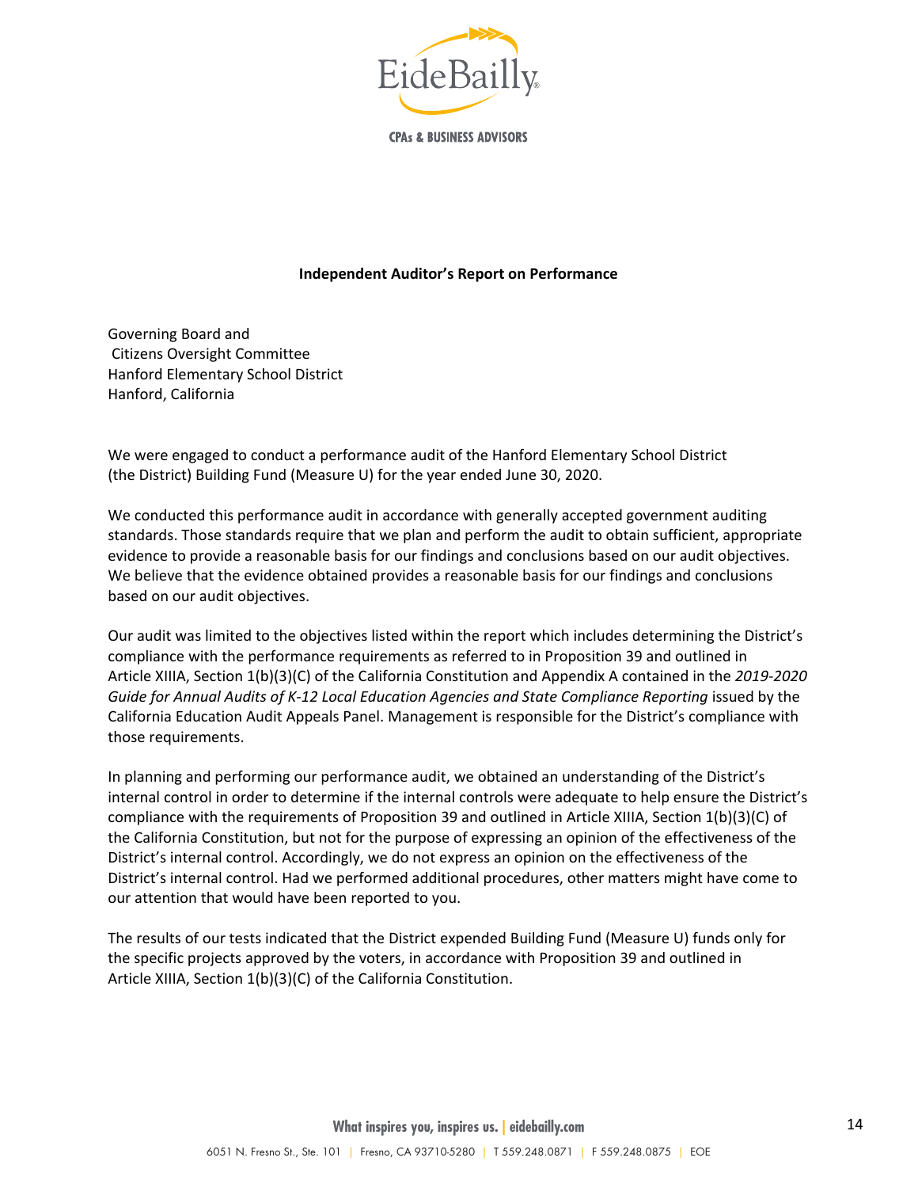**Independent Auditor's Report on Performance**

Governing Board and
Citizens Oversight Committee
Hanford Elementary School District
Hanford, California

We were engaged to conduct a performance audit of the Hanford Elementary School District (the District) Building Fund (Measure U) for the year ended June 30, 2020.

We conducted this performance audit in accordance with generally accepted government auditing standards. Those standards require that we plan and perform the audit to obtain sufficient, appropriate evidence to provide a reasonable basis for our findings and conclusions based on our audit objectives. We believe that the evidence obtained provides a reasonable basis for our findings and conclusions based on our audit objectives.

Our audit was limited to the objectives listed within the report which includes determining the District's compliance with the performance requirements as referred to in Proposition 39 and outlined in Article XIIIA, Section 1(b)(3)(C) of the California Constitution and Appendix A contained in the *2019-2020 Guide for Annual Audits of K-12 Local Education Agencies and State Compliance Reporting* issued by the California Education Audit Appeals Panel. Management is responsible for the District's compliance with those requirements.

In planning and performing our performance audit, we obtained an understanding of the District's internal control in order to determine if the internal controls were adequate to help ensure the District's compliance with the requirements of Proposition 39 and outlined in Article XIIIA, Section 1(b)(3)(C) of the California Constitution, but not for the purpose of expressing an opinion of the effectiveness of the District's internal control. Accordingly, we do not express an opinion on the effectiveness of the District's internal control. Had we performed additional procedures, other matters might have come to our attention that would have been reported to you.

The results of our tests indicated that the District expended Building Fund (Measure U) funds only for the specific projects approved by the voters, in accordance with Proposition 39 and outlined in Article XIIIA, Section 1(b)(3)(C) of the California Constitution.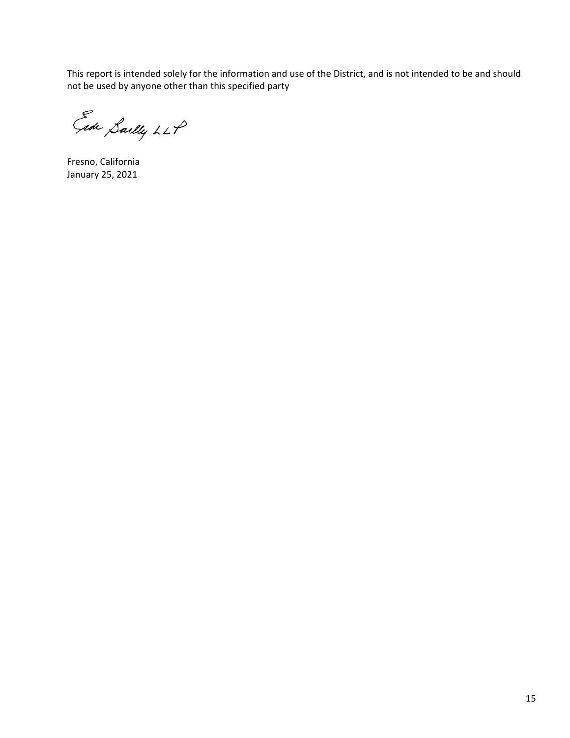This report is intended solely for the information and use of the District, and is not intended to be and should not be used by anyone other than this specified party

Eide Bailly LLP

Fresno, California
January 25, 2021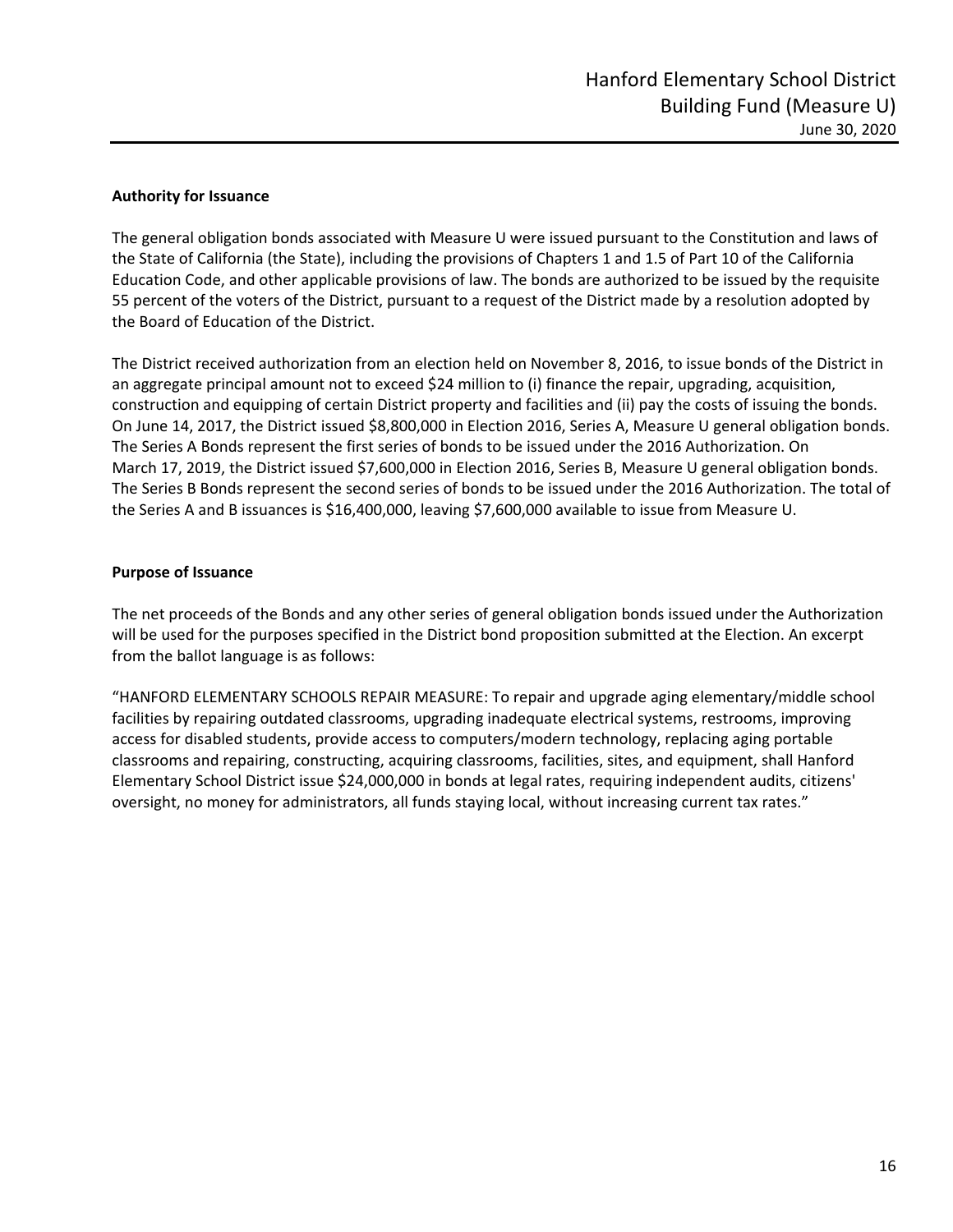**Authority for Issuance**

The general obligation bonds associated with Measure U were issued pursuant to the Constitution and laws of the State of California (the State), including the provisions of Chapters 1 and 1.5 of Part 10 of the California Education Code, and other applicable provisions of law. The bonds are authorized to be issued by the requisite 55 percent of the voters of the District, pursuant to a request of the District made by a resolution adopted by the Board of Education of the District.

The District received authorization from an election held on November 8, 2016, to issue bonds of the District in an aggregate principal amount not to exceed $24 million to (i) finance the repair, upgrading, acquisition, construction and equipping of certain District property and facilities and (ii) pay the costs of issuing the bonds. On June 14, 2017, the District issued $8,800,000 in Election 2016, Series A, Measure U general obligation bonds. The Series A Bonds represent the first series of bonds to be issued under the 2016 Authorization. On March 17, 2019, the District issued $7,600,000 in Election 2016, Series B, Measure U general obligation bonds. The Series B Bonds represent the second series of bonds to be issued under the 2016 Authorization. The total of the Series A and B issuances is $16,400,000, leaving $7,600,000 available to issue from Measure U.

**Purpose of Issuance**

The net proceeds of the Bonds and any other series of general obligation bonds issued under the Authorization will be used for the purposes specified in the District bond proposition submitted at the Election. An excerpt from the ballot language is as follows:

"HANFORD ELEMENTARY SCHOOLS REPAIR MEASURE: To repair and upgrade aging elementary/middle school facilities by repairing outdated classrooms, upgrading inadequate electrical systems, restrooms, improving access for disabled students, provide access to computers/modern technology, replacing aging portable classrooms and repairing, constructing, acquiring classrooms, facilities, sites, and equipment, shall Hanford Elementary School District issue $24,000,000 in bonds at legal rates, requiring independent audits, citizens' oversight, no money for administrators, all funds staying local, without increasing current tax rates."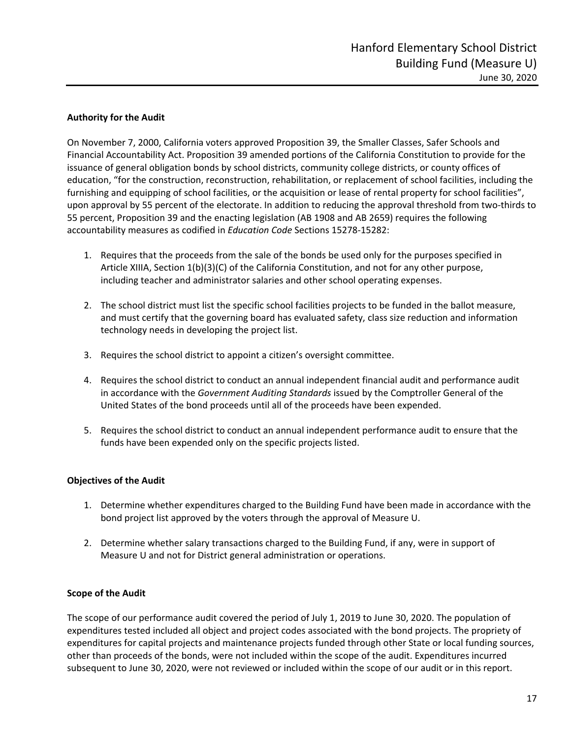## Authority for the Audit

On November 7, 2000, California voters approved Proposition 39, the Smaller Classes, Safer Schools and Financial Accountability Act. Proposition 39 amended portions of the California Constitution to provide for the issuance of general obligation bonds by school districts, community college districts, or county offices of education, "for the construction, reconstruction, rehabilitation, or replacement of school facilities, including the furnishing and equipping of school facilities, or the acquisition or lease of rental property for school facilities", upon approval by 55 percent of the electorate. In addition to reducing the approval threshold from two-thirds to 55 percent, Proposition 39 and the enacting legislation (AB 1908 and AB 2659) requires the following accountability measures as codified in *Education Code* Sections 15278-15282:

1. Requires that the proceeds from the sale of the bonds be used only for the purposes specified in Article XIIIA, Section 1(b)(3)(C) of the California Constitution, and not for any other purpose, including teacher and administrator salaries and other school operating expenses.

2. The school district must list the specific school facilities projects to be funded in the ballot measure, and must certify that the governing board has evaluated safety, class size reduction and information technology needs in developing the project list.

3. Requires the school district to appoint a citizen's oversight committee.

4. Requires the school district to conduct an annual independent financial audit and performance audit in accordance with the *Government Auditing Standards* issued by the Comptroller General of the United States of the bond proceeds until all of the proceeds have been expended.

5. Requires the school district to conduct an annual independent performance audit to ensure that the funds have been expended only on the specific projects listed.

## Objectives of the Audit

1. Determine whether expenditures charged to the Building Fund have been made in accordance with the bond project list approved by the voters through the approval of Measure U.

2. Determine whether salary transactions charged to the Building Fund, if any, were in support of Measure U and not for District general administration or operations.

## Scope of the Audit

The scope of our performance audit covered the period of July 1, 2019 to June 30, 2020. The population of expenditures tested included all object and project codes associated with the bond projects. The propriety of expenditures for capital projects and maintenance projects funded through other State or local funding sources, other than proceeds of the bonds, were not included within the scope of the audit. Expenditures incurred subsequent to June 30, 2020, were not reviewed or included within the scope of our audit or in this report.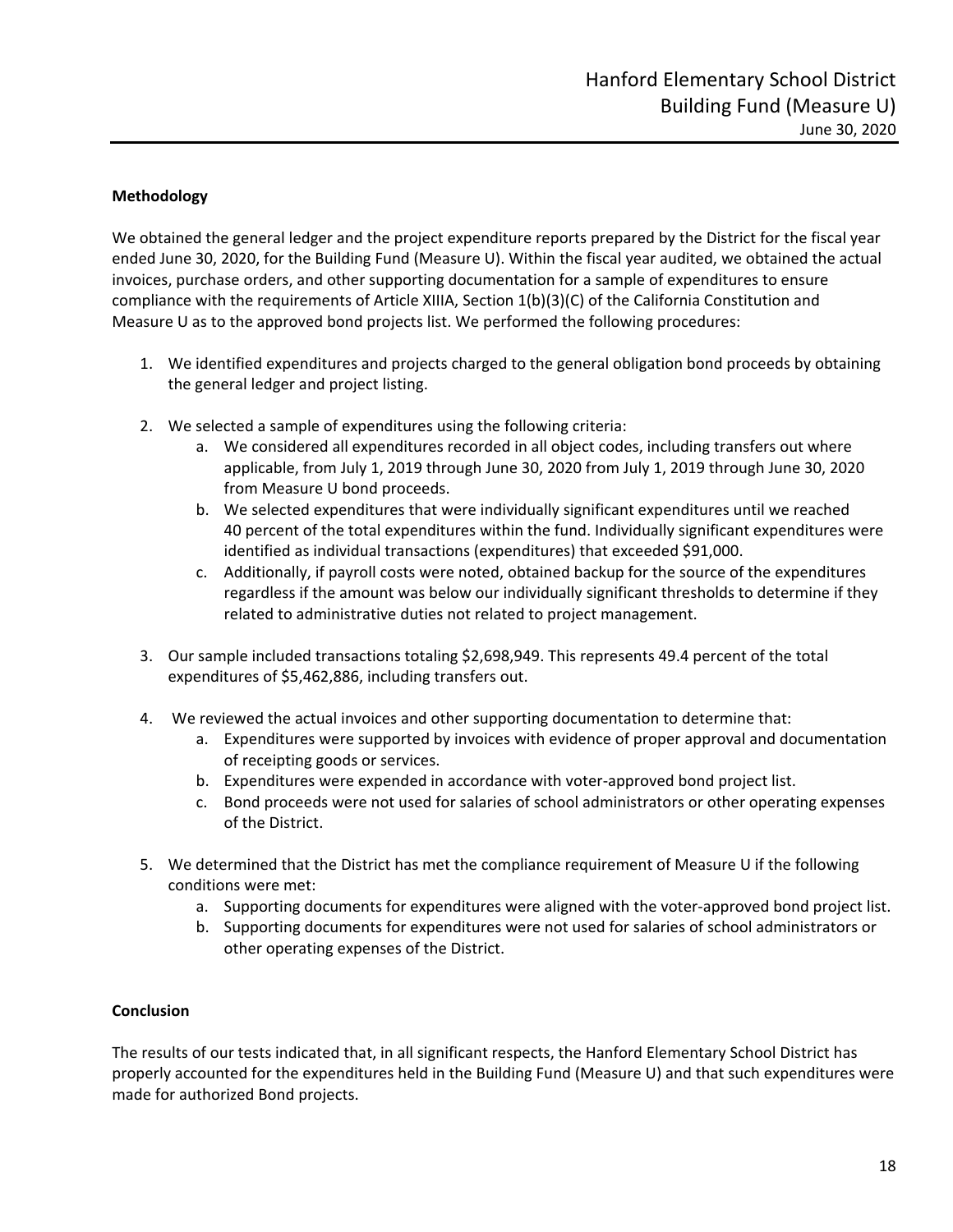### Methodology

We obtained the general ledger and the project expenditure reports prepared by the District for the fiscal year ended June 30, 2020, for the Building Fund (Measure U). Within the fiscal year audited, we obtained the actual invoices, purchase orders, and other supporting documentation for a sample of expenditures to ensure compliance with the requirements of Article XIIIA, Section 1(b)(3)(C) of the California Constitution and Measure U as to the approved bond projects list. We performed the following procedures:

1. We identified expenditures and projects charged to the general obligation bond proceeds by obtaining the general ledger and project listing.

2. We selected a sample of expenditures using the following criteria:
   a. We considered all expenditures recorded in all object codes, including transfers out where applicable, from July 1, 2019 through June 30, 2020 from July 1, 2019 through June 30, 2020 from Measure U bond proceeds.
   b. We selected expenditures that were individually significant expenditures until we reached 40 percent of the total expenditures within the fund. Individually significant expenditures were identified as individual transactions (expenditures) that exceeded $91,000.
   c. Additionally, if payroll costs were noted, obtained backup for the source of the expenditures regardless if the amount was below our individually significant thresholds to determine if they related to administrative duties not related to project management.

3. Our sample included transactions totaling $2,698,949. This represents 49.4 percent of the total expenditures of $5,462,886, including transfers out.

4. We reviewed the actual invoices and other supporting documentation to determine that:
   a. Expenditures were supported by invoices with evidence of proper approval and documentation of receipting goods or services.
   b. Expenditures were expended in accordance with voter-approved bond project list.
   c. Bond proceeds were not used for salaries of school administrators or other operating expenses of the District.

5. We determined that the District has met the compliance requirement of Measure U if the following conditions were met:
   a. Supporting documents for expenditures were aligned with the voter-approved bond project list.
   b. Supporting documents for expenditures were not used for salaries of school administrators or other operating expenses of the District.

### Conclusion

The results of our tests indicated that, in all significant respects, the Hanford Elementary School District has properly accounted for the expenditures held in the Building Fund (Measure U) and that such expenditures were made for authorized Bond projects.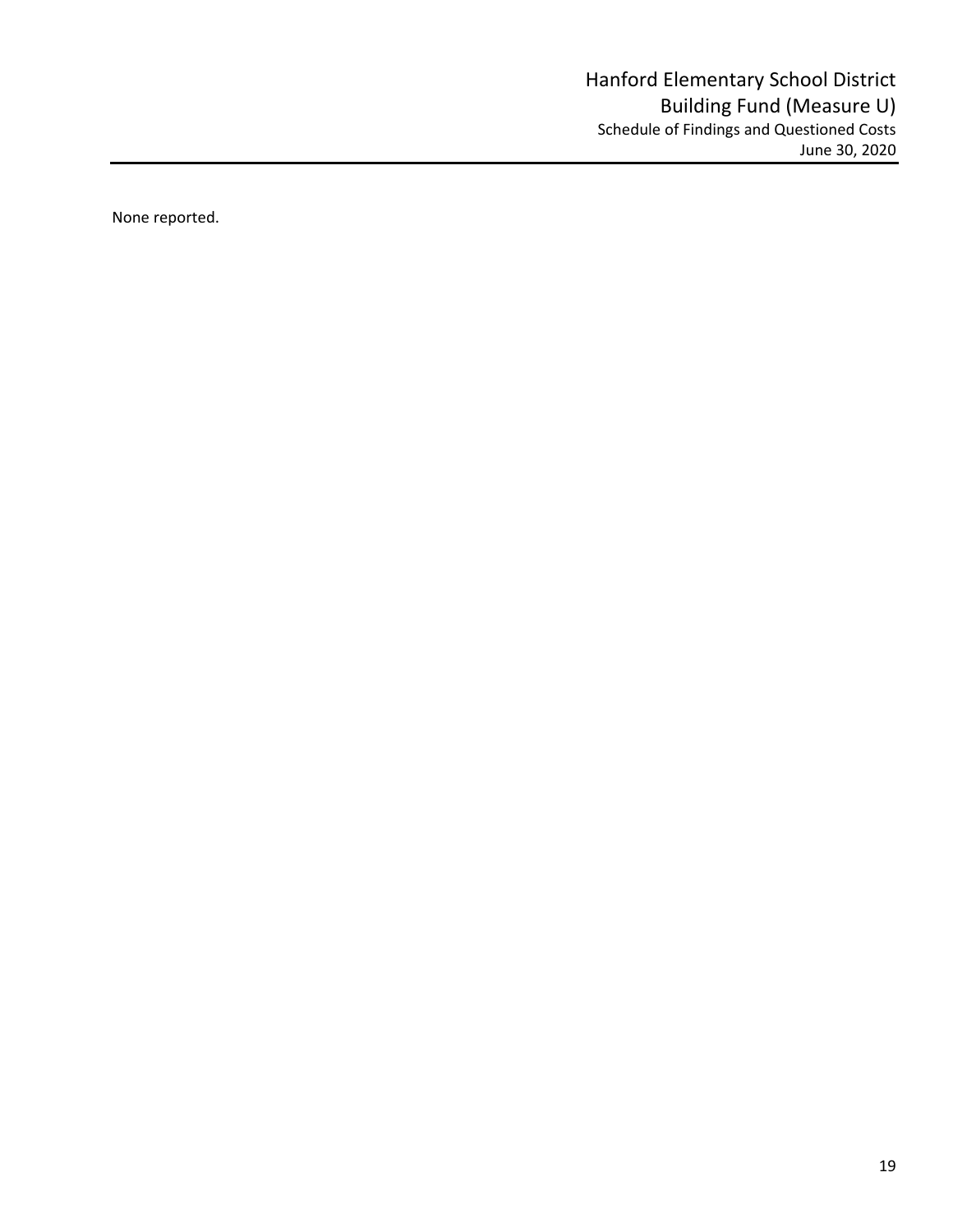# Hanford Elementary School District
## Building Fund (Measure U)
### Schedule of Findings and Questioned Costs
June 30, 2020

None reported.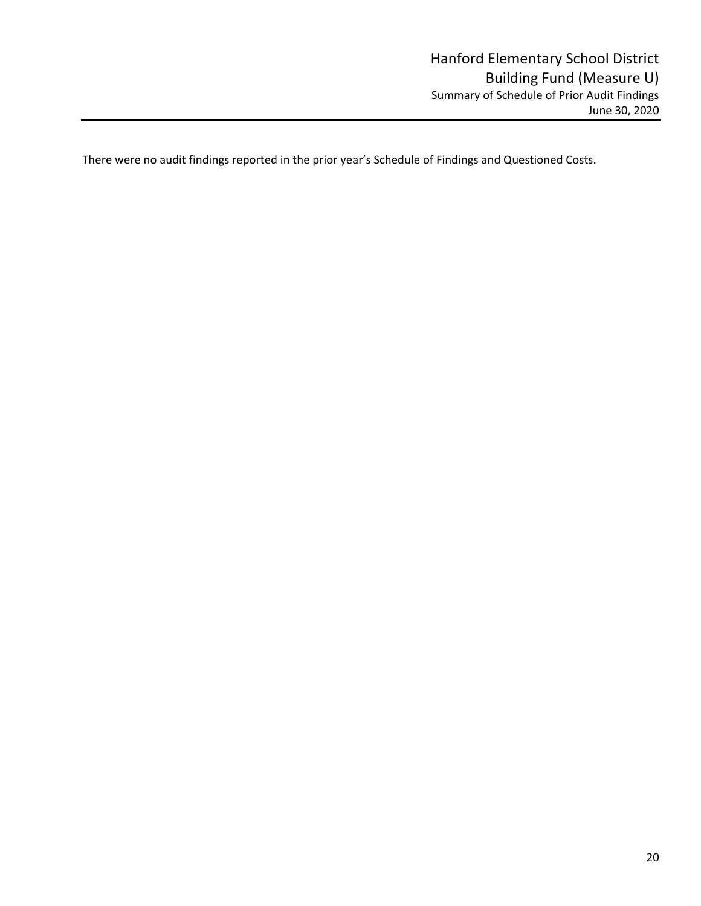# Hanford Elementary School District
## Building Fund (Measure U)
### Summary of Schedule of Prior Audit Findings
June 30, 2020

There were no audit findings reported in the prior year's Schedule of Findings and Questioned Costs.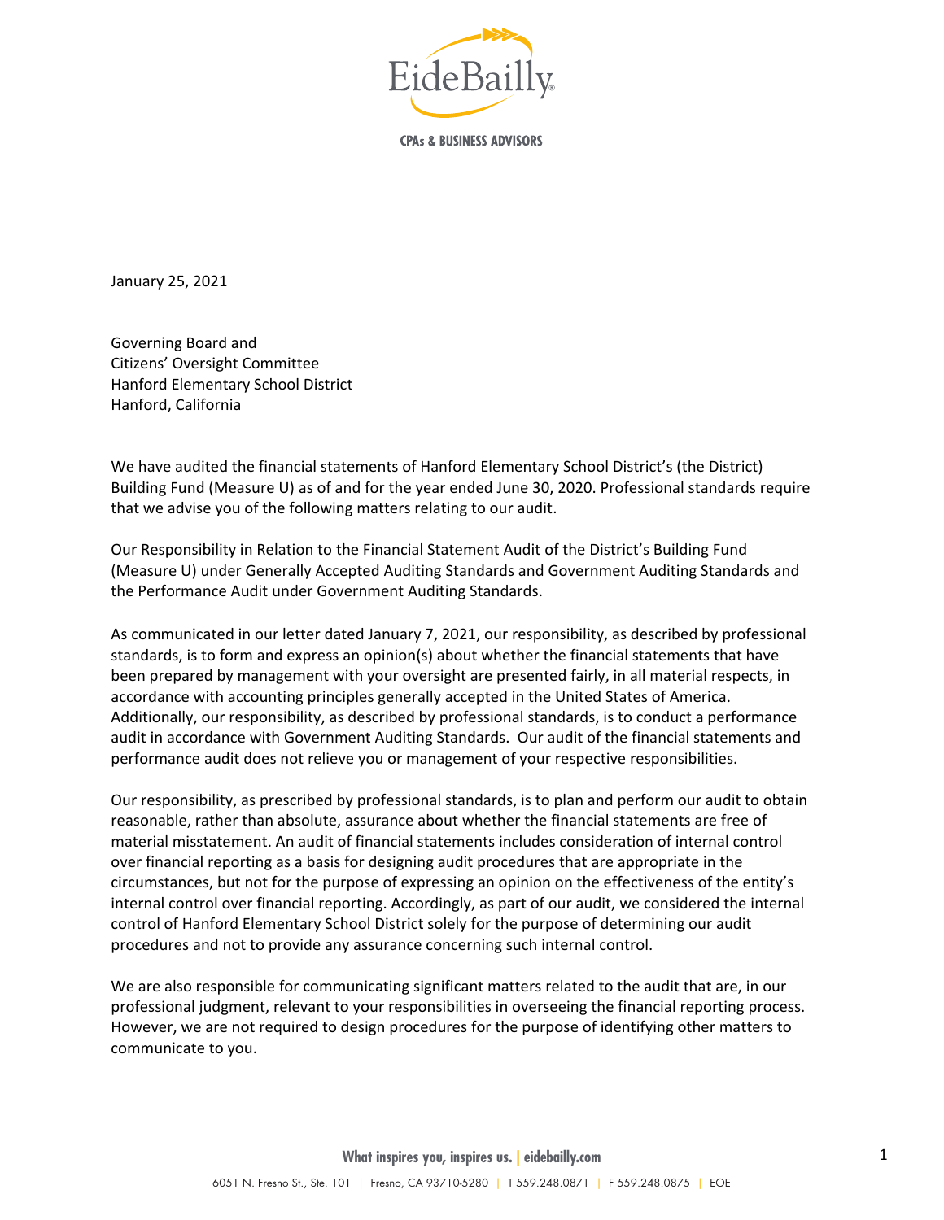January 25, 2021

Governing Board and
Citizens' Oversight Committee
Hanford Elementary School District
Hanford, California

We have audited the financial statements of Hanford Elementary School District's (the District) Building Fund (Measure U) as of and for the year ended June 30, 2020. Professional standards require that we advise you of the following matters relating to our audit.

Our Responsibility in Relation to the Financial Statement Audit of the District's Building Fund (Measure U) under Generally Accepted Auditing Standards and Government Auditing Standards and the Performance Audit under Government Auditing Standards.

As communicated in our letter dated January 7, 2021, our responsibility, as described by professional standards, is to form and express an opinion(s) about whether the financial statements that have been prepared by management with your oversight are presented fairly, in all material respects, in accordance with accounting principles generally accepted in the United States of America. Additionally, our responsibility, as described by professional standards, is to conduct a performance audit in accordance with Government Auditing Standards. Our audit of the financial statements and performance audit does not relieve you or management of your respective responsibilities.

Our responsibility, as prescribed by professional standards, is to plan and perform our audit to obtain reasonable, rather than absolute, assurance about whether the financial statements are free of material misstatement. An audit of financial statements includes consideration of internal control over financial reporting as a basis for designing audit procedures that are appropriate in the circumstances, but not for the purpose of expressing an opinion on the effectiveness of the entity's internal control over financial reporting. Accordingly, as part of our audit, we considered the internal control of Hanford Elementary School District solely for the purpose of determining our audit procedures and not to provide any assurance concerning such internal control.

We are also responsible for communicating significant matters related to the audit that are, in our professional judgment, relevant to your responsibilities in overseeing the financial reporting process. However, we are not required to design procedures for the purpose of identifying other matters to communicate to you.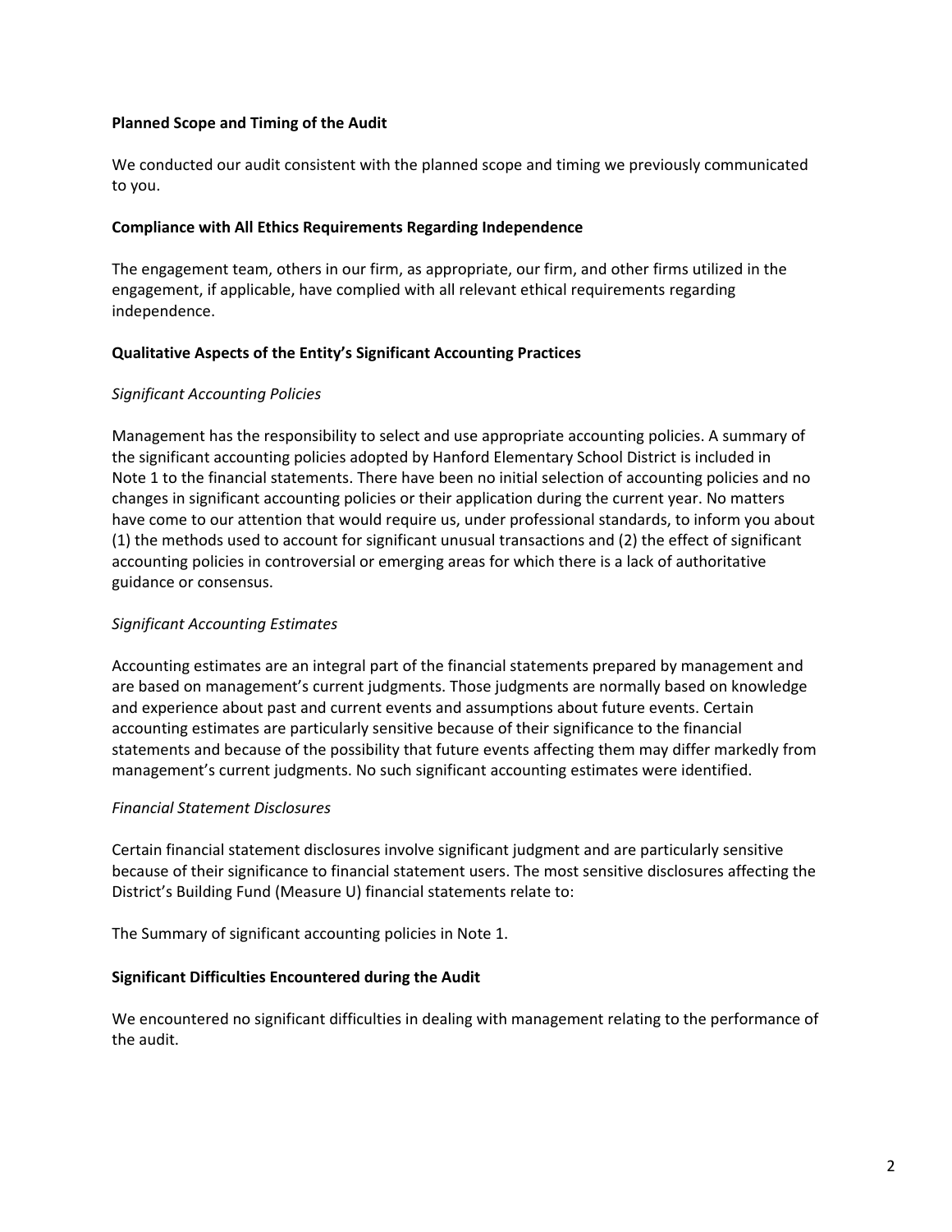**Planned Scope and Timing of the Audit**

We conducted our audit consistent with the planned scope and timing we previously communicated to you.

**Compliance with All Ethics Requirements Regarding Independence**

The engagement team, others in our firm, as appropriate, our firm, and other firms utilized in the engagement, if applicable, have complied with all relevant ethical requirements regarding independence.

**Qualitative Aspects of the Entity's Significant Accounting Practices**

*Significant Accounting Policies*

Management has the responsibility to select and use appropriate accounting policies. A summary of the significant accounting policies adopted by Hanford Elementary School District is included in Note 1 to the financial statements. There have been no initial selection of accounting policies and no changes in significant accounting policies or their application during the current year. No matters have come to our attention that would require us, under professional standards, to inform you about (1) the methods used to account for significant unusual transactions and (2) the effect of significant accounting policies in controversial or emerging areas for which there is a lack of authoritative guidance or consensus.

*Significant Accounting Estimates*

Accounting estimates are an integral part of the financial statements prepared by management and are based on management's current judgments. Those judgments are normally based on knowledge and experience about past and current events and assumptions about future events. Certain accounting estimates are particularly sensitive because of their significance to the financial statements and because of the possibility that future events affecting them may differ markedly from management's current judgments. No such significant accounting estimates were identified.

*Financial Statement Disclosures*

Certain financial statement disclosures involve significant judgment and are particularly sensitive because of their significance to financial statement users. The most sensitive disclosures affecting the District's Building Fund (Measure U) financial statements relate to:

The Summary of significant accounting policies in Note 1.

**Significant Difficulties Encountered during the Audit**

We encountered no significant difficulties in dealing with management relating to the performance of the audit.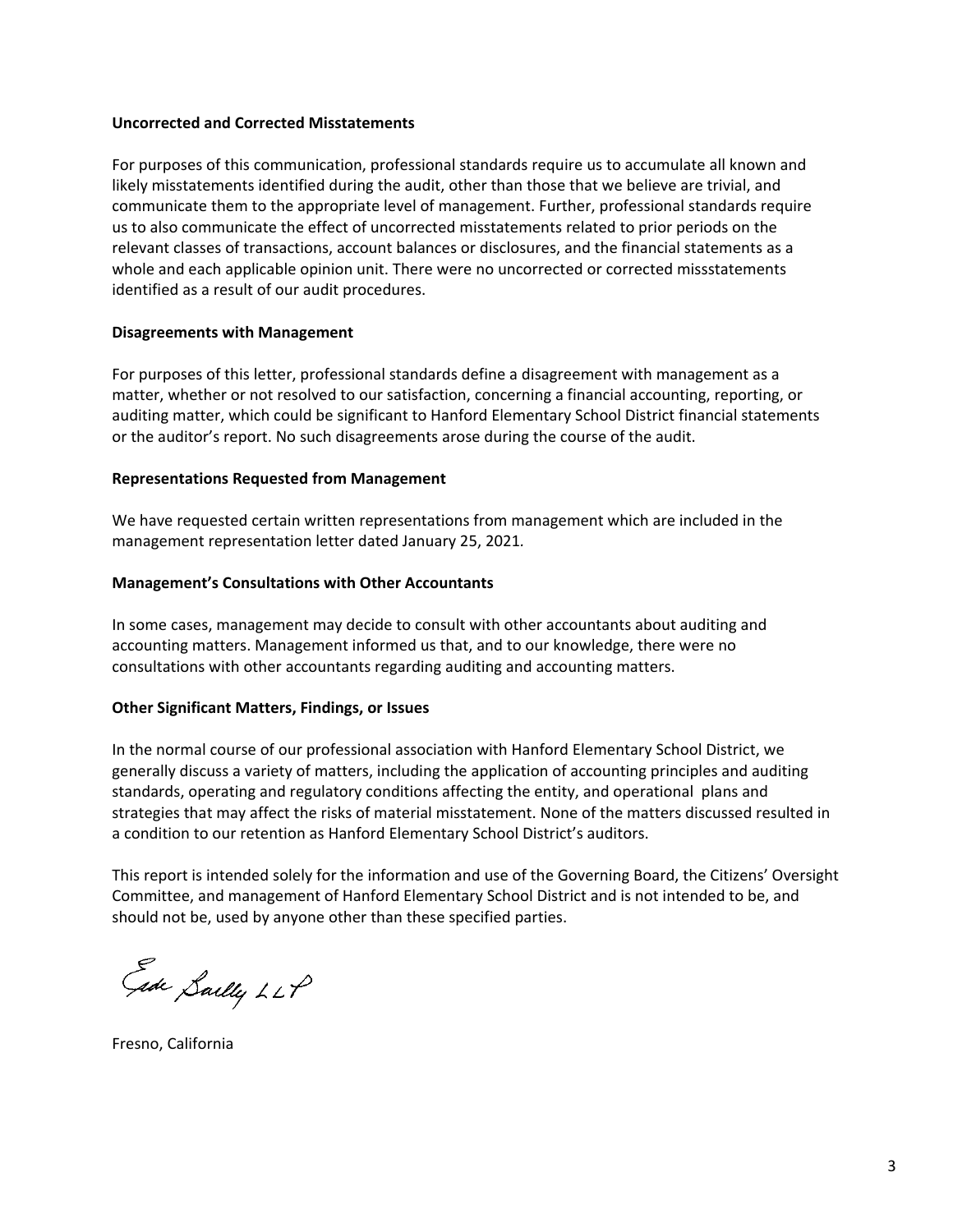**Uncorrected and Corrected Misstatements**

For purposes of this communication, professional standards require us to accumulate all known and likely misstatements identified during the audit, other than those that we believe are trivial, and communicate them to the appropriate level of management. Further, professional standards require us to also communicate the effect of uncorrected misstatements related to prior periods on the relevant classes of transactions, account balances or disclosures, and the financial statements as a whole and each applicable opinion unit. There were no uncorrected or corrected missstatements identified as a result of our audit procedures.

**Disagreements with Management**

For purposes of this letter, professional standards define a disagreement with management as a matter, whether or not resolved to our satisfaction, concerning a financial accounting, reporting, or auditing matter, which could be significant to Hanford Elementary School District financial statements or the auditor's report. No such disagreements arose during the course of the audit.

**Representations Requested from Management**

We have requested certain written representations from management which are included in the management representation letter dated January 25, 2021.

**Management's Consultations with Other Accountants**

In some cases, management may decide to consult with other accountants about auditing and accounting matters. Management informed us that, and to our knowledge, there were no consultations with other accountants regarding auditing and accounting matters.

**Other Significant Matters, Findings, or Issues**

In the normal course of our professional association with Hanford Elementary School District, we generally discuss a variety of matters, including the application of accounting principles and auditing standards, operating and regulatory conditions affecting the entity, and operational plans and strategies that may affect the risks of material misstatement. None of the matters discussed resulted in a condition to our retention as Hanford Elementary School District's auditors.

This report is intended solely for the information and use of the Governing Board, the Citizens' Oversight Committee, and management of Hanford Elementary School District and is not intended to be, and should not be, used by anyone other than these specified parties.

Eide Bailly LLP

Fresno, California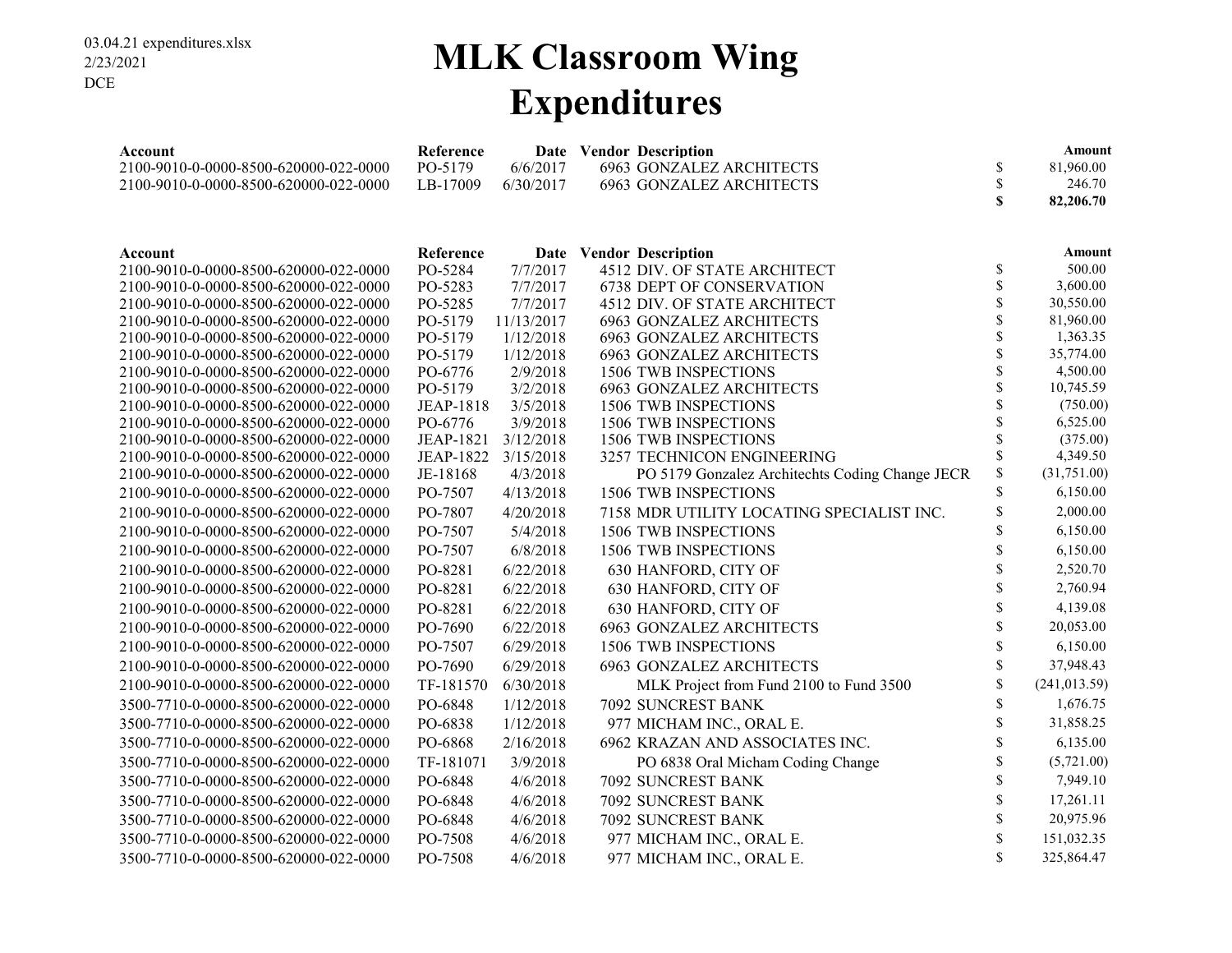03.04.21 expenditures.xlsx
2/23/2021
DCE

# MLK Classroom Wing Expenditures

| Account | Reference | Date | Vendor | Description | | Amount |
|---|---|---|---|---|---|---|
| 2100-9010-0-0000-8500-620000-022-0000 | PO-5179 | 6/6/2017 | 6963 | GONZALEZ ARCHITECTS | $ | 81,960.00 |
| 2100-9010-0-0000-8500-620000-022-0000 | LB-17009 | 6/30/2017 | 6963 | GONZALEZ ARCHITECTS | $ | 246.70 |
| | | | | | **$** | **82,206.70** |

| Account | Reference | Date | Vendor | Description | | Amount |
|---|---|---|---|---|---|---|
| 2100-9010-0-0000-8500-620000-022-0000 | PO-5284 | 7/7/2017 | 4512 | DIV. OF STATE ARCHITECT | $ | 500.00 |
| 2100-9010-0-0000-8500-620000-022-0000 | PO-5283 | 7/7/2017 | 6738 | DEPT OF CONSERVATION | $ | 3,600.00 |
| 2100-9010-0-0000-8500-620000-022-0000 | PO-5285 | 7/7/2017 | 4512 | DIV. OF STATE ARCHITECT | $ | 30,550.00 |
| 2100-9010-0-0000-8500-620000-022-0000 | PO-5179 | 11/13/2017 | 6963 | GONZALEZ ARCHITECTS | $ | 81,960.00 |
| 2100-9010-0-0000-8500-620000-022-0000 | PO-5179 | 1/12/2018 | 6963 | GONZALEZ ARCHITECTS | $ | 1,363.35 |
| 2100-9010-0-0000-8500-620000-022-0000 | PO-5179 | 1/12/2018 | 6963 | GONZALEZ ARCHITECTS | $ | 35,774.00 |
| 2100-9010-0-0000-8500-620000-022-0000 | PO-6776 | 2/9/2018 | 1506 | TWB INSPECTIONS | $ | 4,500.00 |
| 2100-9010-0-0000-8500-620000-022-0000 | PO-5179 | 3/2/2018 | 6963 | GONZALEZ ARCHITECTS | $ | 10,745.59 |
| 2100-9010-0-0000-8500-620000-022-0000 | JEAP-1818 | 3/5/2018 | 1506 | TWB INSPECTIONS | $ | (750.00) |
| 2100-9010-0-0000-8500-620000-022-0000 | PO-6776 | 3/9/2018 | 1506 | TWB INSPECTIONS | $ | 6,525.00 |
| 2100-9010-0-0000-8500-620000-022-0000 | JEAP-1821 | 3/12/2018 | 1506 | TWB INSPECTIONS | $ | (375.00) |
| 2100-9010-0-0000-8500-620000-022-0000 | JEAP-1822 | 3/15/2018 | 3257 | TECHNICON ENGINEERING | $ | 4,349.50 |
| 2100-9010-0-0000-8500-620000-022-0000 | JE-18168 | 4/3/2018 | | PO 5179 Gonzalez Architechts Coding Change JECR | $ | (31,751.00) |
| 2100-9010-0-0000-8500-620000-022-0000 | PO-7507 | 4/13/2018 | 1506 | TWB INSPECTIONS | $ | 6,150.00 |
| 2100-9010-0-0000-8500-620000-022-0000 | PO-7807 | 4/20/2018 | 7158 | MDR UTILITY LOCATING SPECIALIST INC. | $ | 2,000.00 |
| 2100-9010-0-0000-8500-620000-022-0000 | PO-7507 | 5/4/2018 | 1506 | TWB INSPECTIONS | $ | 6,150.00 |
| 2100-9010-0-0000-8500-620000-022-0000 | PO-7507 | 6/8/2018 | 1506 | TWB INSPECTIONS | $ | 6,150.00 |
| 2100-9010-0-0000-8500-620000-022-0000 | PO-8281 | 6/22/2018 | 630 | HANFORD, CITY OF | $ | 2,520.70 |
| 2100-9010-0-0000-8500-620000-022-0000 | PO-8281 | 6/22/2018 | 630 | HANFORD, CITY OF | $ | 2,760.94 |
| 2100-9010-0-0000-8500-620000-022-0000 | PO-8281 | 6/22/2018 | 630 | HANFORD, CITY OF | $ | 4,139.08 |
| 2100-9010-0-0000-8500-620000-022-0000 | PO-7690 | 6/22/2018 | 6963 | GONZALEZ ARCHITECTS | $ | 20,053.00 |
| 2100-9010-0-0000-8500-620000-022-0000 | PO-7507 | 6/29/2018 | 1506 | TWB INSPECTIONS | $ | 6,150.00 |
| 2100-9010-0-0000-8500-620000-022-0000 | PO-7690 | 6/29/2018 | 6963 | GONZALEZ ARCHITECTS | $ | 37,948.43 |
| 2100-9010-0-0000-8500-620000-022-0000 | TF-181570 | 6/30/2018 | | MLK Project from Fund 2100 to Fund 3500 | $ | (241,013.59) |
| 3500-7710-0-0000-8500-620000-022-0000 | PO-6848 | 1/12/2018 | 7092 | SUNCREST BANK | $ | 1,676.75 |
| 3500-7710-0-0000-8500-620000-022-0000 | PO-6838 | 1/12/2018 | 977 | MICHAM INC., ORAL E. | $ | 31,858.25 |
| 3500-7710-0-0000-8500-620000-022-0000 | PO-6868 | 2/16/2018 | 6962 | KRAZAN AND ASSOCIATES INC. | $ | 6,135.00 |
| 3500-7710-0-0000-8500-620000-022-0000 | TF-181071 | 3/9/2018 | | PO 6838 Oral Micham Coding Change | $ | (5,721.00) |
| 3500-7710-0-0000-8500-620000-022-0000 | PO-6848 | 4/6/2018 | 7092 | SUNCREST BANK | $ | 7,949.10 |
| 3500-7710-0-0000-8500-620000-022-0000 | PO-6848 | 4/6/2018 | 7092 | SUNCREST BANK | $ | 17,261.11 |
| 3500-7710-0-0000-8500-620000-022-0000 | PO-6848 | 4/6/2018 | 7092 | SUNCREST BANK | $ | 20,975.96 |
| 3500-7710-0-0000-8500-620000-022-0000 | PO-7508 | 4/6/2018 | 977 | MICHAM INC., ORAL E. | $ | 151,032.35 |
| 3500-7710-0-0000-8500-620000-022-0000 | PO-7508 | 4/6/2018 | 977 | MICHAM INC., ORAL E. | $ | 325,864.47 |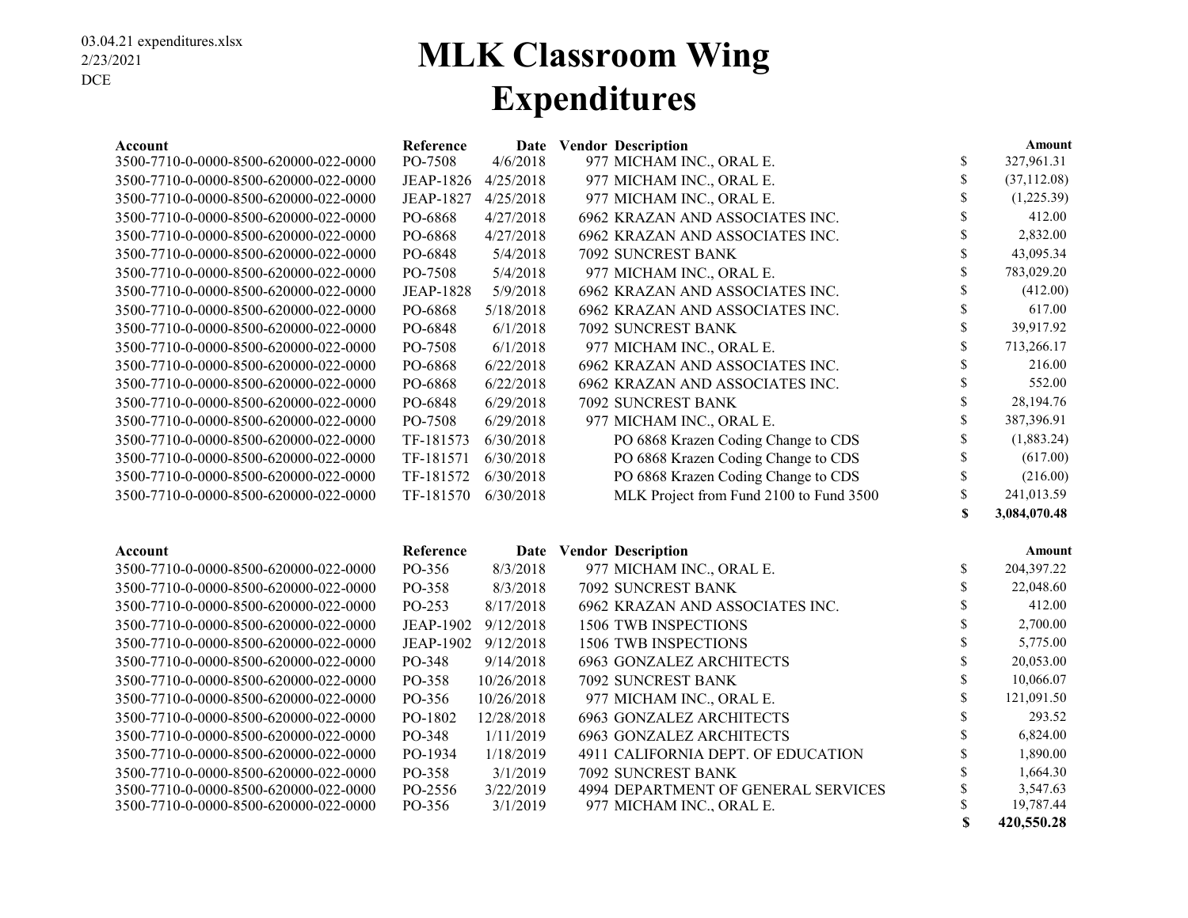03.04.21 expenditures.xlsx
2/23/2021
DCE

# MLK Classroom Wing Expenditures

| Account | Reference | Date | Vendor | Description | | Amount |
|---|---|---|---|---|---|---|
| 3500-7710-0-0000-8500-620000-022-0000 | PO-7508 | 4/6/2018 | 977 | MICHAM INC., ORAL E. | $ | 327,961.31 |
| 3500-7710-0-0000-8500-620000-022-0000 | JEAP-1826 | 4/25/2018 | 977 | MICHAM INC., ORAL E. | $ | (37,112.08) |
| 3500-7710-0-0000-8500-620000-022-0000 | JEAP-1827 | 4/25/2018 | 977 | MICHAM INC., ORAL E. | $ | (1,225.39) |
| 3500-7710-0-0000-8500-620000-022-0000 | PO-6868 | 4/27/2018 | 6962 | KRAZAN AND ASSOCIATES INC. | $ | 412.00 |
| 3500-7710-0-0000-8500-620000-022-0000 | PO-6868 | 4/27/2018 | 6962 | KRAZAN AND ASSOCIATES INC. | $ | 2,832.00 |
| 3500-7710-0-0000-8500-620000-022-0000 | PO-6848 | 5/4/2018 | 7092 | SUNCREST BANK | $ | 43,095.34 |
| 3500-7710-0-0000-8500-620000-022-0000 | PO-7508 | 5/4/2018 | 977 | MICHAM INC., ORAL E. | $ | 783,029.20 |
| 3500-7710-0-0000-8500-620000-022-0000 | JEAP-1828 | 5/9/2018 | 6962 | KRAZAN AND ASSOCIATES INC. | $ | (412.00) |
| 3500-7710-0-0000-8500-620000-022-0000 | PO-6868 | 5/18/2018 | 6962 | KRAZAN AND ASSOCIATES INC. | $ | 617.00 |
| 3500-7710-0-0000-8500-620000-022-0000 | PO-6848 | 6/1/2018 | 7092 | SUNCREST BANK | $ | 39,917.92 |
| 3500-7710-0-0000-8500-620000-022-0000 | PO-7508 | 6/1/2018 | 977 | MICHAM INC., ORAL E. | $ | 713,266.17 |
| 3500-7710-0-0000-8500-620000-022-0000 | PO-6868 | 6/22/2018 | 6962 | KRAZAN AND ASSOCIATES INC. | $ | 216.00 |
| 3500-7710-0-0000-8500-620000-022-0000 | PO-6868 | 6/22/2018 | 6962 | KRAZAN AND ASSOCIATES INC. | $ | 552.00 |
| 3500-7710-0-0000-8500-620000-022-0000 | PO-6848 | 6/29/2018 | 7092 | SUNCREST BANK | $ | 28,194.76 |
| 3500-7710-0-0000-8500-620000-022-0000 | PO-7508 | 6/29/2018 | 977 | MICHAM INC., ORAL E. | $ | 387,396.91 |
| 3500-7710-0-0000-8500-620000-022-0000 | TF-181573 | 6/30/2018 | | PO 6868 Krazen Coding Change to CDS | $ | (1,883.24) |
| 3500-7710-0-0000-8500-620000-022-0000 | TF-181571 | 6/30/2018 | | PO 6868 Krazen Coding Change to CDS | $ | (617.00) |
| 3500-7710-0-0000-8500-620000-022-0000 | TF-181572 | 6/30/2018 | | PO 6868 Krazen Coding Change to CDS | $ | (216.00) |
| 3500-7710-0-0000-8500-620000-022-0000 | TF-181570 | 6/30/2018 | | MLK Project from Fund 2100 to Fund 3500 | $ | 241,013.59 |
| | | | | | **$** | **3,084,070.48** |

| Account | Reference | Date | Vendor | Description | | Amount |
|---|---|---|---|---|---|---|
| 3500-7710-0-0000-8500-620000-022-0000 | PO-356 | 8/3/2018 | 977 | MICHAM INC., ORAL E. | $ | 204,397.22 |
| 3500-7710-0-0000-8500-620000-022-0000 | PO-358 | 8/3/2018 | 7092 | SUNCREST BANK | $ | 22,048.60 |
| 3500-7710-0-0000-8500-620000-022-0000 | PO-253 | 8/17/2018 | 6962 | KRAZAN AND ASSOCIATES INC. | $ | 412.00 |
| 3500-7710-0-0000-8500-620000-022-0000 | JEAP-1902 | 9/12/2018 | 1506 | TWB INSPECTIONS | $ | 2,700.00 |
| 3500-7710-0-0000-8500-620000-022-0000 | JEAP-1902 | 9/12/2018 | 1506 | TWB INSPECTIONS | $ | 5,775.00 |
| 3500-7710-0-0000-8500-620000-022-0000 | PO-348 | 9/14/2018 | 6963 | GONZALEZ ARCHITECTS | $ | 20,053.00 |
| 3500-7710-0-0000-8500-620000-022-0000 | PO-358 | 10/26/2018 | 7092 | SUNCREST BANK | $ | 10,066.07 |
| 3500-7710-0-0000-8500-620000-022-0000 | PO-356 | 10/26/2018 | 977 | MICHAM INC., ORAL E. | $ | 121,091.50 |
| 3500-7710-0-0000-8500-620000-022-0000 | PO-1802 | 12/28/2018 | 6963 | GONZALEZ ARCHITECTS | $ | 293.52 |
| 3500-7710-0-0000-8500-620000-022-0000 | PO-348 | 1/11/2019 | 6963 | GONZALEZ ARCHITECTS | $ | 6,824.00 |
| 3500-7710-0-0000-8500-620000-022-0000 | PO-1934 | 1/18/2019 | 4911 | CALIFORNIA DEPT. OF EDUCATION | $ | 1,890.00 |
| 3500-7710-0-0000-8500-620000-022-0000 | PO-358 | 3/1/2019 | 7092 | SUNCREST BANK | $ | 1,664.30 |
| 3500-7710-0-0000-8500-620000-022-0000 | PO-2556 | 3/22/2019 | 4994 | DEPARTMENT OF GENERAL SERVICES | $ | 3,547.63 |
| 3500-7710-0-0000-8500-620000-022-0000 | PO-356 | 3/1/2019 | 977 | MICHAM INC., ORAL E. | $ | 19,787.44 |
| | | | | | **$** | **420,550.28** |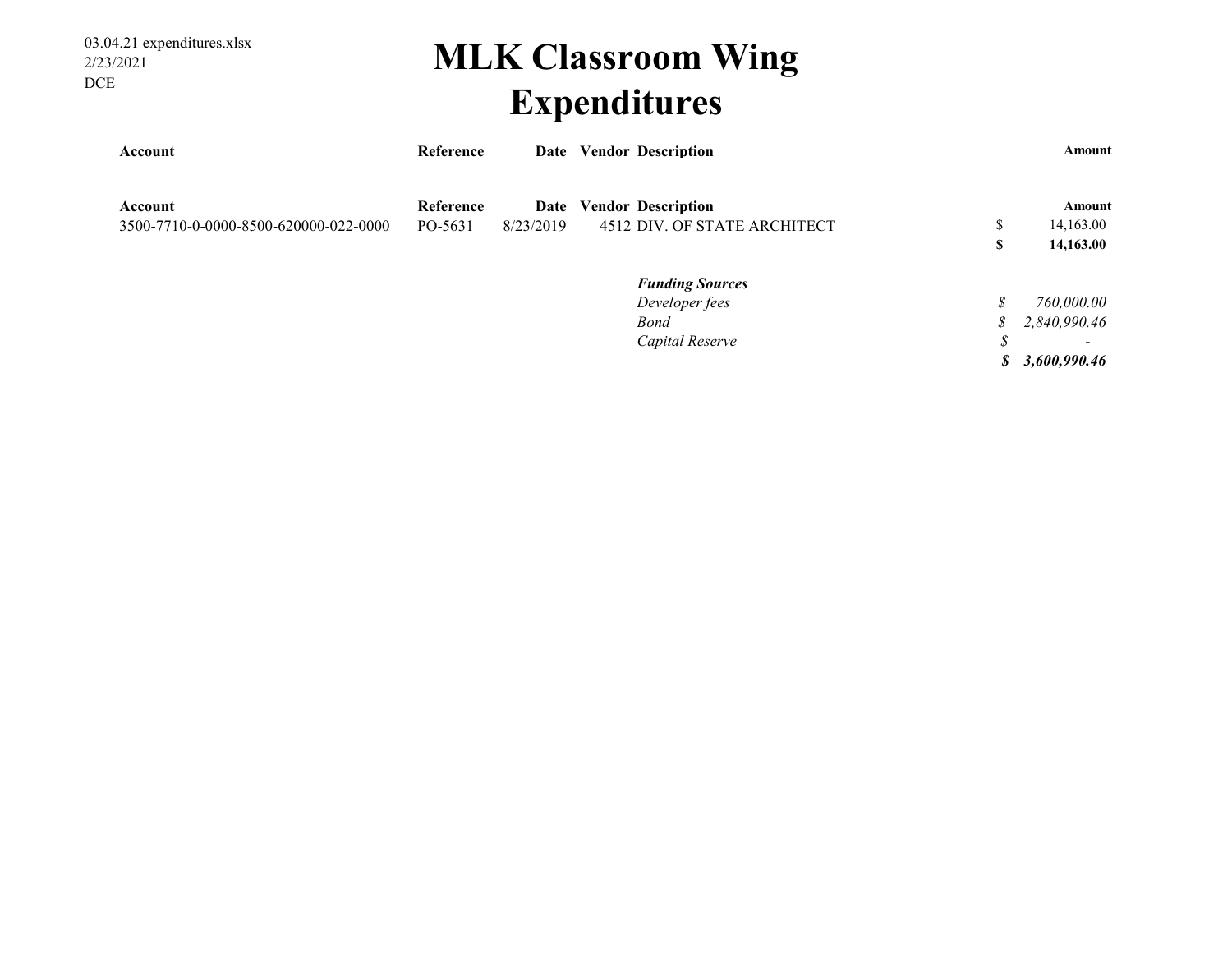03.04.21 expenditures.xlsx
2/23/2021
DCE

# MLK Classroom Wing
# Expenditures

| Account | Reference | Date | Vendor | Description | Amount |
|---|---|---|---|---|---|
| Account | Reference | Date | Vendor | Description | Amount |
| 3500-7710-0-0000-8500-620000-022-0000 | PO-5631 | 8/23/2019 | 4512 | DIV. OF STATE ARCHITECT | $ 14,163.00 |
| | | | | | **$ 14,163.00** |

| ***Funding Sources*** | |
|---|---|
| *Developer fees* | *$ 760,000.00* |
| *Bond* | *$ 2,840,990.46* |
| *Capital Reserve* | *$ -* |
| | ***$ 3,600,990.46*** |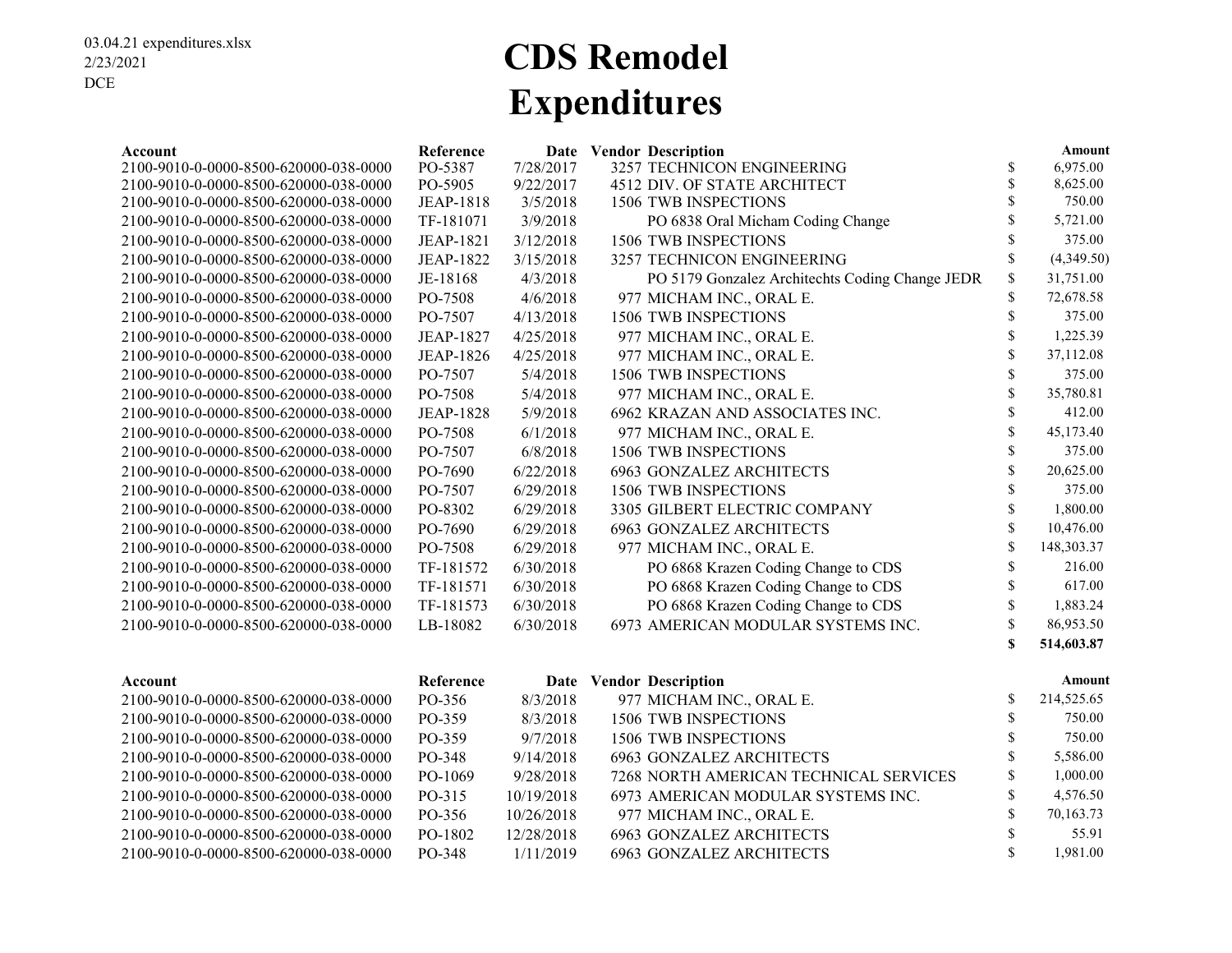03.04.21 expenditures.xlsx
2/23/2021
DCE

# CDS Remodel
# Expenditures

| Account | Reference | Date | Vendor | Description | | Amount |
|---|---|---|---|---|---|---|
| 2100-9010-0-0000-8500-620000-038-0000 | PO-5387 | 7/28/2017 | 3257 | TECHNICON ENGINEERING | $ | 6,975.00 |
| 2100-9010-0-0000-8500-620000-038-0000 | PO-5905 | 9/22/2017 | 4512 | DIV. OF STATE ARCHITECT | $ | 8,625.00 |
| 2100-9010-0-0000-8500-620000-038-0000 | JEAP-1818 | 3/5/2018 | 1506 | TWB INSPECTIONS | $ | 750.00 |
| 2100-9010-0-0000-8500-620000-038-0000 | TF-181071 | 3/9/2018 | | PO 6838 Oral Micham Coding Change | $ | 5,721.00 |
| 2100-9010-0-0000-8500-620000-038-0000 | JEAP-1821 | 3/12/2018 | 1506 | TWB INSPECTIONS | $ | 375.00 |
| 2100-9010-0-0000-8500-620000-038-0000 | JEAP-1822 | 3/15/2018 | 3257 | TECHNICON ENGINEERING | $ | (4,349.50) |
| 2100-9010-0-0000-8500-620000-038-0000 | JE-18168 | 4/3/2018 | | PO 5179 Gonzalez Architechts Coding Change JEDR | $ | 31,751.00 |
| 2100-9010-0-0000-8500-620000-038-0000 | PO-7508 | 4/6/2018 | 977 | MICHAM INC., ORAL E. | $ | 72,678.58 |
| 2100-9010-0-0000-8500-620000-038-0000 | PO-7507 | 4/13/2018 | 1506 | TWB INSPECTIONS | $ | 375.00 |
| 2100-9010-0-0000-8500-620000-038-0000 | JEAP-1827 | 4/25/2018 | 977 | MICHAM INC., ORAL E. | $ | 1,225.39 |
| 2100-9010-0-0000-8500-620000-038-0000 | JEAP-1826 | 4/25/2018 | 977 | MICHAM INC., ORAL E. | $ | 37,112.08 |
| 2100-9010-0-0000-8500-620000-038-0000 | PO-7507 | 5/4/2018 | 1506 | TWB INSPECTIONS | $ | 375.00 |
| 2100-9010-0-0000-8500-620000-038-0000 | PO-7508 | 5/4/2018 | 977 | MICHAM INC., ORAL E. | $ | 35,780.81 |
| 2100-9010-0-0000-8500-620000-038-0000 | JEAP-1828 | 5/9/2018 | 6962 | KRAZAN AND ASSOCIATES INC. | $ | 412.00 |
| 2100-9010-0-0000-8500-620000-038-0000 | PO-7508 | 6/1/2018 | 977 | MICHAM INC., ORAL E. | $ | 45,173.40 |
| 2100-9010-0-0000-8500-620000-038-0000 | PO-7507 | 6/8/2018 | 1506 | TWB INSPECTIONS | $ | 375.00 |
| 2100-9010-0-0000-8500-620000-038-0000 | PO-7690 | 6/22/2018 | 6963 | GONZALEZ ARCHITECTS | $ | 20,625.00 |
| 2100-9010-0-0000-8500-620000-038-0000 | PO-7507 | 6/29/2018 | 1506 | TWB INSPECTIONS | $ | 375.00 |
| 2100-9010-0-0000-8500-620000-038-0000 | PO-8302 | 6/29/2018 | 3305 | GILBERT ELECTRIC COMPANY | $ | 1,800.00 |
| 2100-9010-0-0000-8500-620000-038-0000 | PO-7690 | 6/29/2018 | 6963 | GONZALEZ ARCHITECTS | $ | 10,476.00 |
| 2100-9010-0-0000-8500-620000-038-0000 | PO-7508 | 6/29/2018 | 977 | MICHAM INC., ORAL E. | $ | 148,303.37 |
| 2100-9010-0-0000-8500-620000-038-0000 | TF-181572 | 6/30/2018 | | PO 6868 Krazen Coding Change to CDS | $ | 216.00 |
| 2100-9010-0-0000-8500-620000-038-0000 | TF-181571 | 6/30/2018 | | PO 6868 Krazen Coding Change to CDS | $ | 617.00 |
| 2100-9010-0-0000-8500-620000-038-0000 | TF-181573 | 6/30/2018 | | PO 6868 Krazen Coding Change to CDS | $ | 1,883.24 |
| 2100-9010-0-0000-8500-620000-038-0000 | LB-18082 | 6/30/2018 | 6973 | AMERICAN MODULAR SYSTEMS INC. | $ | 86,953.50 |
| | | | | | **$** | **514,603.87** |

| Account | Reference | Date | Vendor | Description | | Amount |
|---|---|---|---|---|---|---|
| 2100-9010-0-0000-8500-620000-038-0000 | PO-356 | 8/3/2018 | 977 | MICHAM INC., ORAL E. | $ | 214,525.65 |
| 2100-9010-0-0000-8500-620000-038-0000 | PO-359 | 8/3/2018 | 1506 | TWB INSPECTIONS | $ | 750.00 |
| 2100-9010-0-0000-8500-620000-038-0000 | PO-359 | 9/7/2018 | 1506 | TWB INSPECTIONS | $ | 750.00 |
| 2100-9010-0-0000-8500-620000-038-0000 | PO-348 | 9/14/2018 | 6963 | GONZALEZ ARCHITECTS | $ | 5,586.00 |
| 2100-9010-0-0000-8500-620000-038-0000 | PO-1069 | 9/28/2018 | 7268 | NORTH AMERICAN TECHNICAL SERVICES | $ | 1,000.00 |
| 2100-9010-0-0000-8500-620000-038-0000 | PO-315 | 10/19/2018 | 6973 | AMERICAN MODULAR SYSTEMS INC. | $ | 4,576.50 |
| 2100-9010-0-0000-8500-620000-038-0000 | PO-356 | 10/26/2018 | 977 | MICHAM INC., ORAL E. | $ | 70,163.73 |
| 2100-9010-0-0000-8500-620000-038-0000 | PO-1802 | 12/28/2018 | 6963 | GONZALEZ ARCHITECTS | $ | 55.91 |
| 2100-9010-0-0000-8500-620000-038-0000 | PO-348 | 1/11/2019 | 6963 | GONZALEZ ARCHITECTS | $ | 1,981.00 |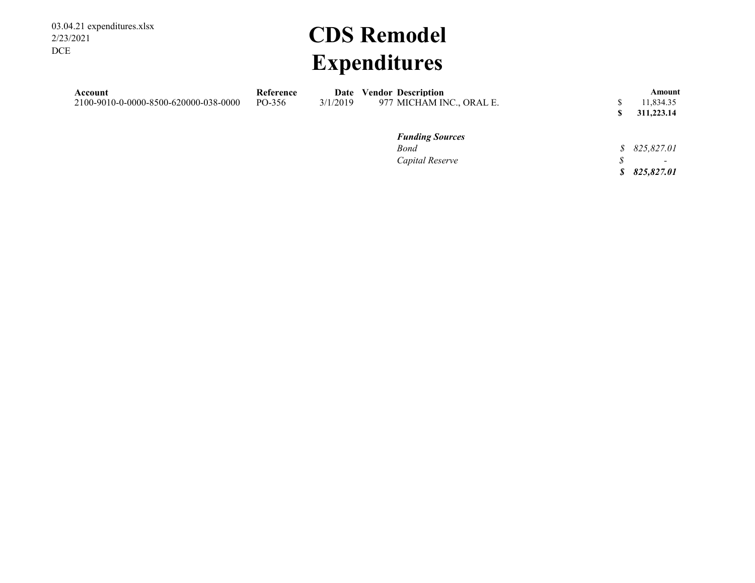03.04.21 expenditures.xlsx
2/23/2021
DCE

# CDS Remodel
# Expenditures

| Account | Reference | Date | Vendor | Description | Amount |
|---|---|---|---|---|---|
| 2100-9010-0-0000-8500-620000-038-0000 | PO-356 | 3/1/2019 | 977 | MICHAM INC., ORAL E. | $ 11,834.35 |
| | | | | | **$ 311,223.14** |

| | |
|---|---|
| ***Funding Sources*** | |
| *Bond* | *$ 825,827.01* |
| *Capital Reserve* | *$ -* |
| | ***$ 825,827.01*** |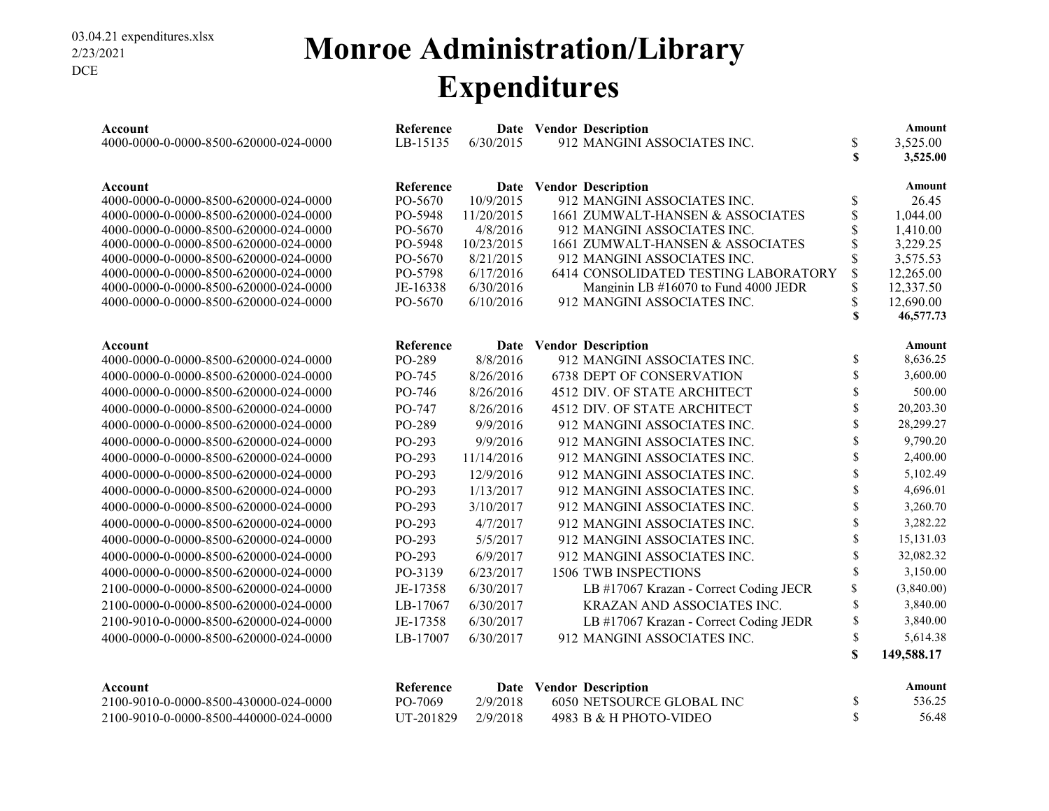03.04.21 expenditures.xlsx
2/23/2021
DCE

# Monroe Administration/Library Expenditures

| Account | Reference | Date | Vendor | Description | | Amount |
|---|---|---|---|---|---|---|
| 4000-0000-0-0000-8500-620000-024-0000 | LB-15135 | 6/30/2015 | 912 | MANGINI ASSOCIATES INC. | $ | 3,525.00 |
| | | | | | **$** | **3,525.00** |

| Account | Reference | Date | Vendor | Description | | Amount |
|---|---|---|---|---|---|---|
| 4000-0000-0-0000-8500-620000-024-0000 | PO-5670 | 10/9/2015 | 912 | MANGINI ASSOCIATES INC. | $ | 26.45 |
| 4000-0000-0-0000-8500-620000-024-0000 | PO-5948 | 11/20/2015 | 1661 | ZUMWALT-HANSEN & ASSOCIATES | $ | 1,044.00 |
| 4000-0000-0-0000-8500-620000-024-0000 | PO-5670 | 4/8/2016 | 912 | MANGINI ASSOCIATES INC. | $ | 1,410.00 |
| 4000-0000-0-0000-8500-620000-024-0000 | PO-5948 | 10/23/2015 | 1661 | ZUMWALT-HANSEN & ASSOCIATES | $ | 3,229.25 |
| 4000-0000-0-0000-8500-620000-024-0000 | PO-5670 | 8/21/2015 | 912 | MANGINI ASSOCIATES INC. | $ | 3,575.53 |
| 4000-0000-0-0000-8500-620000-024-0000 | PO-5798 | 6/17/2016 | 6414 | CONSOLIDATED TESTING LABORATORY | $ | 12,265.00 |
| 4000-0000-0-0000-8500-620000-024-0000 | JE-16338 | 6/30/2016 | | Manginin LB #16070 to Fund 4000 JEDR | $ | 12,337.50 |
| 4000-0000-0-0000-8500-620000-024-0000 | PO-5670 | 6/10/2016 | 912 | MANGINI ASSOCIATES INC. | $ | 12,690.00 |
| | | | | | **$** | **46,577.73** |

| Account | Reference | Date | Vendor | Description | | Amount |
|---|---|---|---|---|---|---|
| 4000-0000-0-0000-8500-620000-024-0000 | PO-289 | 8/8/2016 | 912 | MANGINI ASSOCIATES INC. | $ | 8,636.25 |
| 4000-0000-0-0000-8500-620000-024-0000 | PO-745 | 8/26/2016 | 6738 | DEPT OF CONSERVATION | $ | 3,600.00 |
| 4000-0000-0-0000-8500-620000-024-0000 | PO-746 | 8/26/2016 | 4512 | DIV. OF STATE ARCHITECT | $ | 500.00 |
| 4000-0000-0-0000-8500-620000-024-0000 | PO-747 | 8/26/2016 | 4512 | DIV. OF STATE ARCHITECT | $ | 20,203.30 |
| 4000-0000-0-0000-8500-620000-024-0000 | PO-289 | 9/9/2016 | 912 | MANGINI ASSOCIATES INC. | $ | 28,299.27 |
| 4000-0000-0-0000-8500-620000-024-0000 | PO-293 | 9/9/2016 | 912 | MANGINI ASSOCIATES INC. | $ | 9,790.20 |
| 4000-0000-0-0000-8500-620000-024-0000 | PO-293 | 11/14/2016 | 912 | MANGINI ASSOCIATES INC. | $ | 2,400.00 |
| 4000-0000-0-0000-8500-620000-024-0000 | PO-293 | 12/9/2016 | 912 | MANGINI ASSOCIATES INC. | $ | 5,102.49 |
| 4000-0000-0-0000-8500-620000-024-0000 | PO-293 | 1/13/2017 | 912 | MANGINI ASSOCIATES INC. | $ | 4,696.01 |
| 4000-0000-0-0000-8500-620000-024-0000 | PO-293 | 3/10/2017 | 912 | MANGINI ASSOCIATES INC. | $ | 3,260.70 |
| 4000-0000-0-0000-8500-620000-024-0000 | PO-293 | 4/7/2017 | 912 | MANGINI ASSOCIATES INC. | $ | 3,282.22 |
| 4000-0000-0-0000-8500-620000-024-0000 | PO-293 | 5/5/2017 | 912 | MANGINI ASSOCIATES INC. | $ | 15,131.03 |
| 4000-0000-0-0000-8500-620000-024-0000 | PO-293 | 6/9/2017 | 912 | MANGINI ASSOCIATES INC. | $ | 32,082.32 |
| 4000-0000-0-0000-8500-620000-024-0000 | PO-3139 | 6/23/2017 | 1506 | TWB INSPECTIONS | $ | 3,150.00 |
| 2100-0000-0-0000-8500-620000-024-0000 | JE-17358 | 6/30/2017 | | LB #17067 Krazan - Correct Coding JECR | $ | (3,840.00) |
| 2100-0000-0-0000-8500-620000-024-0000 | LB-17067 | 6/30/2017 | | KRAZAN AND ASSOCIATES INC. | $ | 3,840.00 |
| 2100-9010-0-0000-8500-620000-024-0000 | JE-17358 | 6/30/2017 | | LB #17067 Krazan - Correct Coding JEDR | $ | 3,840.00 |
| 4000-0000-0-0000-8500-620000-024-0000 | LB-17007 | 6/30/2017 | 912 | MANGINI ASSOCIATES INC. | $ | 5,614.38 |
| | | | | | **$** | **149,588.17** |

| Account | Reference | Date | Vendor | Description | | Amount |
|---|---|---|---|---|---|---|
| 2100-9010-0-0000-8500-430000-024-0000 | PO-7069 | 2/9/2018 | 6050 | NETSOURCE GLOBAL INC | $ | 536.25 |
| 2100-9010-0-0000-8500-440000-024-0000 | UT-201829 | 2/9/2018 | 4983 | B & H PHOTO-VIDEO | $ | 56.48 |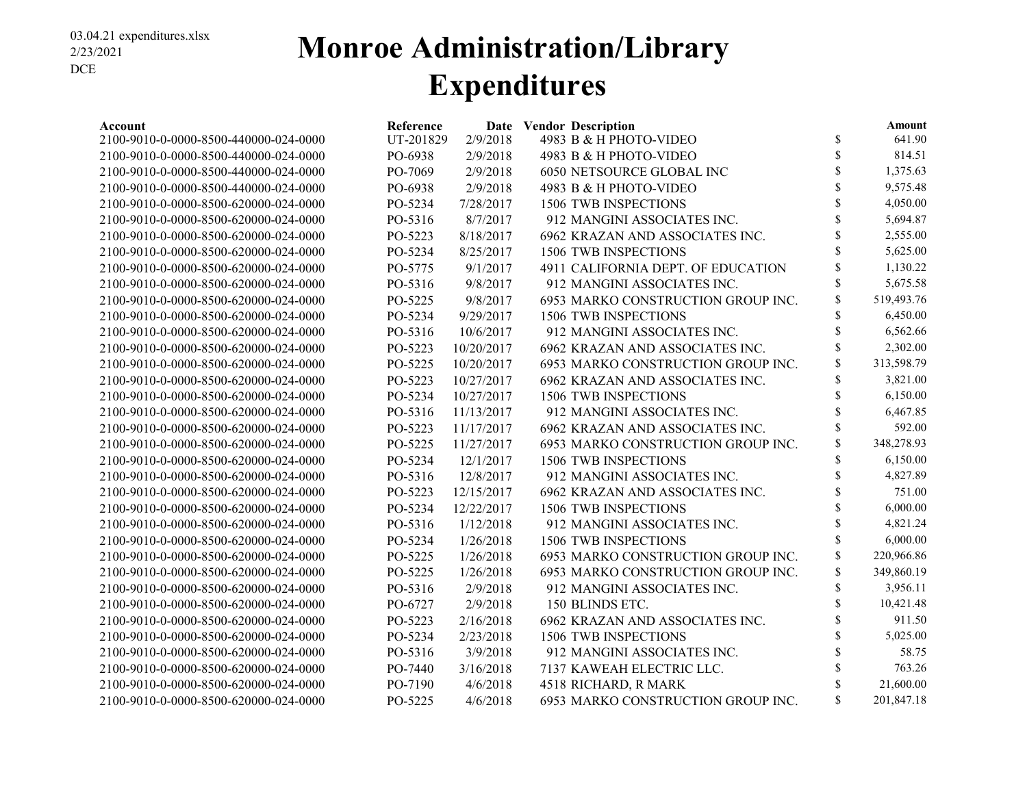03.04.21 expenditures.xlsx
2/23/2021
DCE

# Monroe Administration/Library Expenditures

| Account | Reference | Date | Vendor | Description | | Amount |
|---|---|---|---|---|---|---|
| 2100-9010-0-0000-8500-440000-024-0000 | UT-201829 | 2/9/2018 | 4983 | B & H PHOTO-VIDEO | $ | 641.90 |
| 2100-9010-0-0000-8500-440000-024-0000 | PO-6938 | 2/9/2018 | 4983 | B & H PHOTO-VIDEO | $ | 814.51 |
| 2100-9010-0-0000-8500-440000-024-0000 | PO-7069 | 2/9/2018 | 6050 | NETSOURCE GLOBAL INC | $ | 1,375.63 |
| 2100-9010-0-0000-8500-440000-024-0000 | PO-6938 | 2/9/2018 | 4983 | B & H PHOTO-VIDEO | $ | 9,575.48 |
| 2100-9010-0-0000-8500-620000-024-0000 | PO-5234 | 7/28/2017 | 1506 | TWB INSPECTIONS | $ | 4,050.00 |
| 2100-9010-0-0000-8500-620000-024-0000 | PO-5316 | 8/7/2017 | 912 | MANGINI ASSOCIATES INC. | $ | 5,694.87 |
| 2100-9010-0-0000-8500-620000-024-0000 | PO-5223 | 8/18/2017 | 6962 | KRAZAN AND ASSOCIATES INC. | $ | 2,555.00 |
| 2100-9010-0-0000-8500-620000-024-0000 | PO-5234 | 8/25/2017 | 1506 | TWB INSPECTIONS | $ | 5,625.00 |
| 2100-9010-0-0000-8500-620000-024-0000 | PO-5775 | 9/1/2017 | 4911 | CALIFORNIA DEPT. OF EDUCATION | $ | 1,130.22 |
| 2100-9010-0-0000-8500-620000-024-0000 | PO-5316 | 9/8/2017 | 912 | MANGINI ASSOCIATES INC. | $ | 5,675.58 |
| 2100-9010-0-0000-8500-620000-024-0000 | PO-5225 | 9/8/2017 | 6953 | MARKO CONSTRUCTION GROUP INC. | $ | 519,493.76 |
| 2100-9010-0-0000-8500-620000-024-0000 | PO-5234 | 9/29/2017 | 1506 | TWB INSPECTIONS | $ | 6,450.00 |
| 2100-9010-0-0000-8500-620000-024-0000 | PO-5316 | 10/6/2017 | 912 | MANGINI ASSOCIATES INC. | $ | 6,562.66 |
| 2100-9010-0-0000-8500-620000-024-0000 | PO-5223 | 10/20/2017 | 6962 | KRAZAN AND ASSOCIATES INC. | $ | 2,302.00 |
| 2100-9010-0-0000-8500-620000-024-0000 | PO-5225 | 10/20/2017 | 6953 | MARKO CONSTRUCTION GROUP INC. | $ | 313,598.79 |
| 2100-9010-0-0000-8500-620000-024-0000 | PO-5223 | 10/27/2017 | 6962 | KRAZAN AND ASSOCIATES INC. | $ | 3,821.00 |
| 2100-9010-0-0000-8500-620000-024-0000 | PO-5234 | 10/27/2017 | 1506 | TWB INSPECTIONS | $ | 6,150.00 |
| 2100-9010-0-0000-8500-620000-024-0000 | PO-5316 | 11/13/2017 | 912 | MANGINI ASSOCIATES INC. | $ | 6,467.85 |
| 2100-9010-0-0000-8500-620000-024-0000 | PO-5223 | 11/17/2017 | 6962 | KRAZAN AND ASSOCIATES INC. | $ | 592.00 |
| 2100-9010-0-0000-8500-620000-024-0000 | PO-5225 | 11/27/2017 | 6953 | MARKO CONSTRUCTION GROUP INC. | $ | 348,278.93 |
| 2100-9010-0-0000-8500-620000-024-0000 | PO-5234 | 12/1/2017 | 1506 | TWB INSPECTIONS | $ | 6,150.00 |
| 2100-9010-0-0000-8500-620000-024-0000 | PO-5316 | 12/8/2017 | 912 | MANGINI ASSOCIATES INC. | $ | 4,827.89 |
| 2100-9010-0-0000-8500-620000-024-0000 | PO-5223 | 12/15/2017 | 6962 | KRAZAN AND ASSOCIATES INC. | $ | 751.00 |
| 2100-9010-0-0000-8500-620000-024-0000 | PO-5234 | 12/22/2017 | 1506 | TWB INSPECTIONS | $ | 6,000.00 |
| 2100-9010-0-0000-8500-620000-024-0000 | PO-5316 | 1/12/2018 | 912 | MANGINI ASSOCIATES INC. | $ | 4,821.24 |
| 2100-9010-0-0000-8500-620000-024-0000 | PO-5234 | 1/26/2018 | 1506 | TWB INSPECTIONS | $ | 6,000.00 |
| 2100-9010-0-0000-8500-620000-024-0000 | PO-5225 | 1/26/2018 | 6953 | MARKO CONSTRUCTION GROUP INC. | $ | 220,966.86 |
| 2100-9010-0-0000-8500-620000-024-0000 | PO-5225 | 1/26/2018 | 6953 | MARKO CONSTRUCTION GROUP INC. | $ | 349,860.19 |
| 2100-9010-0-0000-8500-620000-024-0000 | PO-5316 | 2/9/2018 | 912 | MANGINI ASSOCIATES INC. | $ | 3,956.11 |
| 2100-9010-0-0000-8500-620000-024-0000 | PO-6727 | 2/9/2018 | 150 | BLINDS ETC. | $ | 10,421.48 |
| 2100-9010-0-0000-8500-620000-024-0000 | PO-5223 | 2/16/2018 | 6962 | KRAZAN AND ASSOCIATES INC. | $ | 911.50 |
| 2100-9010-0-0000-8500-620000-024-0000 | PO-5234 | 2/23/2018 | 1506 | TWB INSPECTIONS | $ | 5,025.00 |
| 2100-9010-0-0000-8500-620000-024-0000 | PO-5316 | 3/9/2018 | 912 | MANGINI ASSOCIATES INC. | $ | 58.75 |
| 2100-9010-0-0000-8500-620000-024-0000 | PO-7440 | 3/16/2018 | 7137 | KAWEAH ELECTRIC LLC. | $ | 763.26 |
| 2100-9010-0-0000-8500-620000-024-0000 | PO-7190 | 4/6/2018 | 4518 | RICHARD, R MARK | $ | 21,600.00 |
| 2100-9010-0-0000-8500-620000-024-0000 | PO-5225 | 4/6/2018 | 6953 | MARKO CONSTRUCTION GROUP INC. | $ | 201,847.18 |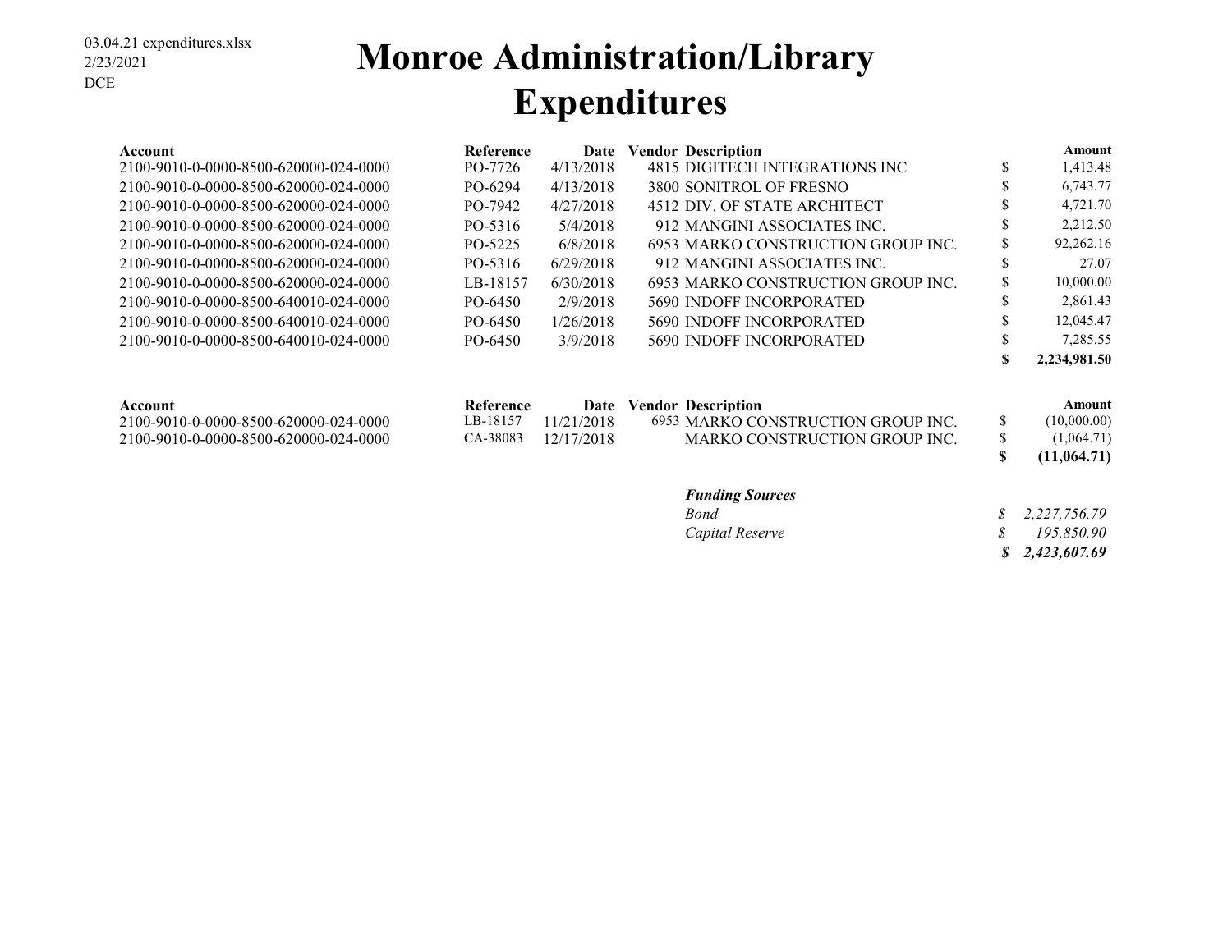03.04.21 expenditures.xlsx
2/23/2021
DCE

# Monroe Administration/Library Expenditures

| Account | Reference | Date | Vendor | Description | | Amount |
|---|---|---|---|---|---|---|
| 2100-9010-0-0000-8500-620000-024-0000 | PO-7726 | 4/13/2018 | 4815 | DIGITECH INTEGRATIONS INC | $ | 1,413.48 |
| 2100-9010-0-0000-8500-620000-024-0000 | PO-6294 | 4/13/2018 | 3800 | SONITROL OF FRESNO | $ | 6,743.77 |
| 2100-9010-0-0000-8500-620000-024-0000 | PO-7942 | 4/27/2018 | 4512 | DIV. OF STATE ARCHITECT | $ | 4,721.70 |
| 2100-9010-0-0000-8500-620000-024-0000 | PO-5316 | 5/4/2018 | 912 | MANGINI ASSOCIATES INC. | $ | 2,212.50 |
| 2100-9010-0-0000-8500-620000-024-0000 | PO-5225 | 6/8/2018 | 6953 | MARKO CONSTRUCTION GROUP INC. | $ | 92,262.16 |
| 2100-9010-0-0000-8500-620000-024-0000 | PO-5316 | 6/29/2018 | 912 | MANGINI ASSOCIATES INC. | $ | 27.07 |
| 2100-9010-0-0000-8500-620000-024-0000 | LB-18157 | 6/30/2018 | 6953 | MARKO CONSTRUCTION GROUP INC. | $ | 10,000.00 |
| 2100-9010-0-0000-8500-640010-024-0000 | PO-6450 | 2/9/2018 | 5690 | INDOFF INCORPORATED | $ | 2,861.43 |
| 2100-9010-0-0000-8500-640010-024-0000 | PO-6450 | 1/26/2018 | 5690 | INDOFF INCORPORATED | $ | 12,045.47 |
| 2100-9010-0-0000-8500-640010-024-0000 | PO-6450 | 3/9/2018 | 5690 | INDOFF INCORPORATED | $ | 7,285.55 |
| | | | | | **$** | **2,234,981.50** |

| Account | Reference | Date | Vendor | Description | | Amount |
|---|---|---|---|---|---|---|
| 2100-9010-0-0000-8500-620000-024-0000 | LB-18157 | 11/21/2018 | 6953 | MARKO CONSTRUCTION GROUP INC. | $ | (10,000.00) |
| 2100-9010-0-0000-8500-620000-024-0000 | CA-38083 | 12/17/2018 | | MARKO CONSTRUCTION GROUP INC. | $ | (1,064.71) |
| | | | | | **$** | **(11,064.71)** |

| ***Funding Sources*** | | |
|---|---|---|
| *Bond* | *$* | *2,227,756.79* |
| *Capital Reserve* | *$* | *195,850.90* |
| | ***$*** | ***2,423,607.69*** |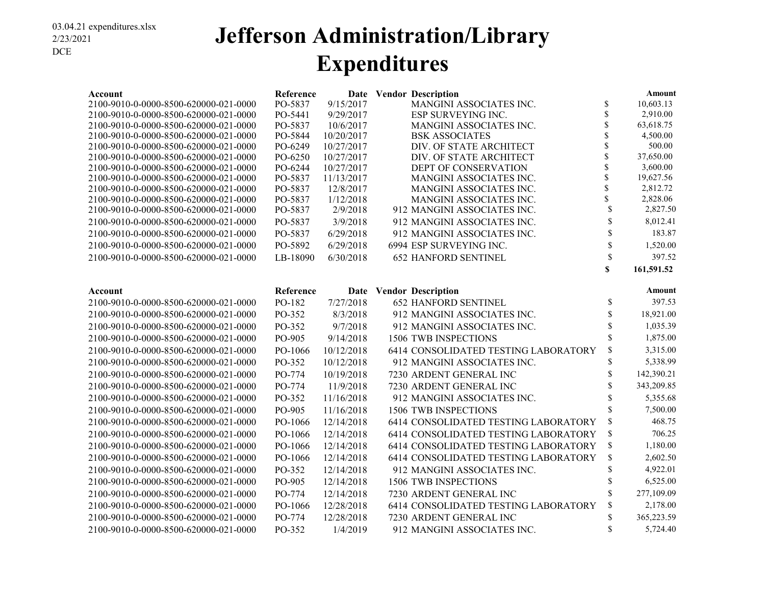03.04.21 expenditures.xlsx
2/23/2021
DCE

# Jefferson Administration/Library Expenditures

| Account | Reference | Date | Vendor | Description | | Amount |
|---|---|---|---|---|---|---|
| 2100-9010-0-0000-8500-620000-021-0000 | PO-5837 | 9/15/2017 | | MANGINI ASSOCIATES INC. | $ | 10,603.13 |
| 2100-9010-0-0000-8500-620000-021-0000 | PO-5441 | 9/29/2017 | | ESP SURVEYING INC. | $ | 2,910.00 |
| 2100-9010-0-0000-8500-620000-021-0000 | PO-5837 | 10/6/2017 | | MANGINI ASSOCIATES INC. | $ | 63,618.75 |
| 2100-9010-0-0000-8500-620000-021-0000 | PO-5844 | 10/20/2017 | | BSK ASSOCIATES | $ | 4,500.00 |
| 2100-9010-0-0000-8500-620000-021-0000 | PO-6249 | 10/27/2017 | | DIV. OF STATE ARCHITECT | $ | 500.00 |
| 2100-9010-0-0000-8500-620000-021-0000 | PO-6250 | 10/27/2017 | | DIV. OF STATE ARCHITECT | $ | 37,650.00 |
| 2100-9010-0-0000-8500-620000-021-0000 | PO-6244 | 10/27/2017 | | DEPT OF CONSERVATION | $ | 3,600.00 |
| 2100-9010-0-0000-8500-620000-021-0000 | PO-5837 | 11/13/2017 | | MANGINI ASSOCIATES INC. | $ | 19,627.56 |
| 2100-9010-0-0000-8500-620000-021-0000 | PO-5837 | 12/8/2017 | | MANGINI ASSOCIATES INC. | $ | 2,812.72 |
| 2100-9010-0-0000-8500-620000-021-0000 | PO-5837 | 1/12/2018 | | MANGINI ASSOCIATES INC. | $ | 2,828.06 |
| 2100-9010-0-0000-8500-620000-021-0000 | PO-5837 | 2/9/2018 | 912 | MANGINI ASSOCIATES INC. | $ | 2,827.50 |
| 2100-9010-0-0000-8500-620000-021-0000 | PO-5837 | 3/9/2018 | 912 | MANGINI ASSOCIATES INC. | $ | 8,012.41 |
| 2100-9010-0-0000-8500-620000-021-0000 | PO-5837 | 6/29/2018 | 912 | MANGINI ASSOCIATES INC. | $ | 183.87 |
| 2100-9010-0-0000-8500-620000-021-0000 | PO-5892 | 6/29/2018 | 6994 | ESP SURVEYING INC. | $ | 1,520.00 |
| 2100-9010-0-0000-8500-620000-021-0000 | LB-18090 | 6/30/2018 | 652 | HANFORD SENTINEL | $ | 397.52 |
| | | | | | **$** | **161,591.52** |

| Account | Reference | Date | Vendor | Description | | Amount |
|---|---|---|---|---|---|---|
| 2100-9010-0-0000-8500-620000-021-0000 | PO-182 | 7/27/2018 | 652 | HANFORD SENTINEL | $ | 397.53 |
| 2100-9010-0-0000-8500-620000-021-0000 | PO-352 | 8/3/2018 | 912 | MANGINI ASSOCIATES INC. | $ | 18,921.00 |
| 2100-9010-0-0000-8500-620000-021-0000 | PO-352 | 9/7/2018 | 912 | MANGINI ASSOCIATES INC. | $ | 1,035.39 |
| 2100-9010-0-0000-8500-620000-021-0000 | PO-905 | 9/14/2018 | 1506 | TWB INSPECTIONS | $ | 1,875.00 |
| 2100-9010-0-0000-8500-620000-021-0000 | PO-1066 | 10/12/2018 | 6414 | CONSOLIDATED TESTING LABORATORY | $ | 3,315.00 |
| 2100-9010-0-0000-8500-620000-021-0000 | PO-352 | 10/12/2018 | 912 | MANGINI ASSOCIATES INC. | $ | 5,338.99 |
| 2100-9010-0-0000-8500-620000-021-0000 | PO-774 | 10/19/2018 | 7230 | ARDENT GENERAL INC | $ | 142,390.21 |
| 2100-9010-0-0000-8500-620000-021-0000 | PO-774 | 11/9/2018 | 7230 | ARDENT GENERAL INC | $ | 343,209.85 |
| 2100-9010-0-0000-8500-620000-021-0000 | PO-352 | 11/16/2018 | 912 | MANGINI ASSOCIATES INC. | $ | 5,355.68 |
| 2100-9010-0-0000-8500-620000-021-0000 | PO-905 | 11/16/2018 | 1506 | TWB INSPECTIONS | $ | 7,500.00 |
| 2100-9010-0-0000-8500-620000-021-0000 | PO-1066 | 12/14/2018 | 6414 | CONSOLIDATED TESTING LABORATORY | $ | 468.75 |
| 2100-9010-0-0000-8500-620000-021-0000 | PO-1066 | 12/14/2018 | 6414 | CONSOLIDATED TESTING LABORATORY | $ | 706.25 |
| 2100-9010-0-0000-8500-620000-021-0000 | PO-1066 | 12/14/2018 | 6414 | CONSOLIDATED TESTING LABORATORY | $ | 1,180.00 |
| 2100-9010-0-0000-8500-620000-021-0000 | PO-1066 | 12/14/2018 | 6414 | CONSOLIDATED TESTING LABORATORY | $ | 2,602.50 |
| 2100-9010-0-0000-8500-620000-021-0000 | PO-352 | 12/14/2018 | 912 | MANGINI ASSOCIATES INC. | $ | 4,922.01 |
| 2100-9010-0-0000-8500-620000-021-0000 | PO-905 | 12/14/2018 | 1506 | TWB INSPECTIONS | $ | 6,525.00 |
| 2100-9010-0-0000-8500-620000-021-0000 | PO-774 | 12/14/2018 | 7230 | ARDENT GENERAL INC | $ | 277,109.09 |
| 2100-9010-0-0000-8500-620000-021-0000 | PO-1066 | 12/28/2018 | 6414 | CONSOLIDATED TESTING LABORATORY | $ | 2,178.00 |
| 2100-9010-0-0000-8500-620000-021-0000 | PO-774 | 12/28/2018 | 7230 | ARDENT GENERAL INC | $ | 365,223.59 |
| 2100-9010-0-0000-8500-620000-021-0000 | PO-352 | 1/4/2019 | 912 | MANGINI ASSOCIATES INC. | $ | 5,724.40 |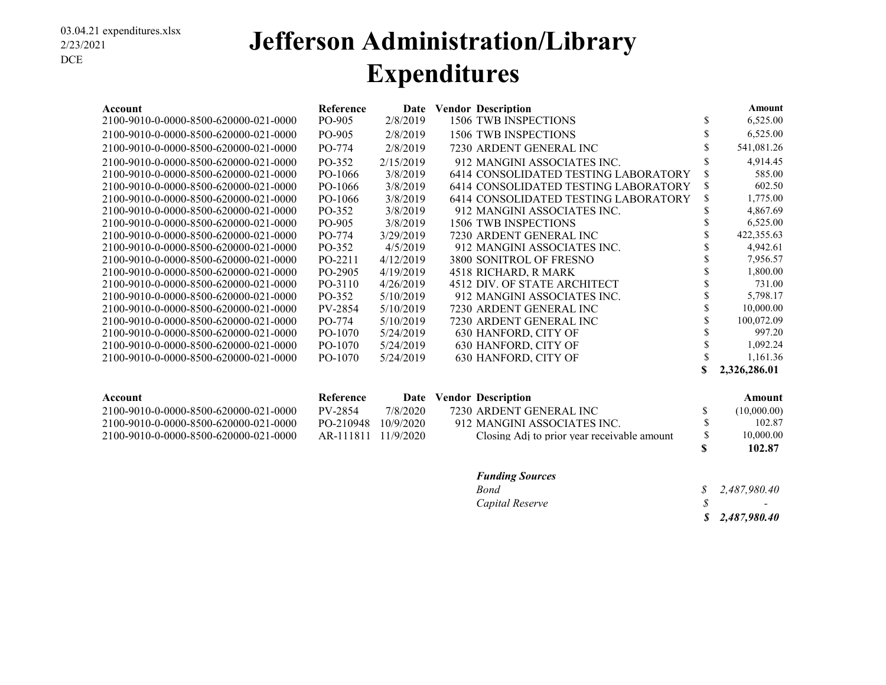03.04.21 expenditures.xlsx
2/23/2021
DCE

# Jefferson Administration/Library Expenditures

| Account | Reference | Date | Vendor | Description | | Amount |
|---|---|---|---|---|---|---|
| 2100-9010-0-0000-8500-620000-021-0000 | PO-905 | 2/8/2019 | 1506 | TWB INSPECTIONS | $ | 6,525.00 |
| 2100-9010-0-0000-8500-620000-021-0000 | PO-905 | 2/8/2019 | 1506 | TWB INSPECTIONS | $ | 6,525.00 |
| 2100-9010-0-0000-8500-620000-021-0000 | PO-774 | 2/8/2019 | 7230 | ARDENT GENERAL INC | $ | 541,081.26 |
| 2100-9010-0-0000-8500-620000-021-0000 | PO-352 | 2/15/2019 | 912 | MANGINI ASSOCIATES INC. | $ | 4,914.45 |
| 2100-9010-0-0000-8500-620000-021-0000 | PO-1066 | 3/8/2019 | 6414 | CONSOLIDATED TESTING LABORATORY | $ | 585.00 |
| 2100-9010-0-0000-8500-620000-021-0000 | PO-1066 | 3/8/2019 | 6414 | CONSOLIDATED TESTING LABORATORY | $ | 602.50 |
| 2100-9010-0-0000-8500-620000-021-0000 | PO-1066 | 3/8/2019 | 6414 | CONSOLIDATED TESTING LABORATORY | $ | 1,775.00 |
| 2100-9010-0-0000-8500-620000-021-0000 | PO-352 | 3/8/2019 | 912 | MANGINI ASSOCIATES INC. | $ | 4,867.69 |
| 2100-9010-0-0000-8500-620000-021-0000 | PO-905 | 3/8/2019 | 1506 | TWB INSPECTIONS | $ | 6,525.00 |
| 2100-9010-0-0000-8500-620000-021-0000 | PO-774 | 3/29/2019 | 7230 | ARDENT GENERAL INC | $ | 422,355.63 |
| 2100-9010-0-0000-8500-620000-021-0000 | PO-352 | 4/5/2019 | 912 | MANGINI ASSOCIATES INC. | $ | 4,942.61 |
| 2100-9010-0-0000-8500-620000-021-0000 | PO-2211 | 4/12/2019 | 3800 | SONITROL OF FRESNO | $ | 7,956.57 |
| 2100-9010-0-0000-8500-620000-021-0000 | PO-2905 | 4/19/2019 | 4518 | RICHARD, R MARK | $ | 1,800.00 |
| 2100-9010-0-0000-8500-620000-021-0000 | PO-3110 | 4/26/2019 | 4512 | DIV. OF STATE ARCHITECT | $ | 731.00 |
| 2100-9010-0-0000-8500-620000-021-0000 | PO-352 | 5/10/2019 | 912 | MANGINI ASSOCIATES INC. | $ | 5,798.17 |
| 2100-9010-0-0000-8500-620000-021-0000 | PV-2854 | 5/10/2019 | 7230 | ARDENT GENERAL INC | $ | 10,000.00 |
| 2100-9010-0-0000-8500-620000-021-0000 | PO-774 | 5/10/2019 | 7230 | ARDENT GENERAL INC | $ | 100,072.09 |
| 2100-9010-0-0000-8500-620000-021-0000 | PO-1070 | 5/24/2019 | 630 | HANFORD, CITY OF | $ | 997.20 |
| 2100-9010-0-0000-8500-620000-021-0000 | PO-1070 | 5/24/2019 | 630 | HANFORD, CITY OF | $ | 1,092.24 |
| 2100-9010-0-0000-8500-620000-021-0000 | PO-1070 | 5/24/2019 | 630 | HANFORD, CITY OF | $ | 1,161.36 |
| | | | | | **$** | **2,326,286.01** |

| Account | Reference | Date | Vendor | Description | | Amount |
|---|---|---|---|---|---|---|
| 2100-9010-0-0000-8500-620000-021-0000 | PV-2854 | 7/8/2020 | 7230 | ARDENT GENERAL INC | $ | (10,000.00) |
| 2100-9010-0-0000-8500-620000-021-0000 | PO-210948 | 10/9/2020 | 912 | MANGINI ASSOCIATES INC. | $ | 102.87 |
| 2100-9010-0-0000-8500-620000-021-0000 | AR-111811 | 11/9/2020 | | Closing Adj to prior year receivable amount | $ | 10,000.00 |
| | | | | | **$** | **102.87** |

| ***Funding Sources*** | | |
|---|---|---|
| *Bond* | *$* | *2,487,980.40* |
| *Capital Reserve* | *$* | *-* |
| | ***$*** | ***2,487,980.40*** |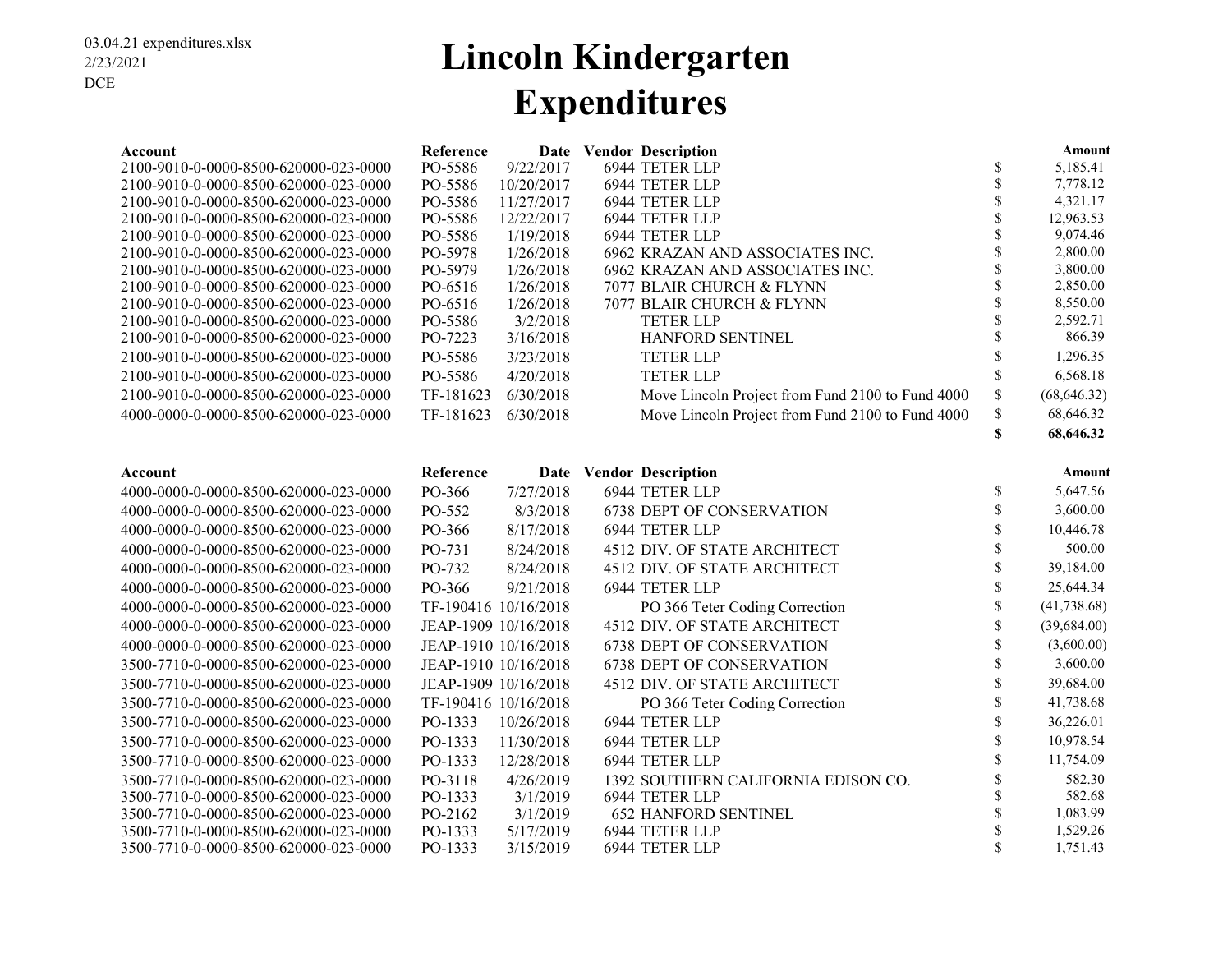03.04.21 expenditures.xlsx
2/23/2021
DCE

# Lincoln Kindergarten Expenditures

| Account | Reference | Date | Vendor | Description | Amount |
|---|---|---|---|---|---|
| 2100-9010-0-0000-8500-620000-023-0000 | PO-5586 | 9/22/2017 | 6944 | TETER LLP | $ 5,185.41 |
| 2100-9010-0-0000-8500-620000-023-0000 | PO-5586 | 10/20/2017 | 6944 | TETER LLP | $ 7,778.12 |
| 2100-9010-0-0000-8500-620000-023-0000 | PO-5586 | 11/27/2017 | 6944 | TETER LLP | $ 4,321.17 |
| 2100-9010-0-0000-8500-620000-023-0000 | PO-5586 | 12/22/2017 | 6944 | TETER LLP | $ 12,963.53 |
| 2100-9010-0-0000-8500-620000-023-0000 | PO-5586 | 1/19/2018 | 6944 | TETER LLP | $ 9,074.46 |
| 2100-9010-0-0000-8500-620000-023-0000 | PO-5978 | 1/26/2018 | 6962 | KRAZAN AND ASSOCIATES INC. | $ 2,800.00 |
| 2100-9010-0-0000-8500-620000-023-0000 | PO-5979 | 1/26/2018 | 6962 | KRAZAN AND ASSOCIATES INC. | $ 3,800.00 |
| 2100-9010-0-0000-8500-620000-023-0000 | PO-6516 | 1/26/2018 | 7077 | BLAIR CHURCH & FLYNN | $ 2,850.00 |
| 2100-9010-0-0000-8500-620000-023-0000 | PO-6516 | 1/26/2018 | 7077 | BLAIR CHURCH & FLYNN | $ 8,550.00 |
| 2100-9010-0-0000-8500-620000-023-0000 | PO-5586 | 3/2/2018 | | TETER LLP | $ 2,592.71 |
| 2100-9010-0-0000-8500-620000-023-0000 | PO-7223 | 3/16/2018 | | HANFORD SENTINEL | $ 866.39 |
| 2100-9010-0-0000-8500-620000-023-0000 | PO-5586 | 3/23/2018 | | TETER LLP | $ 1,296.35 |
| 2100-9010-0-0000-8500-620000-023-0000 | PO-5586 | 4/20/2018 | | TETER LLP | $ 6,568.18 |
| 2100-9010-0-0000-8500-620000-023-0000 | TF-181623 | 6/30/2018 | | Move Lincoln Project from Fund 2100 to Fund 4000 | $ (68,646.32) |
| 4000-0000-0-0000-8500-620000-023-0000 | TF-181623 | 6/30/2018 | | Move Lincoln Project from Fund 2100 to Fund 4000 | $ 68,646.32 |
| | | | | | **$ 68,646.32** |

| Account | Reference | Date | Vendor | Description | Amount |
|---|---|---|---|---|---|
| 4000-0000-0-0000-8500-620000-023-0000 | PO-366 | 7/27/2018 | 6944 | TETER LLP | $ 5,647.56 |
| 4000-0000-0-0000-8500-620000-023-0000 | PO-552 | 8/3/2018 | 6738 | DEPT OF CONSERVATION | $ 3,600.00 |
| 4000-0000-0-0000-8500-620000-023-0000 | PO-366 | 8/17/2018 | 6944 | TETER LLP | $ 10,446.78 |
| 4000-0000-0-0000-8500-620000-023-0000 | PO-731 | 8/24/2018 | 4512 | DIV. OF STATE ARCHITECT | $ 500.00 |
| 4000-0000-0-0000-8500-620000-023-0000 | PO-732 | 8/24/2018 | 4512 | DIV. OF STATE ARCHITECT | $ 39,184.00 |
| 4000-0000-0-0000-8500-620000-023-0000 | PO-366 | 9/21/2018 | 6944 | TETER LLP | $ 25,644.34 |
| 4000-0000-0-0000-8500-620000-023-0000 | TF-190416 | 10/16/2018 | | PO 366 Teter Coding Correction | $ (41,738.68) |
| 4000-0000-0-0000-8500-620000-023-0000 | JEAP-1909 | 10/16/2018 | 4512 | DIV. OF STATE ARCHITECT | $ (39,684.00) |
| 4000-0000-0-0000-8500-620000-023-0000 | JEAP-1910 | 10/16/2018 | 6738 | DEPT OF CONSERVATION | $ (3,600.00) |
| 3500-7710-0-0000-8500-620000-023-0000 | JEAP-1910 | 10/16/2018 | 6738 | DEPT OF CONSERVATION | $ 3,600.00 |
| 3500-7710-0-0000-8500-620000-023-0000 | JEAP-1909 | 10/16/2018 | 4512 | DIV. OF STATE ARCHITECT | $ 39,684.00 |
| 3500-7710-0-0000-8500-620000-023-0000 | TF-190416 | 10/16/2018 | | PO 366 Teter Coding Correction | $ 41,738.68 |
| 3500-7710-0-0000-8500-620000-023-0000 | PO-1333 | 10/26/2018 | 6944 | TETER LLP | $ 36,226.01 |
| 3500-7710-0-0000-8500-620000-023-0000 | PO-1333 | 11/30/2018 | 6944 | TETER LLP | $ 10,978.54 |
| 3500-7710-0-0000-8500-620000-023-0000 | PO-1333 | 12/28/2018 | 6944 | TETER LLP | $ 11,754.09 |
| 3500-7710-0-0000-8500-620000-023-0000 | PO-3118 | 4/26/2019 | 1392 | SOUTHERN CALIFORNIA EDISON CO. | $ 582.30 |
| 3500-7710-0-0000-8500-620000-023-0000 | PO-1333 | 3/1/2019 | 6944 | TETER LLP | $ 582.68 |
| 3500-7710-0-0000-8500-620000-023-0000 | PO-2162 | 3/1/2019 | 652 | HANFORD SENTINEL | $ 1,083.99 |
| 3500-7710-0-0000-8500-620000-023-0000 | PO-1333 | 5/17/2019 | 6944 | TETER LLP | $ 1,529.26 |
| 3500-7710-0-0000-8500-620000-023-0000 | PO-1333 | 3/15/2019 | 6944 | TETER LLP | $ 1,751.43 |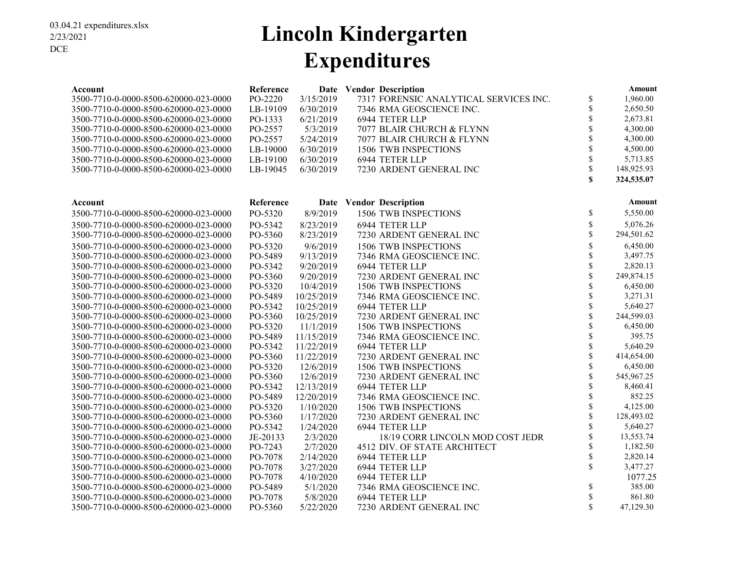03.04.21 expenditures.xlsx
2/23/2021
DCE

# Lincoln Kindergarten Expenditures

| Account | Reference | Date | Vendor | Description | | Amount |
|---|---|---|---|---|---|---|
| 3500-7710-0-0000-8500-620000-023-0000 | PO-2220 | 3/15/2019 | 7317 | FORENSIC ANALYTICAL SERVICES INC. | $ | 1,960.00 |
| 3500-7710-0-0000-8500-620000-023-0000 | LB-19109 | 6/30/2019 | 7346 | RMA GEOSCIENCE INC. | $ | 2,650.50 |
| 3500-7710-0-0000-8500-620000-023-0000 | PO-1333 | 6/21/2019 | 6944 | TETER LLP | $ | 2,673.81 |
| 3500-7710-0-0000-8500-620000-023-0000 | PO-2557 | 5/3/2019 | 7077 | BLAIR CHURCH & FLYNN | $ | 4,300.00 |
| 3500-7710-0-0000-8500-620000-023-0000 | PO-2557 | 5/24/2019 | 7077 | BLAIR CHURCH & FLYNN | $ | 4,300.00 |
| 3500-7710-0-0000-8500-620000-023-0000 | LB-19000 | 6/30/2019 | 1506 | TWB INSPECTIONS | $ | 4,500.00 |
| 3500-7710-0-0000-8500-620000-023-0000 | LB-19100 | 6/30/2019 | 6944 | TETER LLP | $ | 5,713.85 |
| 3500-7710-0-0000-8500-620000-023-0000 | LB-19045 | 6/30/2019 | 7230 | ARDENT GENERAL INC | $ | 148,925.93 |
| | | | | | **$** | **324,535.07** |

| Account | Reference | Date | Vendor | Description | | Amount |
|---|---|---|---|---|---|---|
| 3500-7710-0-0000-8500-620000-023-0000 | PO-5320 | 8/9/2019 | 1506 | TWB INSPECTIONS | $ | 5,550.00 |
| 3500-7710-0-0000-8500-620000-023-0000 | PO-5342 | 8/23/2019 | 6944 | TETER LLP | $ | 5,076.26 |
| 3500-7710-0-0000-8500-620000-023-0000 | PO-5360 | 8/23/2019 | 7230 | ARDENT GENERAL INC | $ | 294,501.62 |
| 3500-7710-0-0000-8500-620000-023-0000 | PO-5320 | 9/6/2019 | 1506 | TWB INSPECTIONS | $ | 6,450.00 |
| 3500-7710-0-0000-8500-620000-023-0000 | PO-5489 | 9/13/2019 | 7346 | RMA GEOSCIENCE INC. | $ | 3,497.75 |
| 3500-7710-0-0000-8500-620000-023-0000 | PO-5342 | 9/20/2019 | 6944 | TETER LLP | $ | 2,820.13 |
| 3500-7710-0-0000-8500-620000-023-0000 | PO-5360 | 9/20/2019 | 7230 | ARDENT GENERAL INC | $ | 249,874.15 |
| 3500-7710-0-0000-8500-620000-023-0000 | PO-5320 | 10/4/2019 | 1506 | TWB INSPECTIONS | $ | 6,450.00 |
| 3500-7710-0-0000-8500-620000-023-0000 | PO-5489 | 10/25/2019 | 7346 | RMA GEOSCIENCE INC. | $ | 3,271.31 |
| 3500-7710-0-0000-8500-620000-023-0000 | PO-5342 | 10/25/2019 | 6944 | TETER LLP | $ | 5,640.27 |
| 3500-7710-0-0000-8500-620000-023-0000 | PO-5360 | 10/25/2019 | 7230 | ARDENT GENERAL INC | $ | 244,599.03 |
| 3500-7710-0-0000-8500-620000-023-0000 | PO-5320 | 11/1/2019 | 1506 | TWB INSPECTIONS | $ | 6,450.00 |
| 3500-7710-0-0000-8500-620000-023-0000 | PO-5489 | 11/15/2019 | 7346 | RMA GEOSCIENCE INC. | $ | 395.75 |
| 3500-7710-0-0000-8500-620000-023-0000 | PO-5342 | 11/22/2019 | 6944 | TETER LLP | $ | 5,640.29 |
| 3500-7710-0-0000-8500-620000-023-0000 | PO-5360 | 11/22/2019 | 7230 | ARDENT GENERAL INC | $ | 414,654.00 |
| 3500-7710-0-0000-8500-620000-023-0000 | PO-5320 | 12/6/2019 | 1506 | TWB INSPECTIONS | $ | 6,450.00 |
| 3500-7710-0-0000-8500-620000-023-0000 | PO-5360 | 12/6/2019 | 7230 | ARDENT GENERAL INC | $ | 545,967.25 |
| 3500-7710-0-0000-8500-620000-023-0000 | PO-5342 | 12/13/2019 | 6944 | TETER LLP | $ | 8,460.41 |
| 3500-7710-0-0000-8500-620000-023-0000 | PO-5489 | 12/20/2019 | 7346 | RMA GEOSCIENCE INC. | $ | 852.25 |
| 3500-7710-0-0000-8500-620000-023-0000 | PO-5320 | 1/10/2020 | 1506 | TWB INSPECTIONS | $ | 4,125.00 |
| 3500-7710-0-0000-8500-620000-023-0000 | PO-5360 | 1/17/2020 | 7230 | ARDENT GENERAL INC | $ | 128,493.02 |
| 3500-7710-0-0000-8500-620000-023-0000 | PO-5342 | 1/24/2020 | 6944 | TETER LLP | $ | 5,640.27 |
| 3500-7710-0-0000-8500-620000-023-0000 | JE-20133 | 2/3/2020 | | 18/19 CORR LINCOLN MOD COST JEDR | $ | 13,553.74 |
| 3500-7710-0-0000-8500-620000-023-0000 | PO-7243 | 2/7/2020 | 4512 | DIV. OF STATE ARCHITECT | $ | 1,182.50 |
| 3500-7710-0-0000-8500-620000-023-0000 | PO-7078 | 2/14/2020 | 6944 | TETER LLP | $ | 2,820.14 |
| 3500-7710-0-0000-8500-620000-023-0000 | PO-7078 | 3/27/2020 | 6944 | TETER LLP | $ | 3,477.27 |
| 3500-7710-0-0000-8500-620000-023-0000 | PO-7078 | 4/10/2020 | 6944 | TETER LLP | | 1077.25 |
| 3500-7710-0-0000-8500-620000-023-0000 | PO-5489 | 5/1/2020 | 7346 | RMA GEOSCIENCE INC. | $ | 385.00 |
| 3500-7710-0-0000-8500-620000-023-0000 | PO-7078 | 5/8/2020 | 6944 | TETER LLP | $ | 861.80 |
| 3500-7710-0-0000-8500-620000-023-0000 | PO-5360 | 5/22/2020 | 7230 | ARDENT GENERAL INC | $ | 47,129.30 |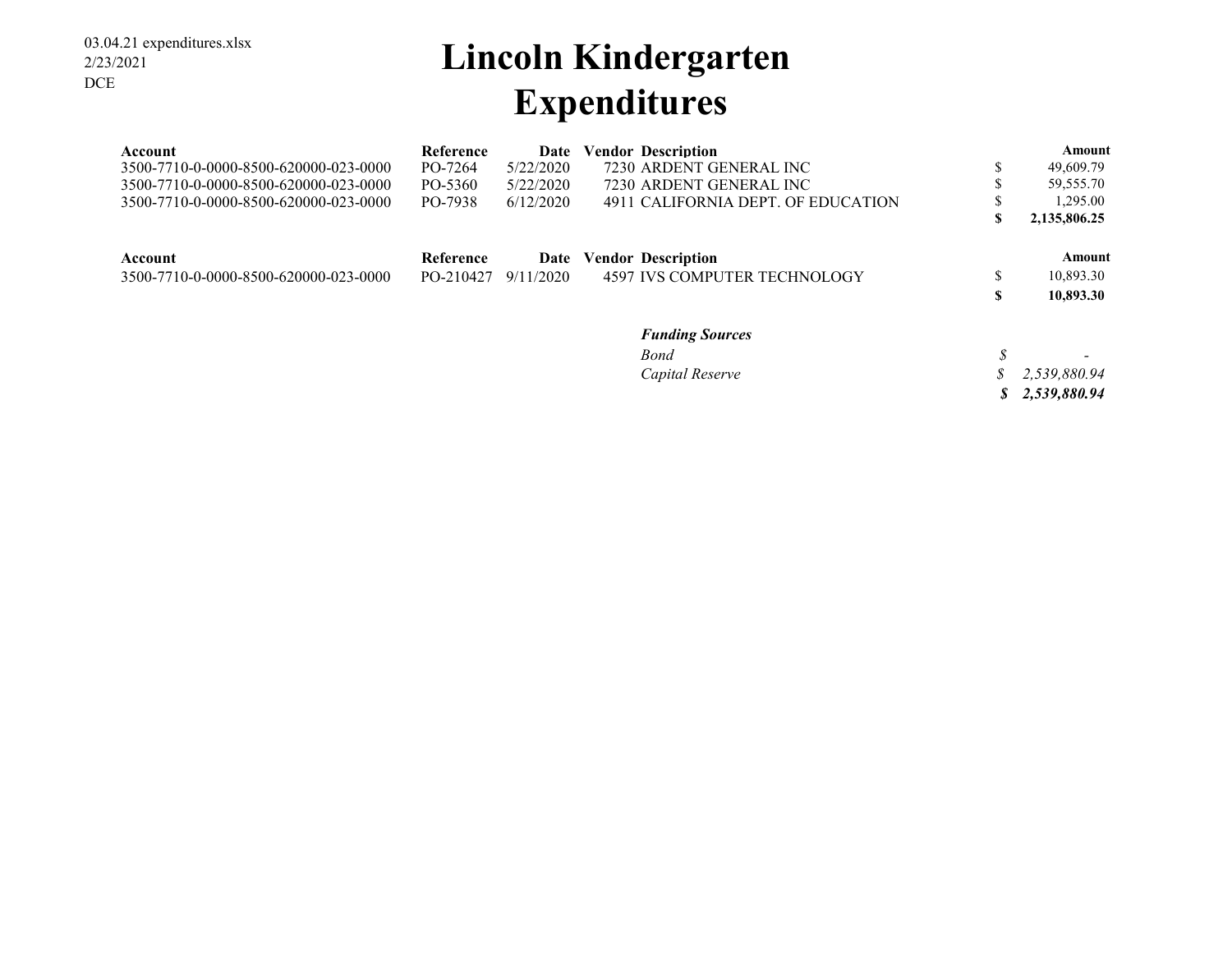03.04.21 expenditures.xlsx
2/23/2021
DCE

# Lincoln Kindergarten
# Expenditures

| Account | Reference | Date | Vendor | Description | | Amount |
|---|---|---|---|---|---|---|
| 3500-7710-0-0000-8500-620000-023-0000 | PO-7264 | 5/22/2020 | 7230 | ARDENT GENERAL INC | $ | 49,609.79 |
| 3500-7710-0-0000-8500-620000-023-0000 | PO-5360 | 5/22/2020 | 7230 | ARDENT GENERAL INC | $ | 59,555.70 |
| 3500-7710-0-0000-8500-620000-023-0000 | PO-7938 | 6/12/2020 | 4911 | CALIFORNIA DEPT. OF EDUCATION | $ | 1,295.00 |
| | | | | | **$** | **2,135,806.25** |

| Account | Reference | Date | Vendor | Description | | Amount |
|---|---|---|---|---|---|---|
| 3500-7710-0-0000-8500-620000-023-0000 | PO-210427 | 9/11/2020 | 4597 | IVS COMPUTER TECHNOLOGY | $ | 10,893.30 |
| | | | | | **$** | **10,893.30** |

| ***Funding Sources*** | | |
|---|---|---|
| *Bond* | *$* | *-* |
| *Capital Reserve* | *$* | *2,539,880.94* |
| | ***$*** | ***2,539,880.94*** |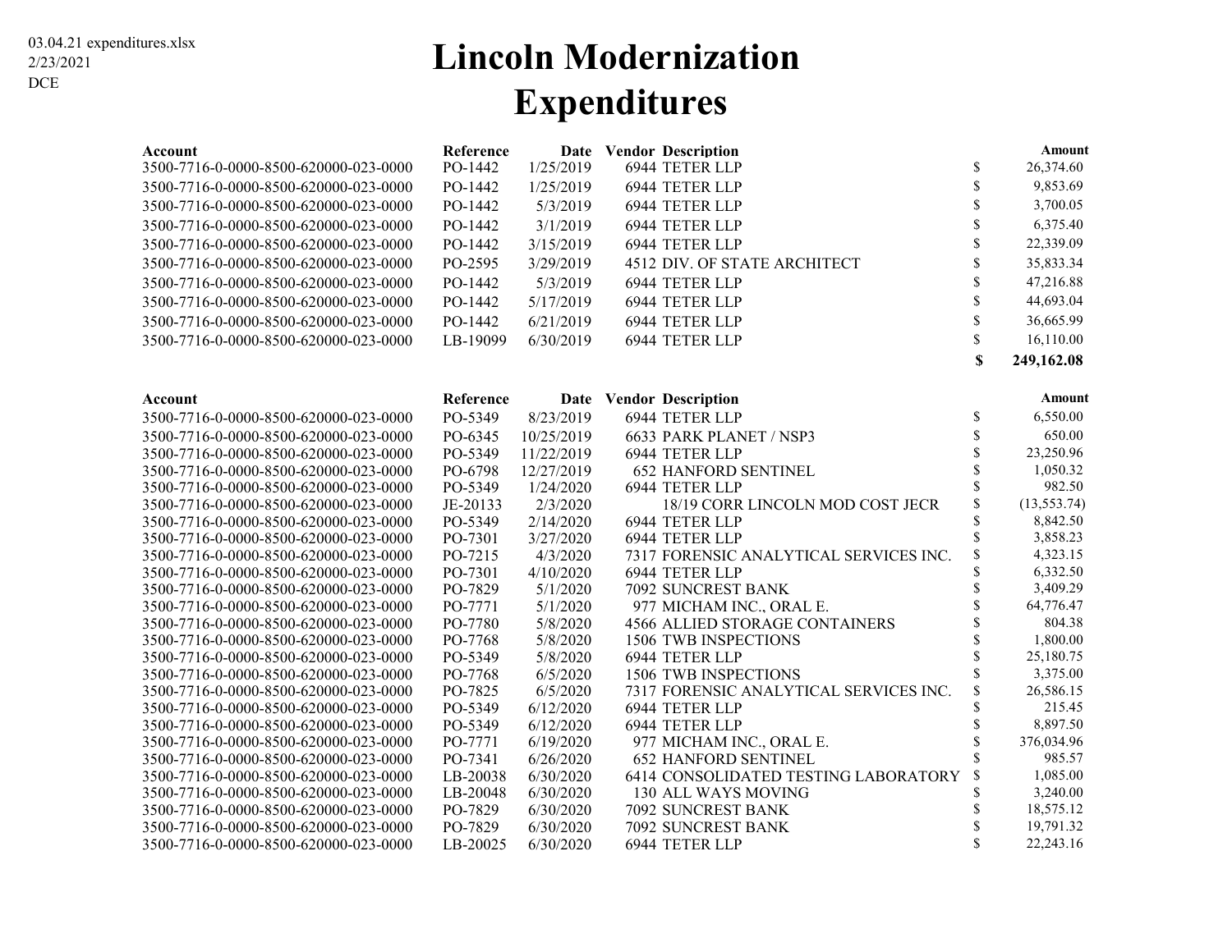03.04.21 expenditures.xlsx
2/23/2021
DCE

# Lincoln Modernization Expenditures

| Account | Reference | Date | Vendor | Description | | Amount |
|---|---|---|---|---|---|---|
| 3500-7716-0-0000-8500-620000-023-0000 | PO-1442 | 1/25/2019 | 6944 | TETER LLP | $ | 26,374.60 |
| 3500-7716-0-0000-8500-620000-023-0000 | PO-1442 | 1/25/2019 | 6944 | TETER LLP | $ | 9,853.69 |
| 3500-7716-0-0000-8500-620000-023-0000 | PO-1442 | 5/3/2019 | 6944 | TETER LLP | $ | 3,700.05 |
| 3500-7716-0-0000-8500-620000-023-0000 | PO-1442 | 3/1/2019 | 6944 | TETER LLP | $ | 6,375.40 |
| 3500-7716-0-0000-8500-620000-023-0000 | PO-1442 | 3/15/2019 | 6944 | TETER LLP | $ | 22,339.09 |
| 3500-7716-0-0000-8500-620000-023-0000 | PO-2595 | 3/29/2019 | 4512 | DIV. OF STATE ARCHITECT | $ | 35,833.34 |
| 3500-7716-0-0000-8500-620000-023-0000 | PO-1442 | 5/3/2019 | 6944 | TETER LLP | $ | 47,216.88 |
| 3500-7716-0-0000-8500-620000-023-0000 | PO-1442 | 5/17/2019 | 6944 | TETER LLP | $ | 44,693.04 |
| 3500-7716-0-0000-8500-620000-023-0000 | PO-1442 | 6/21/2019 | 6944 | TETER LLP | $ | 36,665.99 |
| 3500-7716-0-0000-8500-620000-023-0000 | LB-19099 | 6/30/2019 | 6944 | TETER LLP | $ | 16,110.00 |
| | | | | | **$** | **249,162.08** |

| Account | Reference | Date | Vendor | Description | | Amount |
|---|---|---|---|---|---|---|
| 3500-7716-0-0000-8500-620000-023-0000 | PO-5349 | 8/23/2019 | 6944 | TETER LLP | $ | 6,550.00 |
| 3500-7716-0-0000-8500-620000-023-0000 | PO-6345 | 10/25/2019 | 6633 | PARK PLANET / NSP3 | $ | 650.00 |
| 3500-7716-0-0000-8500-620000-023-0000 | PO-5349 | 11/22/2019 | 6944 | TETER LLP | $ | 23,250.96 |
| 3500-7716-0-0000-8500-620000-023-0000 | PO-6798 | 12/27/2019 | 652 | HANFORD SENTINEL | $ | 1,050.32 |
| 3500-7716-0-0000-8500-620000-023-0000 | PO-5349 | 1/24/2020 | 6944 | TETER LLP | $ | 982.50 |
| 3500-7716-0-0000-8500-620000-023-0000 | JE-20133 | 2/3/2020 | | 18/19 CORR LINCOLN MOD COST JECR | $ | (13,553.74) |
| 3500-7716-0-0000-8500-620000-023-0000 | PO-5349 | 2/14/2020 | 6944 | TETER LLP | $ | 8,842.50 |
| 3500-7716-0-0000-8500-620000-023-0000 | PO-7301 | 3/27/2020 | 6944 | TETER LLP | $ | 3,858.23 |
| 3500-7716-0-0000-8500-620000-023-0000 | PO-7215 | 4/3/2020 | 7317 | FORENSIC ANALYTICAL SERVICES INC. | $ | 4,323.15 |
| 3500-7716-0-0000-8500-620000-023-0000 | PO-7301 | 4/10/2020 | 6944 | TETER LLP | $ | 6,332.50 |
| 3500-7716-0-0000-8500-620000-023-0000 | PO-7829 | 5/1/2020 | 7092 | SUNCREST BANK | $ | 3,409.29 |
| 3500-7716-0-0000-8500-620000-023-0000 | PO-7771 | 5/1/2020 | 977 | MICHAM INC., ORAL E. | $ | 64,776.47 |
| 3500-7716-0-0000-8500-620000-023-0000 | PO-7780 | 5/8/2020 | 4566 | ALLIED STORAGE CONTAINERS | $ | 804.38 |
| 3500-7716-0-0000-8500-620000-023-0000 | PO-7768 | 5/8/2020 | 1506 | TWB INSPECTIONS | $ | 1,800.00 |
| 3500-7716-0-0000-8500-620000-023-0000 | PO-5349 | 5/8/2020 | 6944 | TETER LLP | $ | 25,180.75 |
| 3500-7716-0-0000-8500-620000-023-0000 | PO-7768 | 6/5/2020 | 1506 | TWB INSPECTIONS | $ | 3,375.00 |
| 3500-7716-0-0000-8500-620000-023-0000 | PO-7825 | 6/5/2020 | 7317 | FORENSIC ANALYTICAL SERVICES INC. | $ | 26,586.15 |
| 3500-7716-0-0000-8500-620000-023-0000 | PO-5349 | 6/12/2020 | 6944 | TETER LLP | $ | 215.45 |
| 3500-7716-0-0000-8500-620000-023-0000 | PO-5349 | 6/12/2020 | 6944 | TETER LLP | $ | 8,897.50 |
| 3500-7716-0-0000-8500-620000-023-0000 | PO-7771 | 6/19/2020 | 977 | MICHAM INC., ORAL E. | $ | 376,034.96 |
| 3500-7716-0-0000-8500-620000-023-0000 | PO-7341 | 6/26/2020 | 652 | HANFORD SENTINEL | $ | 985.57 |
| 3500-7716-0-0000-8500-620000-023-0000 | LB-20038 | 6/30/2020 | 6414 | CONSOLIDATED TESTING LABORATORY | $ | 1,085.00 |
| 3500-7716-0-0000-8500-620000-023-0000 | LB-20048 | 6/30/2020 | 130 | ALL WAYS MOVING | $ | 3,240.00 |
| 3500-7716-0-0000-8500-620000-023-0000 | PO-7829 | 6/30/2020 | 7092 | SUNCREST BANK | $ | 18,575.12 |
| 3500-7716-0-0000-8500-620000-023-0000 | PO-7829 | 6/30/2020 | 7092 | SUNCREST BANK | $ | 19,791.32 |
| 3500-7716-0-0000-8500-620000-023-0000 | LB-20025 | 6/30/2020 | 6944 | TETER LLP | $ | 22,243.16 |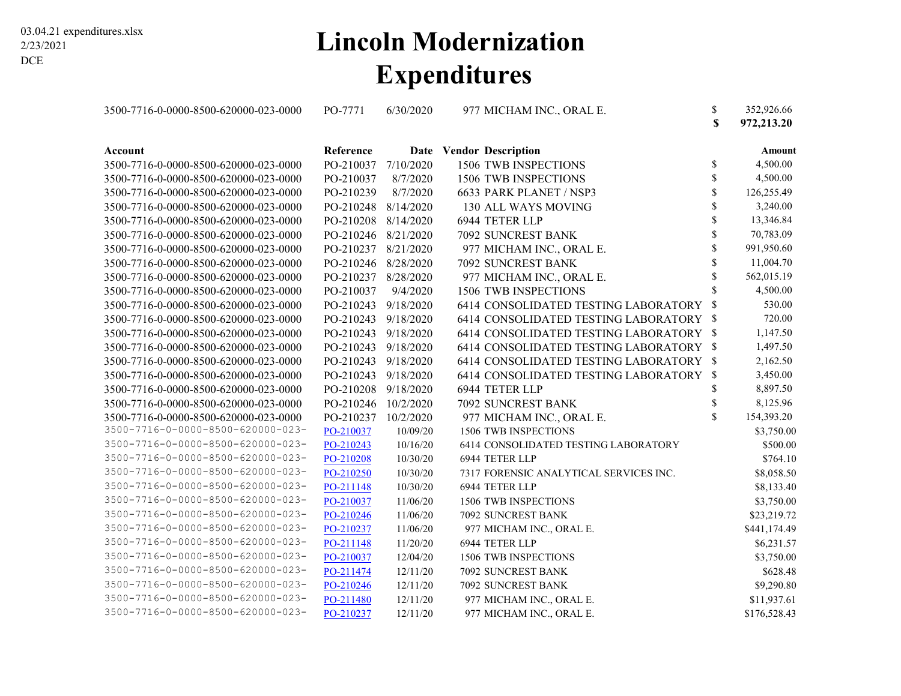03.04.21 expenditures.xlsx
2/23/2021
DCE

# Lincoln Modernization Expenditures

| | | | | | |
|---|---|---|---|---|---|
| 3500-7716-0-0000-8500-620000-023-0000 | PO-7771 | 6/30/2020 | 977 MICHAM INC., ORAL E. | $ | 352,926.66 |
| | | | | **$** | **972,213.20** |

| Account | Reference | Date | Vendor Description | | Amount |
|---|---|---|---|---|---|
| 3500-7716-0-0000-8500-620000-023-0000 | PO-210037 | 7/10/2020 | 1506 TWB INSPECTIONS | $ | 4,500.00 |
| 3500-7716-0-0000-8500-620000-023-0000 | PO-210037 | 8/7/2020 | 1506 TWB INSPECTIONS | $ | 4,500.00 |
| 3500-7716-0-0000-8500-620000-023-0000 | PO-210239 | 8/7/2020 | 6633 PARK PLANET / NSP3 | $ | 126,255.49 |
| 3500-7716-0-0000-8500-620000-023-0000 | PO-210248 | 8/14/2020 | 130 ALL WAYS MOVING | $ | 3,240.00 |
| 3500-7716-0-0000-8500-620000-023-0000 | PO-210208 | 8/14/2020 | 6944 TETER LLP | $ | 13,346.84 |
| 3500-7716-0-0000-8500-620000-023-0000 | PO-210246 | 8/21/2020 | 7092 SUNCREST BANK | $ | 70,783.09 |
| 3500-7716-0-0000-8500-620000-023-0000 | PO-210237 | 8/21/2020 | 977 MICHAM INC., ORAL E. | $ | 991,950.60 |
| 3500-7716-0-0000-8500-620000-023-0000 | PO-210246 | 8/28/2020 | 7092 SUNCREST BANK | $ | 11,004.70 |
| 3500-7716-0-0000-8500-620000-023-0000 | PO-210237 | 8/28/2020 | 977 MICHAM INC., ORAL E. | $ | 562,015.19 |
| 3500-7716-0-0000-8500-620000-023-0000 | PO-210037 | 9/4/2020 | 1506 TWB INSPECTIONS | $ | 4,500.00 |
| 3500-7716-0-0000-8500-620000-023-0000 | PO-210243 | 9/18/2020 | 6414 CONSOLIDATED TESTING LABORATORY | $ | 530.00 |
| 3500-7716-0-0000-8500-620000-023-0000 | PO-210243 | 9/18/2020 | 6414 CONSOLIDATED TESTING LABORATORY | $ | 720.00 |
| 3500-7716-0-0000-8500-620000-023-0000 | PO-210243 | 9/18/2020 | 6414 CONSOLIDATED TESTING LABORATORY | $ | 1,147.50 |
| 3500-7716-0-0000-8500-620000-023-0000 | PO-210243 | 9/18/2020 | 6414 CONSOLIDATED TESTING LABORATORY | $ | 1,497.50 |
| 3500-7716-0-0000-8500-620000-023-0000 | PO-210243 | 9/18/2020 | 6414 CONSOLIDATED TESTING LABORATORY | $ | 2,162.50 |
| 3500-7716-0-0000-8500-620000-023-0000 | PO-210243 | 9/18/2020 | 6414 CONSOLIDATED TESTING LABORATORY | $ | 3,450.00 |
| 3500-7716-0-0000-8500-620000-023-0000 | PO-210208 | 9/18/2020 | 6944 TETER LLP | $ | 8,897.50 |
| 3500-7716-0-0000-8500-620000-023-0000 | PO-210246 | 10/2/2020 | 7092 SUNCREST BANK | $ | 8,125.96 |
| 3500-7716-0-0000-8500-620000-023-0000 | PO-210237 | 10/2/2020 | 977 MICHAM INC., ORAL E. | $ | 154,393.20 |
| 3500-7716-0-0000-8500-620000-023- | PO-210037 | 10/09/20 | 1506 TWB INSPECTIONS | | $3,750.00 |
| 3500-7716-0-0000-8500-620000-023- | PO-210243 | 10/16/20 | 6414 CONSOLIDATED TESTING LABORATORY | | $500.00 |
| 3500-7716-0-0000-8500-620000-023- | PO-210208 | 10/30/20 | 6944 TETER LLP | | $764.10 |
| 3500-7716-0-0000-8500-620000-023- | PO-210250 | 10/30/20 | 7317 FORENSIC ANALYTICAL SERVICES INC. | | $8,058.50 |
| 3500-7716-0-0000-8500-620000-023- | PO-211148 | 10/30/20 | 6944 TETER LLP | | $8,133.40 |
| 3500-7716-0-0000-8500-620000-023- | PO-210037 | 11/06/20 | 1506 TWB INSPECTIONS | | $3,750.00 |
| 3500-7716-0-0000-8500-620000-023- | PO-210246 | 11/06/20 | 7092 SUNCREST BANK | | $23,219.72 |
| 3500-7716-0-0000-8500-620000-023- | PO-210237 | 11/06/20 | 977 MICHAM INC., ORAL E. | | $441,174.49 |
| 3500-7716-0-0000-8500-620000-023- | PO-211148 | 11/20/20 | 6944 TETER LLP | | $6,231.57 |
| 3500-7716-0-0000-8500-620000-023- | PO-210037 | 12/04/20 | 1506 TWB INSPECTIONS | | $3,750.00 |
| 3500-7716-0-0000-8500-620000-023- | PO-211474 | 12/11/20 | 7092 SUNCREST BANK | | $628.48 |
| 3500-7716-0-0000-8500-620000-023- | PO-210246 | 12/11/20 | 7092 SUNCREST BANK | | $9,290.80 |
| 3500-7716-0-0000-8500-620000-023- | PO-211480 | 12/11/20 | 977 MICHAM INC., ORAL E. | | $11,937.61 |
| 3500-7716-0-0000-8500-620000-023- | PO-210237 | 12/11/20 | 977 MICHAM INC., ORAL E. | | $176,528.43 |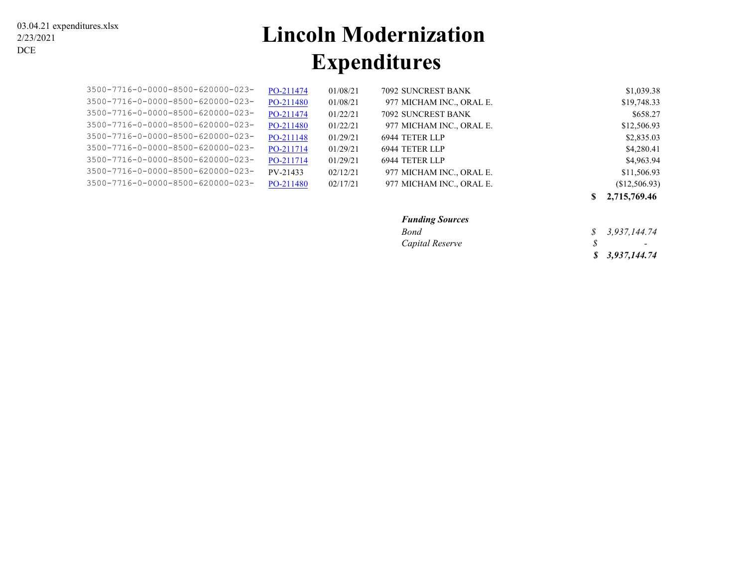03.04.21 expenditures.xlsx
2/23/2021
DCE

# Lincoln Modernization Expenditures

| Account | Reference | Date | Vendor | Amount |
|---|---|---|---|---|
| 3500-7716-0-0000-8500-620000-023- | PO-211474 | 01/08/21 | 7092 SUNCREST BANK | $1,039.38 |
| 3500-7716-0-0000-8500-620000-023- | PO-211480 | 01/08/21 | 977 MICHAM INC., ORAL E. | $19,748.33 |
| 3500-7716-0-0000-8500-620000-023- | PO-211474 | 01/22/21 | 7092 SUNCREST BANK | $658.27 |
| 3500-7716-0-0000-8500-620000-023- | PO-211480 | 01/22/21 | 977 MICHAM INC., ORAL E. | $12,506.93 |
| 3500-7716-0-0000-8500-620000-023- | PO-211148 | 01/29/21 | 6944 TETER LLP | $2,835.03 |
| 3500-7716-0-0000-8500-620000-023- | PO-211714 | 01/29/21 | 6944 TETER LLP | $4,280.41 |
| 3500-7716-0-0000-8500-620000-023- | PO-211714 | 01/29/21 | 6944 TETER LLP | $4,963.94 |
| 3500-7716-0-0000-8500-620000-023- | PV-21433 | 02/12/21 | 977 MICHAM INC., ORAL E. | $11,506.93 |
| 3500-7716-0-0000-8500-620000-023- | PO-211480 | 02/17/21 | 977 MICHAM INC., ORAL E. | ($12,506.93) |
| | | | | **$ 2,715,769.46** |

| ***Funding Sources*** | |
|---|---|
| *Bond* | *$ 3,937,144.74* |
| *Capital Reserve* | *$ -* |
| | ***$ 3,937,144.74*** |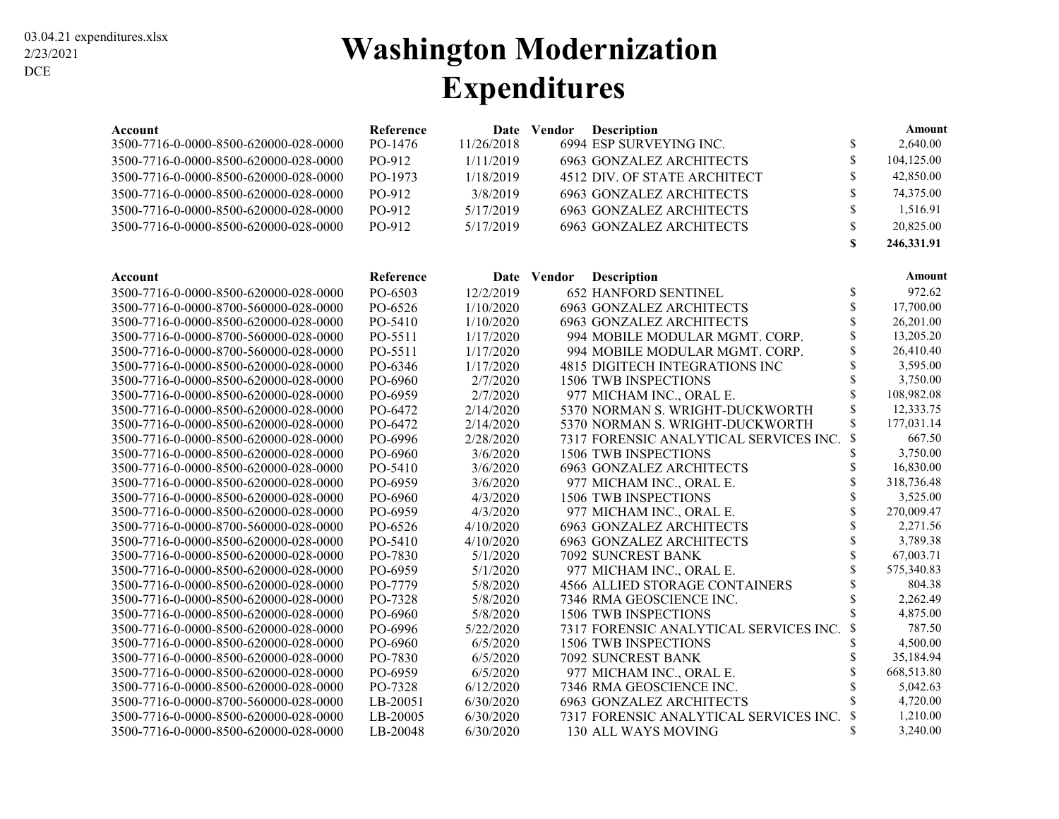03.04.21 expenditures.xlsx
2/23/2021
DCE

# Washington Modernization Expenditures

| Account | Reference | Date | Vendor | Description | | Amount |
|---|---|---|---|---|---|---|
| 3500-7716-0-0000-8500-620000-028-0000 | PO-1476 | 11/26/2018 | 6994 | ESP SURVEYING INC. | $ | 2,640.00 |
| 3500-7716-0-0000-8500-620000-028-0000 | PO-912 | 1/11/2019 | 6963 | GONZALEZ ARCHITECTS | $ | 104,125.00 |
| 3500-7716-0-0000-8500-620000-028-0000 | PO-1973 | 1/18/2019 | 4512 | DIV. OF STATE ARCHITECT | $ | 42,850.00 |
| 3500-7716-0-0000-8500-620000-028-0000 | PO-912 | 3/8/2019 | 6963 | GONZALEZ ARCHITECTS | $ | 74,375.00 |
| 3500-7716-0-0000-8500-620000-028-0000 | PO-912 | 5/17/2019 | 6963 | GONZALEZ ARCHITECTS | $ | 1,516.91 |
| 3500-7716-0-0000-8500-620000-028-0000 | PO-912 | 5/17/2019 | 6963 | GONZALEZ ARCHITECTS | $ | 20,825.00 |
| | | | | | **$** | **246,331.91** |

| Account | Reference | Date | Vendor | Description | | Amount |
|---|---|---|---|---|---|---|
| 3500-7716-0-0000-8500-620000-028-0000 | PO-6503 | 12/2/2019 | 652 | HANFORD SENTINEL | $ | 972.62 |
| 3500-7716-0-0000-8700-560000-028-0000 | PO-6526 | 1/10/2020 | 6963 | GONZALEZ ARCHITECTS | $ | 17,700.00 |
| 3500-7716-0-0000-8500-620000-028-0000 | PO-5410 | 1/10/2020 | 6963 | GONZALEZ ARCHITECTS | $ | 26,201.00 |
| 3500-7716-0-0000-8700-560000-028-0000 | PO-5511 | 1/17/2020 | 994 | MOBILE MODULAR MGMT. CORP. | $ | 13,205.20 |
| 3500-7716-0-0000-8700-560000-028-0000 | PO-5511 | 1/17/2020 | 994 | MOBILE MODULAR MGMT. CORP. | $ | 26,410.40 |
| 3500-7716-0-0000-8500-620000-028-0000 | PO-6346 | 1/17/2020 | 4815 | DIGITECH INTEGRATIONS INC | $ | 3,595.00 |
| 3500-7716-0-0000-8500-620000-028-0000 | PO-6960 | 2/7/2020 | 1506 | TWB INSPECTIONS | $ | 3,750.00 |
| 3500-7716-0-0000-8500-620000-028-0000 | PO-6959 | 2/7/2020 | 977 | MICHAM INC., ORAL E. | $ | 108,982.08 |
| 3500-7716-0-0000-8500-620000-028-0000 | PO-6472 | 2/14/2020 | 5370 | NORMAN S. WRIGHT-DUCKWORTH | $ | 12,333.75 |
| 3500-7716-0-0000-8500-620000-028-0000 | PO-6472 | 2/14/2020 | 5370 | NORMAN S. WRIGHT-DUCKWORTH | $ | 177,031.14 |
| 3500-7716-0-0000-8500-620000-028-0000 | PO-6996 | 2/28/2020 | 7317 | FORENSIC ANALYTICAL SERVICES INC. | $ | 667.50 |
| 3500-7716-0-0000-8500-620000-028-0000 | PO-6960 | 3/6/2020 | 1506 | TWB INSPECTIONS | $ | 3,750.00 |
| 3500-7716-0-0000-8500-620000-028-0000 | PO-5410 | 3/6/2020 | 6963 | GONZALEZ ARCHITECTS | $ | 16,830.00 |
| 3500-7716-0-0000-8500-620000-028-0000 | PO-6959 | 3/6/2020 | 977 | MICHAM INC., ORAL E. | $ | 318,736.48 |
| 3500-7716-0-0000-8500-620000-028-0000 | PO-6960 | 4/3/2020 | 1506 | TWB INSPECTIONS | $ | 3,525.00 |
| 3500-7716-0-0000-8500-620000-028-0000 | PO-6959 | 4/3/2020 | 977 | MICHAM INC., ORAL E. | $ | 270,009.47 |
| 3500-7716-0-0000-8700-560000-028-0000 | PO-6526 | 4/10/2020 | 6963 | GONZALEZ ARCHITECTS | $ | 2,271.56 |
| 3500-7716-0-0000-8500-620000-028-0000 | PO-5410 | 4/10/2020 | 6963 | GONZALEZ ARCHITECTS | $ | 3,789.38 |
| 3500-7716-0-0000-8500-620000-028-0000 | PO-7830 | 5/1/2020 | 7092 | SUNCREST BANK | $ | 67,003.71 |
| 3500-7716-0-0000-8500-620000-028-0000 | PO-6959 | 5/1/2020 | 977 | MICHAM INC., ORAL E. | $ | 575,340.83 |
| 3500-7716-0-0000-8500-620000-028-0000 | PO-7779 | 5/8/2020 | 4566 | ALLIED STORAGE CONTAINERS | $ | 804.38 |
| 3500-7716-0-0000-8500-620000-028-0000 | PO-7328 | 5/8/2020 | 7346 | RMA GEOSCIENCE INC. | $ | 2,262.49 |
| 3500-7716-0-0000-8500-620000-028-0000 | PO-6960 | 5/8/2020 | 1506 | TWB INSPECTIONS | $ | 4,875.00 |
| 3500-7716-0-0000-8500-620000-028-0000 | PO-6996 | 5/22/2020 | 7317 | FORENSIC ANALYTICAL SERVICES INC. | $ | 787.50 |
| 3500-7716-0-0000-8500-620000-028-0000 | PO-6960 | 6/5/2020 | 1506 | TWB INSPECTIONS | $ | 4,500.00 |
| 3500-7716-0-0000-8500-620000-028-0000 | PO-7830 | 6/5/2020 | 7092 | SUNCREST BANK | $ | 35,184.94 |
| 3500-7716-0-0000-8500-620000-028-0000 | PO-6959 | 6/5/2020 | 977 | MICHAM INC., ORAL E. | $ | 668,513.80 |
| 3500-7716-0-0000-8500-620000-028-0000 | PO-7328 | 6/12/2020 | 7346 | RMA GEOSCIENCE INC. | $ | 5,042.63 |
| 3500-7716-0-0000-8700-560000-028-0000 | LB-20051 | 6/30/2020 | 6963 | GONZALEZ ARCHITECTS | $ | 4,720.00 |
| 3500-7716-0-0000-8500-620000-028-0000 | LB-20005 | 6/30/2020 | 7317 | FORENSIC ANALYTICAL SERVICES INC. | $ | 1,210.00 |
| 3500-7716-0-0000-8500-620000-028-0000 | LB-20048 | 6/30/2020 | 130 | ALL WAYS MOVING | $ | 3,240.00 |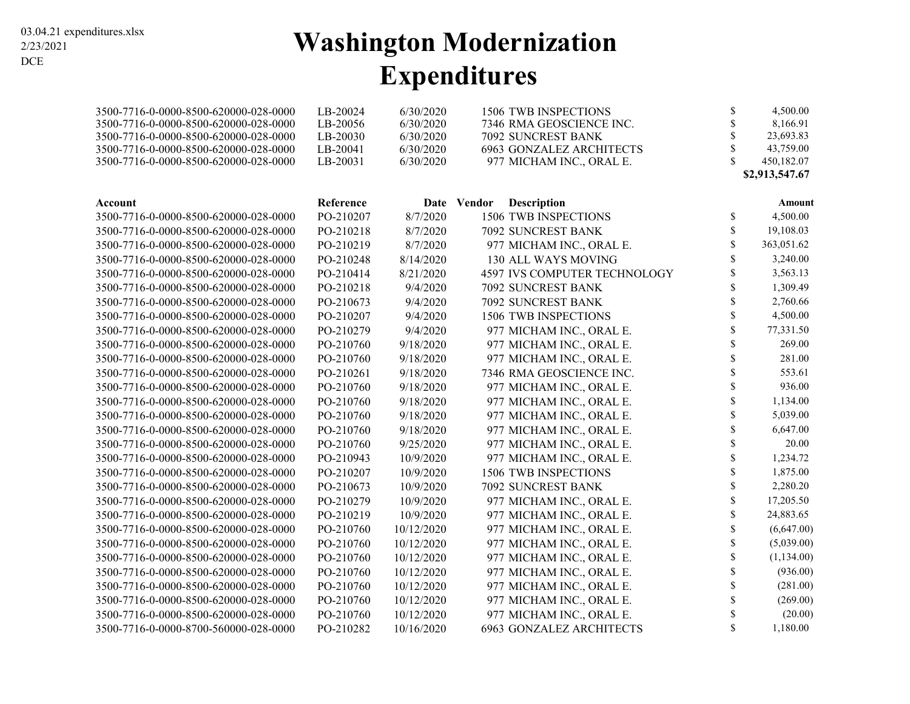# Washington Modernization Expenditures

| Account | Reference | Date | Vendor | Description | Amount |
|---|---|---|---|---|---|
| 3500-7716-0-0000-8500-620000-028-0000 | LB-20024 | 6/30/2020 | 1506 | TWB INSPECTIONS | $ 4,500.00 |
| 3500-7716-0-0000-8500-620000-028-0000 | LB-20056 | 6/30/2020 | 7346 | RMA GEOSCIENCE INC. | $ 8,166.91 |
| 3500-7716-0-0000-8500-620000-028-0000 | LB-20030 | 6/30/2020 | 7092 | SUNCREST BANK | $ 23,693.83 |
| 3500-7716-0-0000-8500-620000-028-0000 | LB-20041 | 6/30/2020 | 6963 | GONZALEZ ARCHITECTS | $ 43,759.00 |
| 3500-7716-0-0000-8500-620000-028-0000 | LB-20031 | 6/30/2020 | 977 | MICHAM INC., ORAL E. | $ 450,182.07 |
| | | | | | **$2,913,547.67** |

| Account | Reference | Date | Vendor | Description | Amount |
|---|---|---|---|---|---|
| 3500-7716-0-0000-8500-620000-028-0000 | PO-210207 | 8/7/2020 | 1506 | TWB INSPECTIONS | $ 4,500.00 |
| 3500-7716-0-0000-8500-620000-028-0000 | PO-210218 | 8/7/2020 | 7092 | SUNCREST BANK | $ 19,108.03 |
| 3500-7716-0-0000-8500-620000-028-0000 | PO-210219 | 8/7/2020 | 977 | MICHAM INC., ORAL E. | $ 363,051.62 |
| 3500-7716-0-0000-8500-620000-028-0000 | PO-210248 | 8/14/2020 | 130 | ALL WAYS MOVING | $ 3,240.00 |
| 3500-7716-0-0000-8500-620000-028-0000 | PO-210414 | 8/21/2020 | 4597 | IVS COMPUTER TECHNOLOGY | $ 3,563.13 |
| 3500-7716-0-0000-8500-620000-028-0000 | PO-210218 | 9/4/2020 | 7092 | SUNCREST BANK | $ 1,309.49 |
| 3500-7716-0-0000-8500-620000-028-0000 | PO-210673 | 9/4/2020 | 7092 | SUNCREST BANK | $ 2,760.66 |
| 3500-7716-0-0000-8500-620000-028-0000 | PO-210207 | 9/4/2020 | 1506 | TWB INSPECTIONS | $ 4,500.00 |
| 3500-7716-0-0000-8500-620000-028-0000 | PO-210279 | 9/4/2020 | 977 | MICHAM INC., ORAL E. | $ 77,331.50 |
| 3500-7716-0-0000-8500-620000-028-0000 | PO-210760 | 9/18/2020 | 977 | MICHAM INC., ORAL E. | $ 269.00 |
| 3500-7716-0-0000-8500-620000-028-0000 | PO-210760 | 9/18/2020 | 977 | MICHAM INC., ORAL E. | $ 281.00 |
| 3500-7716-0-0000-8500-620000-028-0000 | PO-210261 | 9/18/2020 | 7346 | RMA GEOSCIENCE INC. | $ 553.61 |
| 3500-7716-0-0000-8500-620000-028-0000 | PO-210760 | 9/18/2020 | 977 | MICHAM INC., ORAL E. | $ 936.00 |
| 3500-7716-0-0000-8500-620000-028-0000 | PO-210760 | 9/18/2020 | 977 | MICHAM INC., ORAL E. | $ 1,134.00 |
| 3500-7716-0-0000-8500-620000-028-0000 | PO-210760 | 9/18/2020 | 977 | MICHAM INC., ORAL E. | $ 5,039.00 |
| 3500-7716-0-0000-8500-620000-028-0000 | PO-210760 | 9/18/2020 | 977 | MICHAM INC., ORAL E. | $ 6,647.00 |
| 3500-7716-0-0000-8500-620000-028-0000 | PO-210760 | 9/25/2020 | 977 | MICHAM INC., ORAL E. | $ 20.00 |
| 3500-7716-0-0000-8500-620000-028-0000 | PO-210943 | 10/9/2020 | 977 | MICHAM INC., ORAL E. | $ 1,234.72 |
| 3500-7716-0-0000-8500-620000-028-0000 | PO-210207 | 10/9/2020 | 1506 | TWB INSPECTIONS | $ 1,875.00 |
| 3500-7716-0-0000-8500-620000-028-0000 | PO-210673 | 10/9/2020 | 7092 | SUNCREST BANK | $ 2,280.20 |
| 3500-7716-0-0000-8500-620000-028-0000 | PO-210279 | 10/9/2020 | 977 | MICHAM INC., ORAL E. | $ 17,205.50 |
| 3500-7716-0-0000-8500-620000-028-0000 | PO-210219 | 10/9/2020 | 977 | MICHAM INC., ORAL E. | $ 24,883.65 |
| 3500-7716-0-0000-8500-620000-028-0000 | PO-210760 | 10/12/2020 | 977 | MICHAM INC., ORAL E. | $ (6,647.00) |
| 3500-7716-0-0000-8500-620000-028-0000 | PO-210760 | 10/12/2020 | 977 | MICHAM INC., ORAL E. | $ (5,039.00) |
| 3500-7716-0-0000-8500-620000-028-0000 | PO-210760 | 10/12/2020 | 977 | MICHAM INC., ORAL E. | $ (1,134.00) |
| 3500-7716-0-0000-8500-620000-028-0000 | PO-210760 | 10/12/2020 | 977 | MICHAM INC., ORAL E. | $ (936.00) |
| 3500-7716-0-0000-8500-620000-028-0000 | PO-210760 | 10/12/2020 | 977 | MICHAM INC., ORAL E. | $ (281.00) |
| 3500-7716-0-0000-8500-620000-028-0000 | PO-210760 | 10/12/2020 | 977 | MICHAM INC., ORAL E. | $ (269.00) |
| 3500-7716-0-0000-8500-620000-028-0000 | PO-210760 | 10/12/2020 | 977 | MICHAM INC., ORAL E. | $ (20.00) |
| 3500-7716-0-0000-8700-560000-028-0000 | PO-210282 | 10/16/2020 | 6963 | GONZALEZ ARCHITECTS | $ 1,180.00 |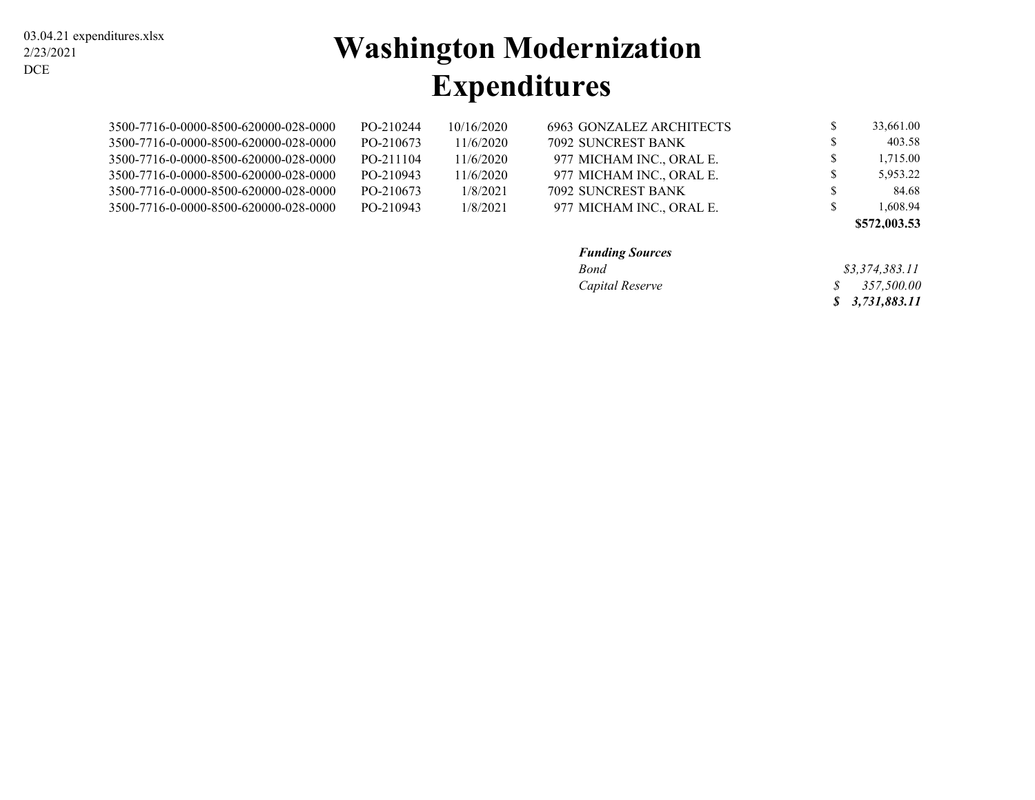03.04.21 expenditures.xlsx
2/23/2021
DCE

# Washington Modernization Expenditures

| | | | | | |
|---|---|---|---|---|---|
| 3500-7716-0-0000-8500-620000-028-0000 | PO-210244 | 10/16/2020 | 6963 | GONZALEZ ARCHITECTS | $ 33,661.00 |
| 3500-7716-0-0000-8500-620000-028-0000 | PO-210673 | 11/6/2020 | 7092 | SUNCREST BANK | $ 403.58 |
| 3500-7716-0-0000-8500-620000-028-0000 | PO-211104 | 11/6/2020 | 977 | MICHAM INC., ORAL E. | $ 1,715.00 |
| 3500-7716-0-0000-8500-620000-028-0000 | PO-210943 | 11/6/2020 | 977 | MICHAM INC., ORAL E. | $ 5,953.22 |
| 3500-7716-0-0000-8500-620000-028-0000 | PO-210673 | 1/8/2021 | 7092 | SUNCREST BANK | $ 84.68 |
| 3500-7716-0-0000-8500-620000-028-0000 | PO-210943 | 1/8/2021 | 977 | MICHAM INC., ORAL E. | $ 1,608.94 |
| | | | | | **$572,003.53** |

| ***Funding Sources*** | |
|---|---|
| *Bond* | *$3,374,383.11* |
| *Capital Reserve* | *$ 357,500.00* |
| | ***$ 3,731,883.11*** |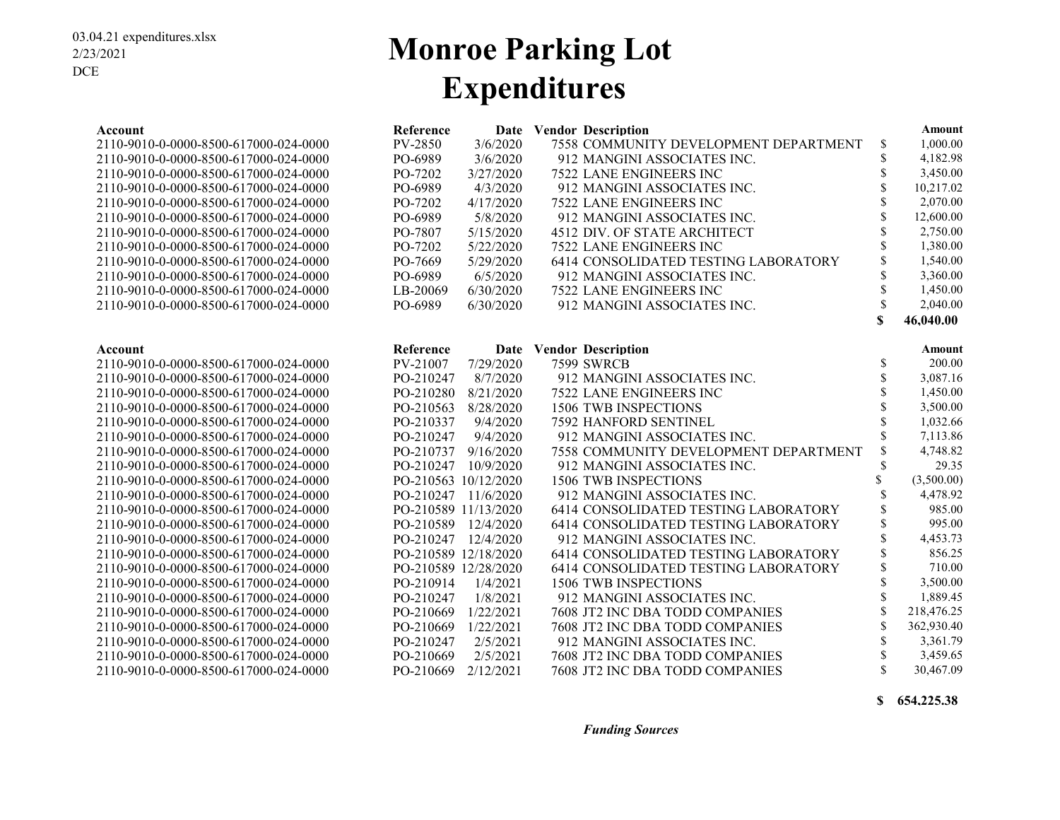03.04.21 expenditures.xlsx
2/23/2021
DCE

# Monroe Parking Lot
# Expenditures

| Account | Reference | Date | Vendor | Description | Amount |
|---|---|---|---|---|---|
| 2110-9010-0-0000-8500-617000-024-0000 | PV-2850 | 3/6/2020 | 7558 | COMMUNITY DEVELOPMENT DEPARTMENT | $ 1,000.00 |
| 2110-9010-0-0000-8500-617000-024-0000 | PO-6989 | 3/6/2020 | 912 | MANGINI ASSOCIATES INC. | $ 4,182.98 |
| 2110-9010-0-0000-8500-617000-024-0000 | PO-7202 | 3/27/2020 | 7522 | LANE ENGINEERS INC | $ 3,450.00 |
| 2110-9010-0-0000-8500-617000-024-0000 | PO-6989 | 4/3/2020 | 912 | MANGINI ASSOCIATES INC. | $ 10,217.02 |
| 2110-9010-0-0000-8500-617000-024-0000 | PO-7202 | 4/17/2020 | 7522 | LANE ENGINEERS INC | $ 2,070.00 |
| 2110-9010-0-0000-8500-617000-024-0000 | PO-6989 | 5/8/2020 | 912 | MANGINI ASSOCIATES INC. | $ 12,600.00 |
| 2110-9010-0-0000-8500-617000-024-0000 | PO-7807 | 5/15/2020 | 4512 | DIV. OF STATE ARCHITECT | $ 2,750.00 |
| 2110-9010-0-0000-8500-617000-024-0000 | PO-7202 | 5/22/2020 | 7522 | LANE ENGINEERS INC | $ 1,380.00 |
| 2110-9010-0-0000-8500-617000-024-0000 | PO-7669 | 5/29/2020 | 6414 | CONSOLIDATED TESTING LABORATORY | $ 1,540.00 |
| 2110-9010-0-0000-8500-617000-024-0000 | PO-6989 | 6/5/2020 | 912 | MANGINI ASSOCIATES INC. | $ 3,360.00 |
| 2110-9010-0-0000-8500-617000-024-0000 | LB-20069 | 6/30/2020 | 7522 | LANE ENGINEERS INC | $ 1,450.00 |
| 2110-9010-0-0000-8500-617000-024-0000 | PO-6989 | 6/30/2020 | 912 | MANGINI ASSOCIATES INC. | $ 2,040.00 |
| | | | | | **$ 46,040.00** |

| Account | Reference | Date | Vendor | Description | Amount |
|---|---|---|---|---|---|
| 2110-9010-0-0000-8500-617000-024-0000 | PV-21007 | 7/29/2020 | 7599 | SWRCB | $ 200.00 |
| 2110-9010-0-0000-8500-617000-024-0000 | PO-210247 | 8/7/2020 | 912 | MANGINI ASSOCIATES INC. | $ 3,087.16 |
| 2110-9010-0-0000-8500-617000-024-0000 | PO-210280 | 8/21/2020 | 7522 | LANE ENGINEERS INC | $ 1,450.00 |
| 2110-9010-0-0000-8500-617000-024-0000 | PO-210563 | 8/28/2020 | 1506 | TWB INSPECTIONS | $ 3,500.00 |
| 2110-9010-0-0000-8500-617000-024-0000 | PO-210337 | 9/4/2020 | 7592 | HANFORD SENTINEL | $ 1,032.66 |
| 2110-9010-0-0000-8500-617000-024-0000 | PO-210247 | 9/4/2020 | 912 | MANGINI ASSOCIATES INC. | $ 7,113.86 |
| 2110-9010-0-0000-8500-617000-024-0000 | PO-210737 | 9/16/2020 | 7558 | COMMUNITY DEVELOPMENT DEPARTMENT | $ 4,748.82 |
| 2110-9010-0-0000-8500-617000-024-0000 | PO-210247 | 10/9/2020 | 912 | MANGINI ASSOCIATES INC. | $ 29.35 |
| 2110-9010-0-0000-8500-617000-024-0000 | PO-210563 | 10/12/2020 | 1506 | TWB INSPECTIONS | $ (3,500.00) |
| 2110-9010-0-0000-8500-617000-024-0000 | PO-210247 | 11/6/2020 | 912 | MANGINI ASSOCIATES INC. | $ 4,478.92 |
| 2110-9010-0-0000-8500-617000-024-0000 | PO-210589 | 11/13/2020 | 6414 | CONSOLIDATED TESTING LABORATORY | $ 985.00 |
| 2110-9010-0-0000-8500-617000-024-0000 | PO-210589 | 12/4/2020 | 6414 | CONSOLIDATED TESTING LABORATORY | $ 995.00 |
| 2110-9010-0-0000-8500-617000-024-0000 | PO-210247 | 12/4/2020 | 912 | MANGINI ASSOCIATES INC. | $ 4,453.73 |
| 2110-9010-0-0000-8500-617000-024-0000 | PO-210589 | 12/18/2020 | 6414 | CONSOLIDATED TESTING LABORATORY | $ 856.25 |
| 2110-9010-0-0000-8500-617000-024-0000 | PO-210589 | 12/28/2020 | 6414 | CONSOLIDATED TESTING LABORATORY | $ 710.00 |
| 2110-9010-0-0000-8500-617000-024-0000 | PO-210914 | 1/4/2021 | 1506 | TWB INSPECTIONS | $ 3,500.00 |
| 2110-9010-0-0000-8500-617000-024-0000 | PO-210247 | 1/8/2021 | 912 | MANGINI ASSOCIATES INC. | $ 1,889.45 |
| 2110-9010-0-0000-8500-617000-024-0000 | PO-210669 | 1/22/2021 | 7608 | JT2 INC DBA TODD COMPANIES | $ 218,476.25 |
| 2110-9010-0-0000-8500-617000-024-0000 | PO-210669 | 1/22/2021 | 7608 | JT2 INC DBA TODD COMPANIES | $ 362,930.40 |
| 2110-9010-0-0000-8500-617000-024-0000 | PO-210247 | 2/5/2021 | 912 | MANGINI ASSOCIATES INC. | $ 3,361.79 |
| 2110-9010-0-0000-8500-617000-024-0000 | PO-210669 | 2/5/2021 | 7608 | JT2 INC DBA TODD COMPANIES | $ 3,459.65 |
| 2110-9010-0-0000-8500-617000-024-0000 | PO-210669 | 2/12/2021 | 7608 | JT2 INC DBA TODD COMPANIES | $ 30,467.09 |
| | | | | | **$ 654,225.38** |

***Funding Sources***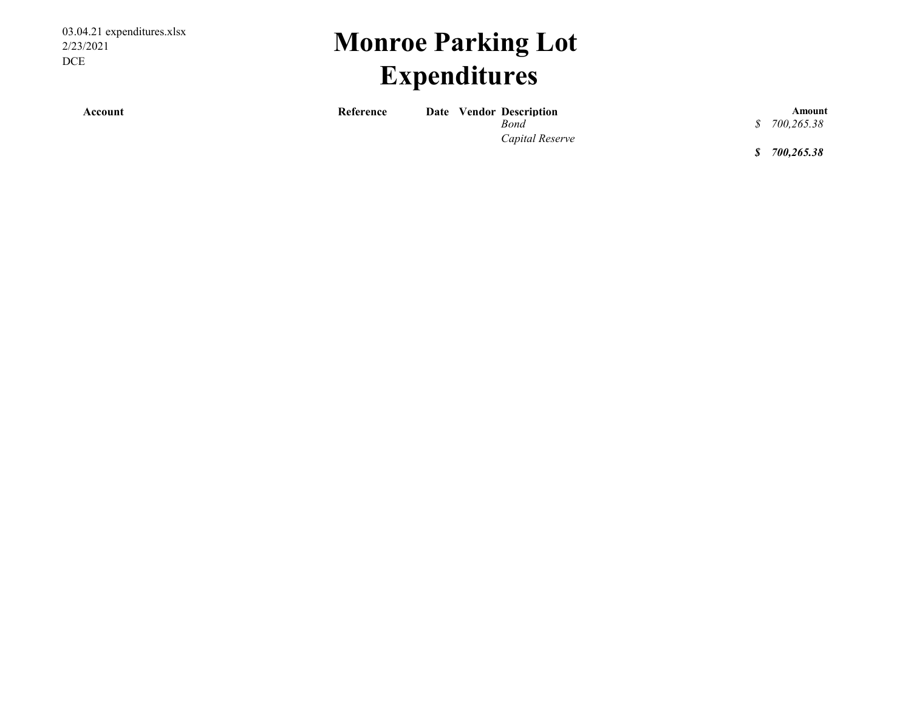03.04.21 expenditures.xlsx
2/23/2021
DCE

# Monroe Parking Lot
# Expenditures

| Account | Reference | Date | Vendor | Description | Amount |
|---|---|---|---|---|---|
| | | | | *Bond* | *$ 700,265.38* |
| | | | | *Capital Reserve* | |
| | | | | | ***$ 700,265.38*** |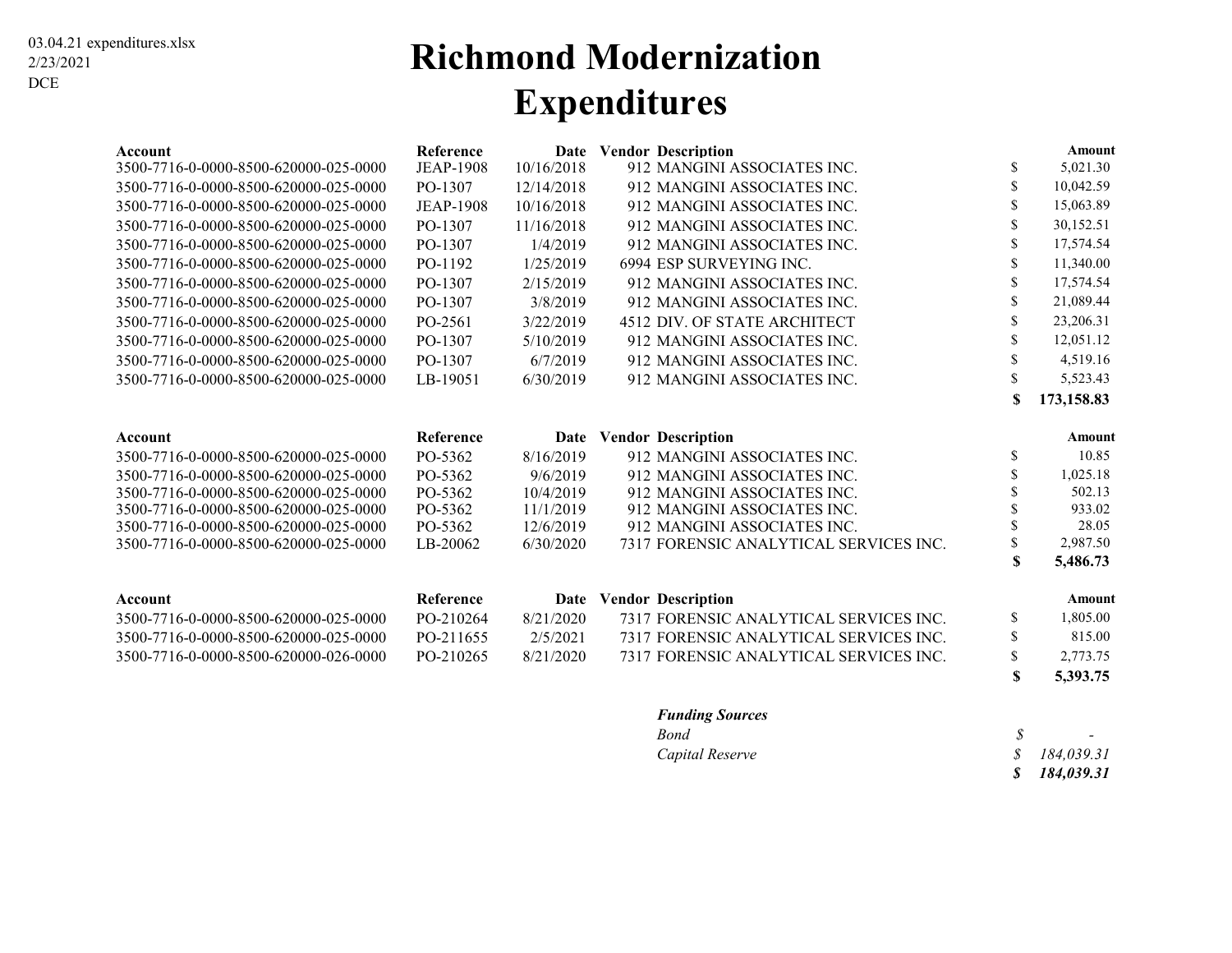03.04.21 expenditures.xlsx
2/23/2021
DCE

# Richmond Modernization Expenditures

| Account | Reference | Date | Vendor | Description | Amount |
|---|---|---|---|---|---|
| 3500-7716-0-0000-8500-620000-025-0000 | JEAP-1908 | 10/16/2018 | 912 | MANGINI ASSOCIATES INC. | $ 5,021.30 |
| 3500-7716-0-0000-8500-620000-025-0000 | PO-1307 | 12/14/2018 | 912 | MANGINI ASSOCIATES INC. | $ 10,042.59 |
| 3500-7716-0-0000-8500-620000-025-0000 | JEAP-1908 | 10/16/2018 | 912 | MANGINI ASSOCIATES INC. | $ 15,063.89 |
| 3500-7716-0-0000-8500-620000-025-0000 | PO-1307 | 11/16/2018 | 912 | MANGINI ASSOCIATES INC. | $ 30,152.51 |
| 3500-7716-0-0000-8500-620000-025-0000 | PO-1307 | 1/4/2019 | 912 | MANGINI ASSOCIATES INC. | $ 17,574.54 |
| 3500-7716-0-0000-8500-620000-025-0000 | PO-1192 | 1/25/2019 | 6994 | ESP SURVEYING INC. | $ 11,340.00 |
| 3500-7716-0-0000-8500-620000-025-0000 | PO-1307 | 2/15/2019 | 912 | MANGINI ASSOCIATES INC. | $ 17,574.54 |
| 3500-7716-0-0000-8500-620000-025-0000 | PO-1307 | 3/8/2019 | 912 | MANGINI ASSOCIATES INC. | $ 21,089.44 |
| 3500-7716-0-0000-8500-620000-025-0000 | PO-2561 | 3/22/2019 | 4512 | DIV. OF STATE ARCHITECT | $ 23,206.31 |
| 3500-7716-0-0000-8500-620000-025-0000 | PO-1307 | 5/10/2019 | 912 | MANGINI ASSOCIATES INC. | $ 12,051.12 |
| 3500-7716-0-0000-8500-620000-025-0000 | PO-1307 | 6/7/2019 | 912 | MANGINI ASSOCIATES INC. | $ 4,519.16 |
| 3500-7716-0-0000-8500-620000-025-0000 | LB-19051 | 6/30/2019 | 912 | MANGINI ASSOCIATES INC. | $ 5,523.43 |
| | | | | | **$ 173,158.83** |

| Account | Reference | Date | Vendor | Description | Amount |
|---|---|---|---|---|---|
| 3500-7716-0-0000-8500-620000-025-0000 | PO-5362 | 8/16/2019 | 912 | MANGINI ASSOCIATES INC. | $ 10.85 |
| 3500-7716-0-0000-8500-620000-025-0000 | PO-5362 | 9/6/2019 | 912 | MANGINI ASSOCIATES INC. | $ 1,025.18 |
| 3500-7716-0-0000-8500-620000-025-0000 | PO-5362 | 10/4/2019 | 912 | MANGINI ASSOCIATES INC. | $ 502.13 |
| 3500-7716-0-0000-8500-620000-025-0000 | PO-5362 | 11/1/2019 | 912 | MANGINI ASSOCIATES INC. | $ 933.02 |
| 3500-7716-0-0000-8500-620000-025-0000 | PO-5362 | 12/6/2019 | 912 | MANGINI ASSOCIATES INC. | $ 28.05 |
| 3500-7716-0-0000-8500-620000-025-0000 | LB-20062 | 6/30/2020 | 7317 | FORENSIC ANALYTICAL SERVICES INC. | $ 2,987.50 |
| | | | | | **$ 5,486.73** |

| Account | Reference | Date | Vendor | Description | Amount |
|---|---|---|---|---|---|
| 3500-7716-0-0000-8500-620000-025-0000 | PO-210264 | 8/21/2020 | 7317 | FORENSIC ANALYTICAL SERVICES INC. | $ 1,805.00 |
| 3500-7716-0-0000-8500-620000-025-0000 | PO-211655 | 2/5/2021 | 7317 | FORENSIC ANALYTICAL SERVICES INC. | $ 815.00 |
| 3500-7716-0-0000-8500-620000-026-0000 | PO-210265 | 8/21/2020 | 7317 | FORENSIC ANALYTICAL SERVICES INC. | $ 2,773.75 |
| | | | | | **$ 5,393.75** |

| ***Funding Sources*** | |
|---|---|
| *Bond* | *$ -* |
| *Capital Reserve* | *$ 184,039.31* |
| | ***$ 184,039.31*** |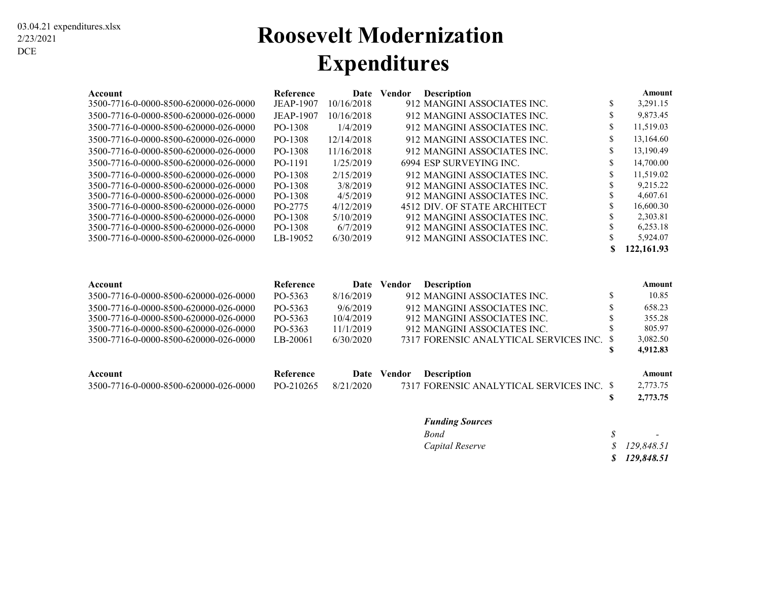03.04.21 expenditures.xlsx
2/23/2021
DCE

# Roosevelt Modernization Expenditures

| Account | Reference | Date | Vendor | Description | Amount |
|---|---|---|---|---|---|
| 3500-7716-0-0000-8500-620000-026-0000 | JEAP-1907 | 10/16/2018 | 912 | MANGINI ASSOCIATES INC. | $ 3,291.15 |
| 3500-7716-0-0000-8500-620000-026-0000 | JEAP-1907 | 10/16/2018 | 912 | MANGINI ASSOCIATES INC. | $ 9,873.45 |
| 3500-7716-0-0000-8500-620000-026-0000 | PO-1308 | 1/4/2019 | 912 | MANGINI ASSOCIATES INC. | $ 11,519.03 |
| 3500-7716-0-0000-8500-620000-026-0000 | PO-1308 | 12/14/2018 | 912 | MANGINI ASSOCIATES INC. | $ 13,164.60 |
| 3500-7716-0-0000-8500-620000-026-0000 | PO-1308 | 11/16/2018 | 912 | MANGINI ASSOCIATES INC. | $ 13,190.49 |
| 3500-7716-0-0000-8500-620000-026-0000 | PO-1191 | 1/25/2019 | 6994 | ESP SURVEYING INC. | $ 14,700.00 |
| 3500-7716-0-0000-8500-620000-026-0000 | PO-1308 | 2/15/2019 | 912 | MANGINI ASSOCIATES INC. | $ 11,519.02 |
| 3500-7716-0-0000-8500-620000-026-0000 | PO-1308 | 3/8/2019 | 912 | MANGINI ASSOCIATES INC. | $ 9,215.22 |
| 3500-7716-0-0000-8500-620000-026-0000 | PO-1308 | 4/5/2019 | 912 | MANGINI ASSOCIATES INC. | $ 4,607.61 |
| 3500-7716-0-0000-8500-620000-026-0000 | PO-2775 | 4/12/2019 | 4512 | DIV. OF STATE ARCHITECT | $ 16,600.30 |
| 3500-7716-0-0000-8500-620000-026-0000 | PO-1308 | 5/10/2019 | 912 | MANGINI ASSOCIATES INC. | $ 2,303.81 |
| 3500-7716-0-0000-8500-620000-026-0000 | PO-1308 | 6/7/2019 | 912 | MANGINI ASSOCIATES INC. | $ 6,253.18 |
| 3500-7716-0-0000-8500-620000-026-0000 | LB-19052 | 6/30/2019 | 912 | MANGINI ASSOCIATES INC. | $ 5,924.07 |
| | | | | | **$ 122,161.93** |

| Account | Reference | Date | Vendor | Description | Amount |
|---|---|---|---|---|---|
| 3500-7716-0-0000-8500-620000-026-0000 | PO-5363 | 8/16/2019 | 912 | MANGINI ASSOCIATES INC. | $ 10.85 |
| 3500-7716-0-0000-8500-620000-026-0000 | PO-5363 | 9/6/2019 | 912 | MANGINI ASSOCIATES INC. | $ 658.23 |
| 3500-7716-0-0000-8500-620000-026-0000 | PO-5363 | 10/4/2019 | 912 | MANGINI ASSOCIATES INC. | $ 355.28 |
| 3500-7716-0-0000-8500-620000-026-0000 | PO-5363 | 11/1/2019 | 912 | MANGINI ASSOCIATES INC. | $ 805.97 |
| 3500-7716-0-0000-8500-620000-026-0000 | LB-20061 | 6/30/2020 | 7317 | FORENSIC ANALYTICAL SERVICES INC. | $ 3,082.50 |
| | | | | | **$ 4,912.83** |

| Account | Reference | Date | Vendor | Description | Amount |
|---|---|---|---|---|---|
| 3500-7716-0-0000-8500-620000-026-0000 | PO-210265 | 8/21/2020 | 7317 | FORENSIC ANALYTICAL SERVICES INC. | $ 2,773.75 |
| | | | | | **$ 2,773.75** |

| ***Funding Sources*** | |
|---|---|
| *Bond* | *$ -* |
| *Capital Reserve* | *$ 129,848.51* |
| | ***$ 129,848.51*** |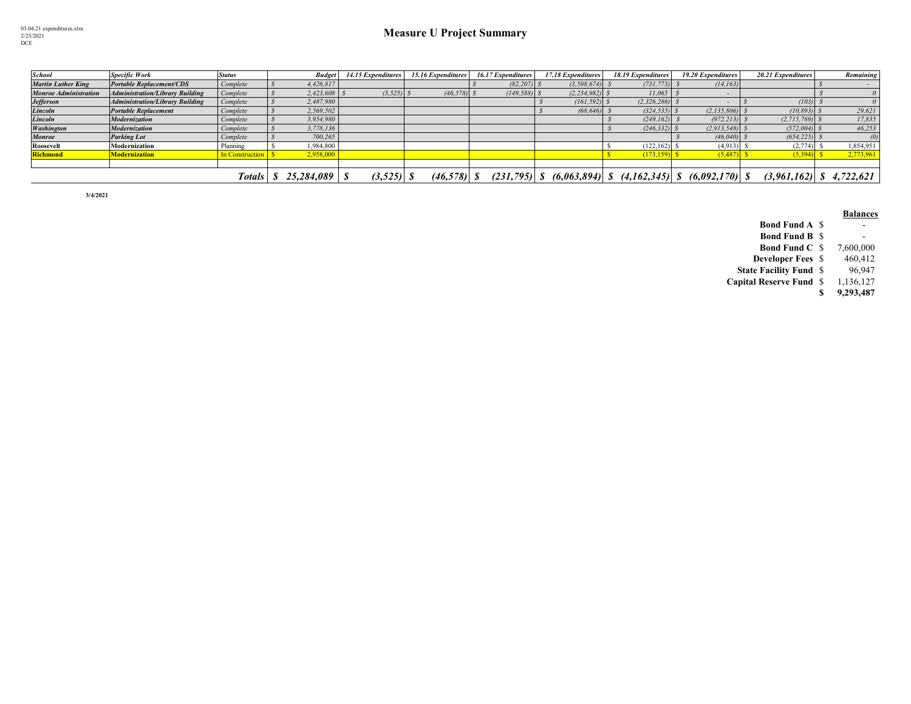03.04.21 expenditures.xlsx
2/23/2021
DCE

# Measure U Project Summary

| *School* | *Specific Work* | *Status* | *Budget* | *14.15 Expenditures* | *15.16 Expenditures* | *16.17 Expenditures* | *17.18 Expenditures* | *18.19 Expenditures* | *19.20 Expenditures* | *20.21 Expenditures* | *Remaining* |
|---|---|---|---|---|---|---|---|---|---|---|---|
| ***Martin Luther King*** | ***Portable Replacement/CDS*** | *Complete* | *$ 4,426,817* | | | *$ (82,207)* | *$ (3,598,674)* | *$ (731,773)* | *$ (14,163)* | | *$ -* |
| ***Monroe Administration*** | ***Administration/Library Building*** | *Complete* | *$ 2,423,608* | *$ (3,525)* | *$ (46,578)* | *$ (149,588)* | *$ (2,234,982)* | *$ 11,065* | *$ -* | | *$ 0* |
| ***Jefferson*** | ***Administration/Library Building*** | *Complete* | *$ 2,487,980* | | | | *$ (161,592)* | *$ (2,326,286)* | *$ -* | *$ (103)* | *$ 0* |
| ***Lincoln*** | ***Portable Replacement*** | *Complete* | *$ 2,569,502* | | | | *$ (68,646)* | *$ (324,535)* | *$ (2,135,806)* | *$ (10,893)* | *$ 29,621* |
| ***Lincoln*** | ***Modernization*** | *Complete* | *$ 3,954,980* | | | | | *$ (249,162)* | *$ (972,213)* | *$ (2,715,769)* | *$ 17,835* |
| ***Washington*** | ***Modernization*** | *Complete* | *$ 3,778,136* | | | | | *$ (246,332)* | *$ (2,913,548)* | *$ (572,004)* | *$ 46,253* |
| ***Monroe*** | ***Parking Lot*** | *Complete* | *$ 700,265* | | | | | | *$ (46,040)* | *$ (654,225)* | *$ (0)* |
| **Roosevelt** | **Modernization** | Planning | $ 1,984,800 | | | | | $ (122,162) | $ (4,913) | $ (2,774) | $ 1,854,951 |
| **Richmond** | **Modernization** | In Construction | $ 2,958,000 | | | | | $ (173,159) | $ (5,487) | $ (5,394) | $ 2,773,961 |
| | | | | | | | | | | | |
| | | ***Totals*** | ***$ 25,284,089*** | ***$ (3,525)*** | ***$ (46,578)*** | ***$ (231,795)*** | ***$ (6,063,894)*** | ***$ (4,162,345)*** | ***$ (6,092,170)*** | ***$ (3,961,162)*** | ***$ 4,722,621*** |

**3/4/2021**

| | **Balances** |
|---|---|
| **Bond Fund A** | $ - |
| **Bond Fund B** | $ - |
| **Bond Fund C** | $ 7,600,000 |
| **Developer Fees** | $ 460,412 |
| **State Facility Fund** | $ 96,947 |
| **Capital Reserve Fund** | $ 1,136,127 |
| | **$ 9,293,487** |